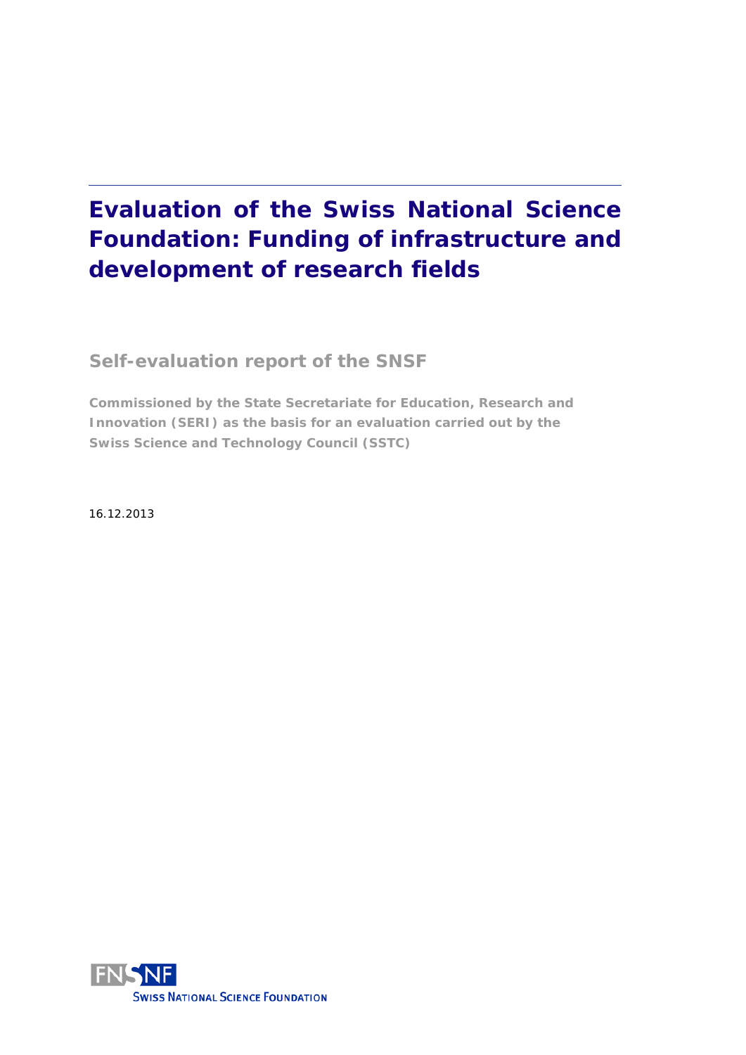# Evaluation of the Swiss National Science Foundation: Funding of infrastructure and development of research fields

## Self-evaluation report of the SNSF

**Commissioned by the State Secretariate for Education, Research and Innovation (SERI) as the basis for an evaluation carried out by the Swiss Science and Technology Council (SSTC)**

16.12.2013

FNSNF
SWISS NATIONAL SCIENCE FOUNDATION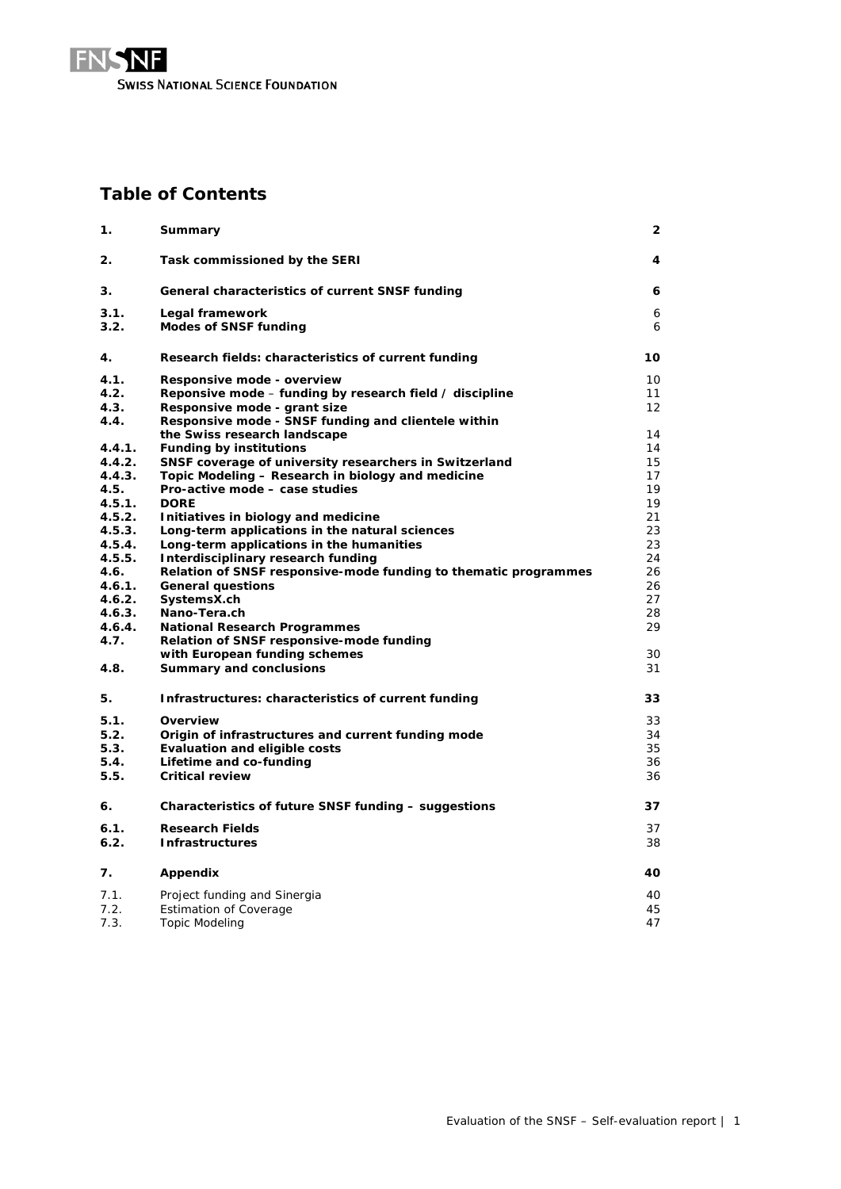## Table of Contents

| | | |
|---|---|---|
| **1.** | **Summary** | **2** |
| **2.** | **Task commissioned by the SERI** | **4** |
| **3.** | **General characteristics of current SNSF funding** | **6** |
| **3.1.** | **Legal framework** | 6 |
| **3.2.** | **Modes of SNSF funding** | 6 |
| **4.** | **Research fields: characteristics of current funding** | **10** |
| **4.1.** | **Responsive mode - overview** | 10 |
| **4.2.** | **Reponsive mode – funding by research field / discipline** | 11 |
| **4.3.** | **Responsive mode - grant size** | 12 |
| **4.4.** | **Responsive mode - SNSF funding and clientele within the Swiss research landscape** | 14 |
| **4.4.1.** | **Funding by institutions** | 14 |
| **4.4.2.** | **SNSF coverage of university researchers in Switzerland** | 15 |
| **4.4.3.** | **Topic Modeling – Research in biology and medicine** | 17 |
| **4.5.** | **Pro-active mode – case studies** | 19 |
| **4.5.1.** | **DORE** | 19 |
| **4.5.2.** | **Initiatives in biology and medicine** | 21 |
| **4.5.3.** | **Long-term applications in the natural sciences** | 23 |
| **4.5.4.** | **Long-term applications in the humanities** | 23 |
| **4.5.5.** | **Interdisciplinary research funding** | 24 |
| **4.6.** | **Relation of SNSF responsive-mode funding to thematic programmes** | 26 |
| **4.6.1.** | **General questions** | 26 |
| **4.6.2.** | **SystemsX.ch** | 27 |
| **4.6.3.** | **Nano-Tera.ch** | 28 |
| **4.6.4.** | **National Research Programmes** | 29 |
| **4.7.** | **Relation of SNSF responsive-mode funding with European funding schemes** | 30 |
| **4.8.** | **Summary and conclusions** | 31 |
| **5.** | **Infrastructures: characteristics of current funding** | **33** |
| **5.1.** | **Overview** | 33 |
| **5.2.** | **Origin of infrastructures and current funding mode** | 34 |
| **5.3.** | **Evaluation and eligible costs** | 35 |
| **5.4.** | **Lifetime and co-funding** | 36 |
| **5.5.** | **Critical review** | 36 |
| **6.** | **Characteristics of future SNSF funding – suggestions** | **37** |
| **6.1.** | **Research Fields** | 37 |
| **6.2.** | **Infrastructures** | 38 |
| **7.** | **Appendix** | **40** |
| 7.1. | Project funding and Sinergia | 40 |
| 7.2. | Estimation of Coverage | 45 |
| 7.3. | Topic Modeling | 47 |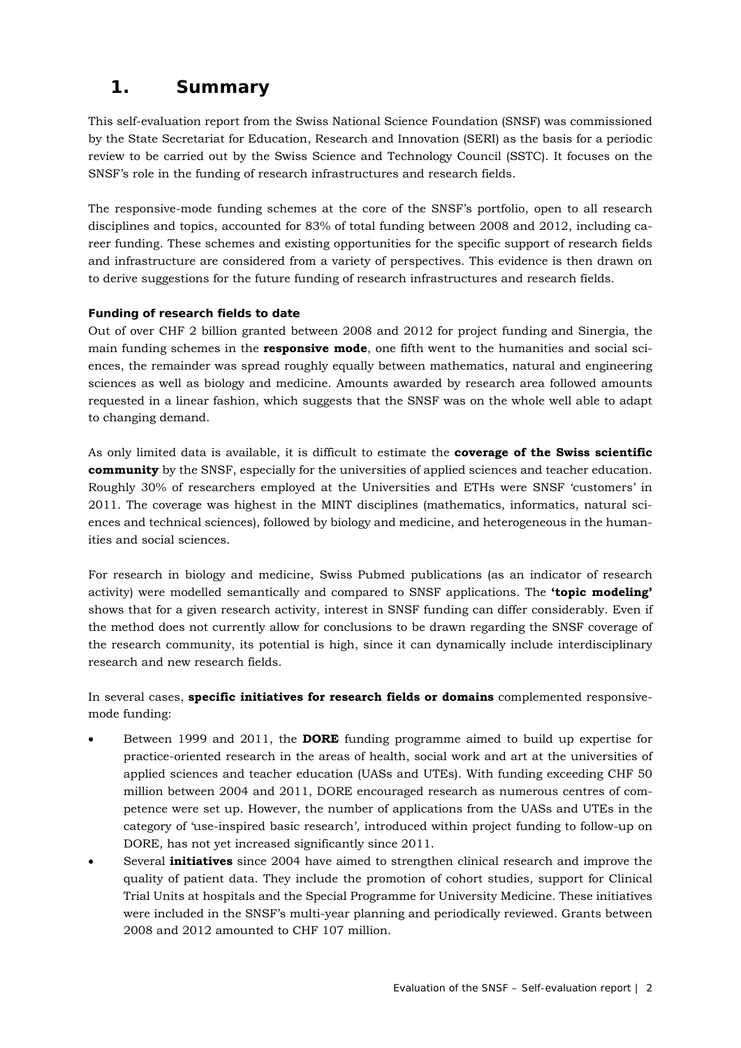# 1. Summary

This self-evaluation report from the Swiss National Science Foundation (SNSF) was commissioned by the State Secretariat for Education, Research and Innovation (SERI) as the basis for a periodic review to be carried out by the Swiss Science and Technology Council (SSTC). It focuses on the SNSF's role in the funding of research infrastructures and research fields.

The responsive-mode funding schemes at the core of the SNSF's portfolio, open to all research disciplines and topics, accounted for 83% of total funding between 2008 and 2012, including career funding. These schemes and existing opportunities for the specific support of research fields and infrastructure are considered from a variety of perspectives. This evidence is then drawn on to derive suggestions for the future funding of research infrastructures and research fields.

#### Funding of research fields to date

Out of over CHF 2 billion granted between 2008 and 2012 for project funding and Sinergia, the main funding schemes in the **responsive mode**, one fifth went to the humanities and social sciences, the remainder was spread roughly equally between mathematics, natural and engineering sciences as well as biology and medicine. Amounts awarded by research area followed amounts requested in a linear fashion, which suggests that the SNSF was on the whole well able to adapt to changing demand.

As only limited data is available, it is difficult to estimate the **coverage of the Swiss scientific community** by the SNSF, especially for the universities of applied sciences and teacher education. Roughly 30% of researchers employed at the Universities and ETHs were SNSF 'customers' in 2011. The coverage was highest in the MINT disciplines (mathematics, informatics, natural sciences and technical sciences), followed by biology and medicine, and heterogeneous in the humanities and social sciences.

For research in biology and medicine, Swiss Pubmed publications (as an indicator of research activity) were modelled semantically and compared to SNSF applications. The **'topic modeling'** shows that for a given research activity, interest in SNSF funding can differ considerably. Even if the method does not currently allow for conclusions to be drawn regarding the SNSF coverage of the research community, its potential is high, since it can dynamically include interdisciplinary research and new research fields.

In several cases, **specific initiatives for research fields or domains** complemented responsive-mode funding:

- Between 1999 and 2011, the **DORE** funding programme aimed to build up expertise for practice-oriented research in the areas of health, social work and art at the universities of applied sciences and teacher education (UASs and UTEs). With funding exceeding CHF 50 million between 2004 and 2011, DORE encouraged research as numerous centres of competence were set up. However, the number of applications from the UASs and UTEs in the category of 'use-inspired basic research', introduced within project funding to follow-up on DORE, has not yet increased significantly since 2011.
- Several **initiatives** since 2004 have aimed to strengthen clinical research and improve the quality of patient data. They include the promotion of cohort studies, support for Clinical Trial Units at hospitals and the Special Programme for University Medicine. These initiatives were included in the SNSF's multi-year planning and periodically reviewed. Grants between 2008 and 2012 amounted to CHF 107 million.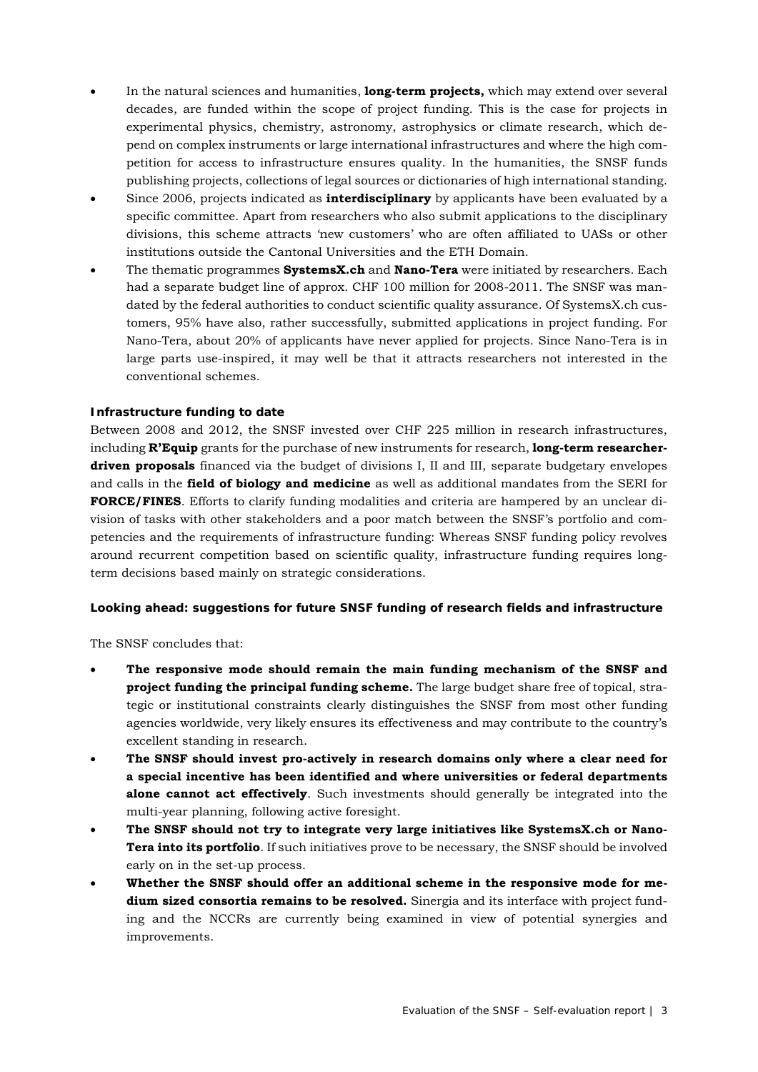- In the natural sciences and humanities, **long-term projects,** which may extend over several decades, are funded within the scope of project funding. This is the case for projects in experimental physics, chemistry, astronomy, astrophysics or climate research, which depend on complex instruments or large international infrastructures and where the high competition for access to infrastructure ensures quality. In the humanities, the SNSF funds publishing projects, collections of legal sources or dictionaries of high international standing.
- Since 2006, projects indicated as **interdisciplinary** by applicants have been evaluated by a specific committee. Apart from researchers who also submit applications to the disciplinary divisions, this scheme attracts 'new customers' who are often affiliated to UASs or other institutions outside the Cantonal Universities and the ETH Domain.
- The thematic programmes **SystemsX.ch** and **Nano-Tera** were initiated by researchers. Each had a separate budget line of approx. CHF 100 million for 2008-2011. The SNSF was mandated by the federal authorities to conduct scientific quality assurance. Of SystemsX.ch customers, 95% have also, rather successfully, submitted applications in project funding. For Nano-Tera, about 20% of applicants have never applied for projects. Since Nano-Tera is in large parts use-inspired, it may well be that it attracts researchers not interested in the conventional schemes.

### Infrastructure funding to date

Between 2008 and 2012, the SNSF invested over CHF 225 million in research infrastructures, including **R'Equip** grants for the purchase of new instruments for research, **long-term researcher-driven proposals** financed via the budget of divisions I, II and III, separate budgetary envelopes and calls in the **field of biology and medicine** as well as additional mandates from the SERI for **FORCE/FINES**. Efforts to clarify funding modalities and criteria are hampered by an unclear division of tasks with other stakeholders and a poor match between the SNSF's portfolio and competencies and the requirements of infrastructure funding: Whereas SNSF funding policy revolves around recurrent competition based on scientific quality, infrastructure funding requires long-term decisions based mainly on strategic considerations.

### Looking ahead: suggestions for future SNSF funding of research fields and infrastructure

The SNSF concludes that:

- **The responsive mode should remain the main funding mechanism of the SNSF and project funding the principal funding scheme.** The large budget share free of topical, strategic or institutional constraints clearly distinguishes the SNSF from most other funding agencies worldwide, very likely ensures its effectiveness and may contribute to the country's excellent standing in research.
- **The SNSF should invest pro-actively in research domains only where a clear need for a special incentive has been identified and where universities or federal departments alone cannot act effectively**. Such investments should generally be integrated into the multi-year planning, following active foresight.
- **The SNSF should not try to integrate very large initiatives like SystemsX.ch or Nano-Tera into its portfolio**. If such initiatives prove to be necessary, the SNSF should be involved early on in the set-up process.
- **Whether the SNSF should offer an additional scheme in the responsive mode for medium sized consortia remains to be resolved.** Sinergia and its interface with project funding and the NCCRs are currently being examined in view of potential synergies and improvements.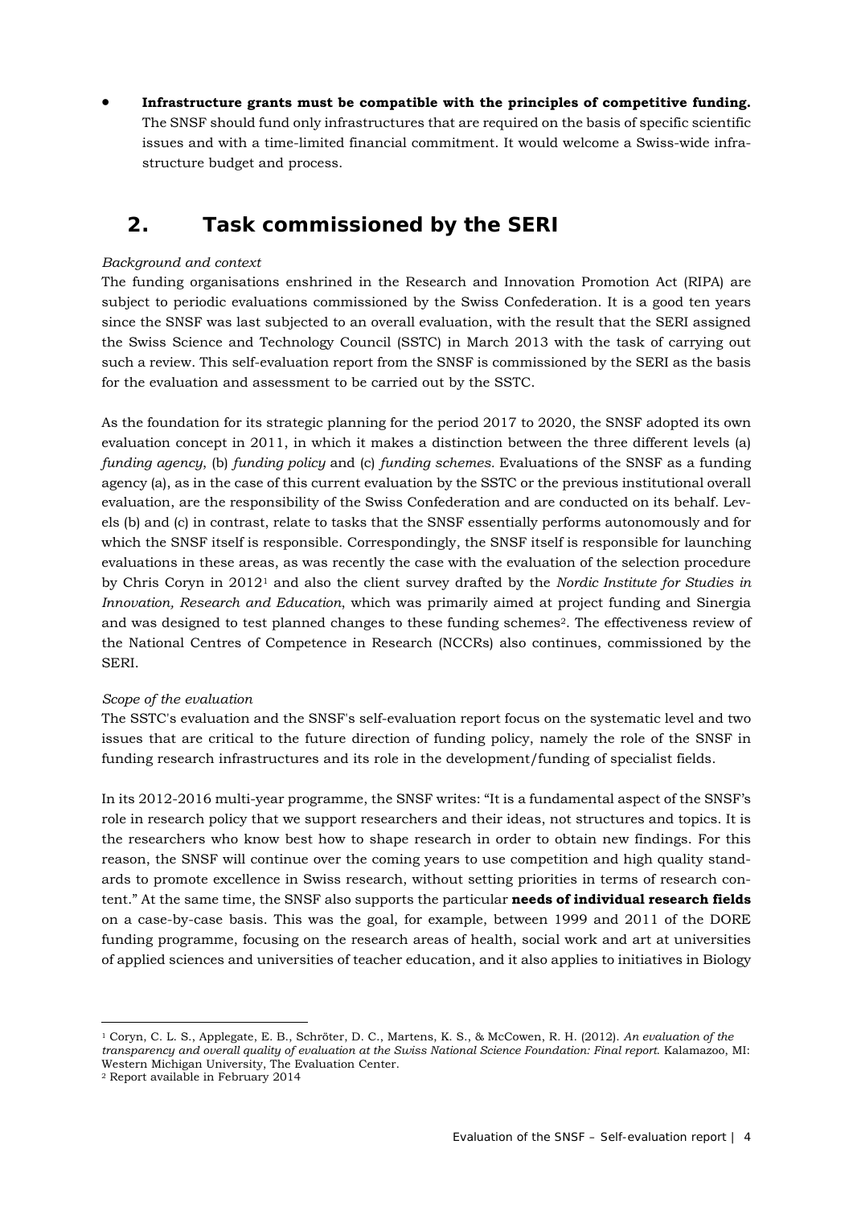- **Infrastructure grants must be compatible with the principles of competitive funding.** The SNSF should fund only infrastructures that are required on the basis of specific scientific issues and with a time-limited financial commitment. It would welcome a Swiss-wide infrastructure budget and process.

## 2. Task commissioned by the SERI

*Background and context*

The funding organisations enshrined in the Research and Innovation Promotion Act (RIPA) are subject to periodic evaluations commissioned by the Swiss Confederation. It is a good ten years since the SNSF was last subjected to an overall evaluation, with the result that the SERI assigned the Swiss Science and Technology Council (SSTC) in March 2013 with the task of carrying out such a review. This self-evaluation report from the SNSF is commissioned by the SERI as the basis for the evaluation and assessment to be carried out by the SSTC.

As the foundation for its strategic planning for the period 2017 to 2020, the SNSF adopted its own evaluation concept in 2011, in which it makes a distinction between the three different levels (a) *funding agency*, (b) *funding policy* and (c) *funding schemes.* Evaluations of the SNSF as a funding agency (a), as in the case of this current evaluation by the SSTC or the previous institutional overall evaluation, are the responsibility of the Swiss Confederation and are conducted on its behalf. Levels (b) and (c) in contrast, relate to tasks that the SNSF essentially performs autonomously and for which the SNSF itself is responsible. Correspondingly, the SNSF itself is responsible for launching evaluations in these areas, as was recently the case with the evaluation of the selection procedure by Chris Coryn in 2012[1] and also the client survey drafted by the *Nordic Institute for Studies in Innovation, Research and Education*, which was primarily aimed at project funding and Sinergia and was designed to test planned changes to these funding schemes[2]. The effectiveness review of the National Centres of Competence in Research (NCCRs) also continues, commissioned by the SERI.

*Scope of the evaluation*

The SSTC's evaluation and the SNSF's self-evaluation report focus on the systematic level and two issues that are critical to the future direction of funding policy, namely the role of the SNSF in funding research infrastructures and its role in the development/funding of specialist fields.

In its 2012-2016 multi-year programme, the SNSF writes: "It is a fundamental aspect of the SNSF's role in research policy that we support researchers and their ideas, not structures and topics. It is the researchers who know best how to shape research in order to obtain new findings. For this reason, the SNSF will continue over the coming years to use competition and high quality standards to promote excellence in Swiss research, without setting priorities in terms of research content." At the same time, the SNSF also supports the particular **needs of individual research fields** on a case-by-case basis. This was the goal, for example, between 1999 and 2011 of the DORE funding programme, focusing on the research areas of health, social work and art at universities of applied sciences and universities of teacher education, and it also applies to initiatives in Biology

---

[1] Coryn, C. L. S., Applegate, E. B., Schröter, D. C., Martens, K. S., & McCowen, R. H. (2012). *An evaluation of the transparency and overall quality of evaluation at the Swiss National Science Foundation: Final report.* Kalamazoo, MI: Western Michigan University, The Evaluation Center.

[2] Report available in February 2014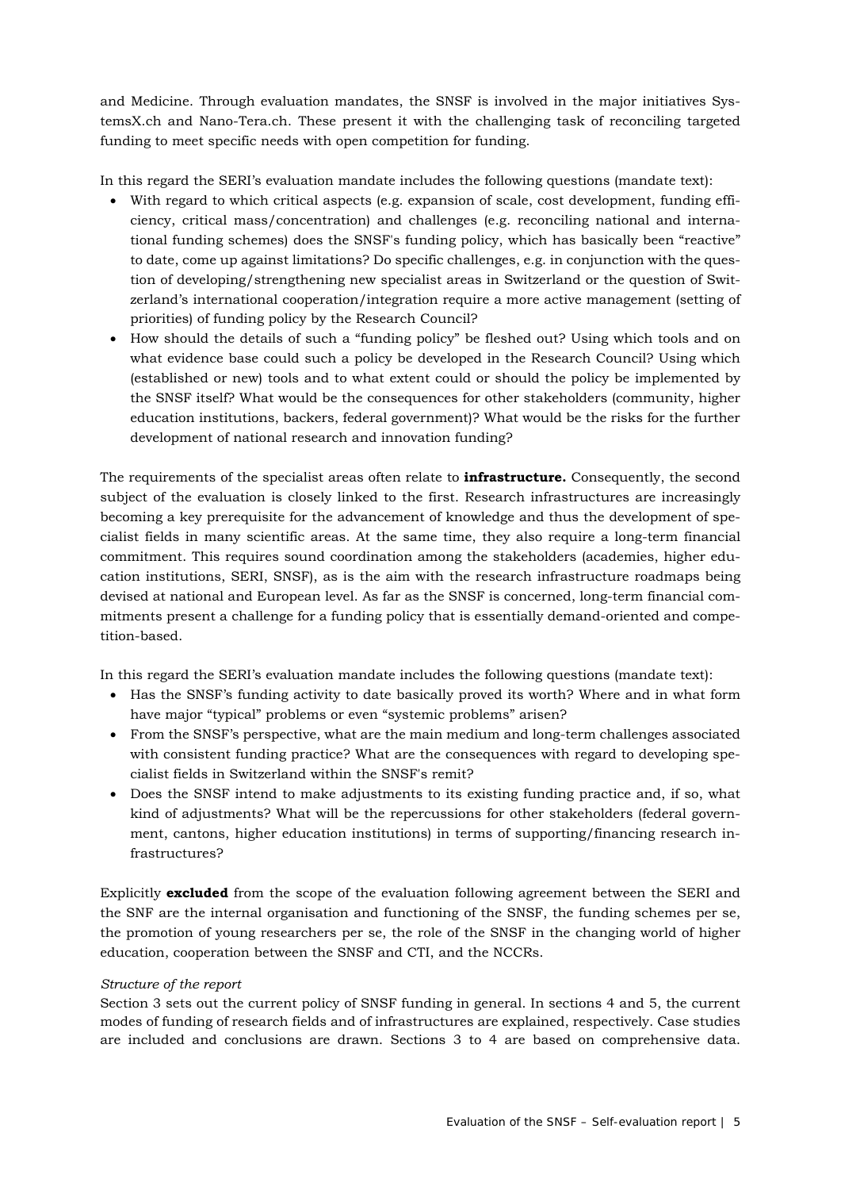and Medicine. Through evaluation mandates, the SNSF is involved in the major initiatives SystemsX.ch and Nano-Tera.ch. These present it with the challenging task of reconciling targeted funding to meet specific needs with open competition for funding.

In this regard the SERI's evaluation mandate includes the following questions (mandate text):

- With regard to which critical aspects (e.g. expansion of scale, cost development, funding efficiency, critical mass/concentration) and challenges (e.g. reconciling national and international funding schemes) does the SNSF's funding policy, which has basically been "reactive" to date, come up against limitations? Do specific challenges, e.g. in conjunction with the question of developing/strengthening new specialist areas in Switzerland or the question of Switzerland's international cooperation/integration require a more active management (setting of priorities) of funding policy by the Research Council?
- How should the details of such a "funding policy" be fleshed out? Using which tools and on what evidence base could such a policy be developed in the Research Council? Using which (established or new) tools and to what extent could or should the policy be implemented by the SNSF itself? What would be the consequences for other stakeholders (community, higher education institutions, backers, federal government)? What would be the risks for the further development of national research and innovation funding?

The requirements of the specialist areas often relate to **infrastructure.** Consequently, the second subject of the evaluation is closely linked to the first. Research infrastructures are increasingly becoming a key prerequisite for the advancement of knowledge and thus the development of specialist fields in many scientific areas. At the same time, they also require a long-term financial commitment. This requires sound coordination among the stakeholders (academies, higher education institutions, SERI, SNSF), as is the aim with the research infrastructure roadmaps being devised at national and European level. As far as the SNSF is concerned, long-term financial commitments present a challenge for a funding policy that is essentially demand-oriented and competition-based.

In this regard the SERI's evaluation mandate includes the following questions (mandate text):

- Has the SNSF's funding activity to date basically proved its worth? Where and in what form have major "typical" problems or even "systemic problems" arisen?
- From the SNSF's perspective, what are the main medium and long-term challenges associated with consistent funding practice? What are the consequences with regard to developing specialist fields in Switzerland within the SNSF's remit?
- Does the SNSF intend to make adjustments to its existing funding practice and, if so, what kind of adjustments? What will be the repercussions for other stakeholders (federal government, cantons, higher education institutions) in terms of supporting/financing research infrastructures?

Explicitly **excluded** from the scope of the evaluation following agreement between the SERI and the SNF are the internal organisation and functioning of the SNSF, the funding schemes per se, the promotion of young researchers per se, the role of the SNSF in the changing world of higher education, cooperation between the SNSF and CTI, and the NCCRs.

*Structure of the report*

Section 3 sets out the current policy of SNSF funding in general. In sections 4 and 5, the current modes of funding of research fields and of infrastructures are explained, respectively. Case studies are included and conclusions are drawn. Sections 3 to 4 are based on comprehensive data.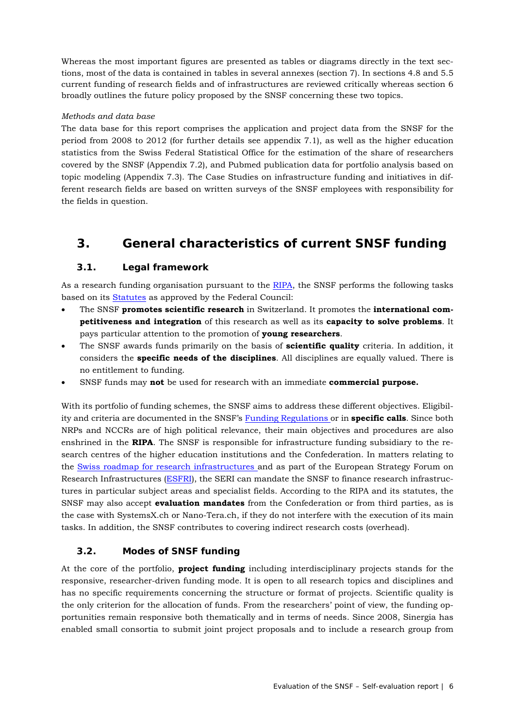Whereas the most important figures are presented as tables or diagrams directly in the text sections, most of the data is contained in tables in several annexes (section 7). In sections 4.8 and 5.5 current funding of research fields and of infrastructures are reviewed critically whereas section 6 broadly outlines the future policy proposed by the SNSF concerning these two topics.

*Methods and data base*

The data base for this report comprises the application and project data from the SNSF for the period from 2008 to 2012 (for further details see appendix 7.1), as well as the higher education statistics from the Swiss Federal Statistical Office for the estimation of the share of researchers covered by the SNSF (Appendix 7.2), and Pubmed publication data for portfolio analysis based on topic modeling (Appendix 7.3). The Case Studies on infrastructure funding and initiatives in different research fields are based on written surveys of the SNSF employees with responsibility for the fields in question.

# 3. General characteristics of current SNSF funding

## 3.1. Legal framework

As a research funding organisation pursuant to the RIPA, the SNSF performs the following tasks based on its Statutes as approved by the Federal Council:

- The SNSF **promotes scientific research** in Switzerland. It promotes the **international competitiveness and integration** of this research as well as its **capacity to solve problems**. It pays particular attention to the promotion of **young researchers**.
- The SNSF awards funds primarily on the basis of **scientific quality** criteria. In addition, it considers the **specific needs of the disciplines**. All disciplines are equally valued. There is no entitlement to funding.
- SNSF funds may **not** be used for research with an immediate **commercial purpose.**

With its portfolio of funding schemes, the SNSF aims to address these different objectives. Eligibility and criteria are documented in the SNSF's Funding Regulations or in **specific calls**. Since both NRPs and NCCRs are of high political relevance, their main objectives and procedures are also enshrined in the **RIPA**. The SNSF is responsible for infrastructure funding subsidiary to the research centres of the higher education institutions and the Confederation. In matters relating to the Swiss roadmap for research infrastructures and as part of the European Strategy Forum on Research Infrastructures (ESFRI), the SERI can mandate the SNSF to finance research infrastructures in particular subject areas and specialist fields. According to the RIPA and its statutes, the SNSF may also accept **evaluation mandates** from the Confederation or from third parties, as is the case with SystemsX.ch or Nano-Tera.ch, if they do not interfere with the execution of its main tasks. In addition, the SNSF contributes to covering indirect research costs (overhead).

## 3.2. Modes of SNSF funding

At the core of the portfolio, **project funding** including interdisciplinary projects stands for the responsive, researcher-driven funding mode. It is open to all research topics and disciplines and has no specific requirements concerning the structure or format of projects. Scientific quality is the only criterion for the allocation of funds. From the researchers' point of view, the funding opportunities remain responsive both thematically and in terms of needs. Since 2008, Sinergia has enabled small consortia to submit joint project proposals and to include a research group from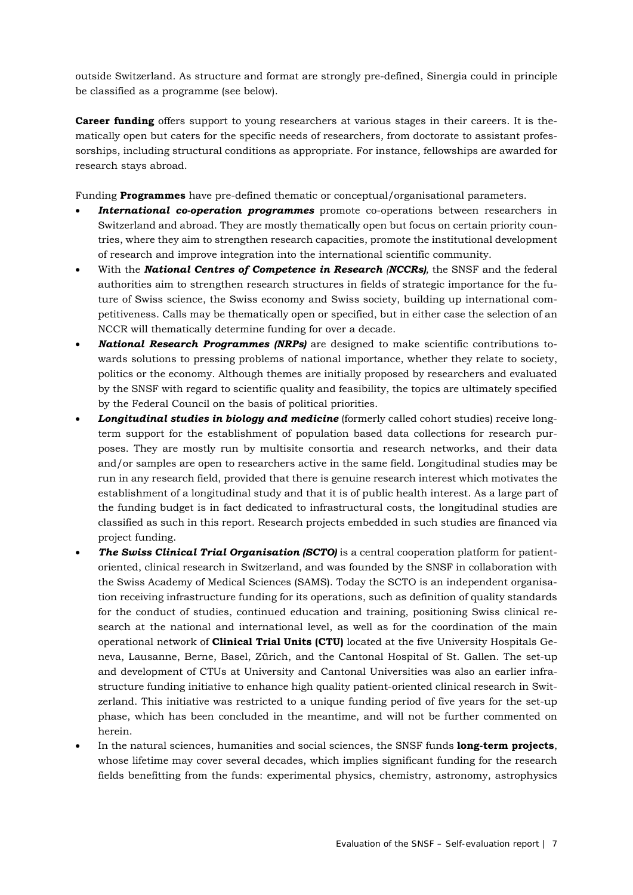outside Switzerland. As structure and format are strongly pre-defined, Sinergia could in principle be classified as a programme (see below).

**Career funding** offers support to young researchers at various stages in their careers. It is thematically open but caters for the specific needs of researchers, from doctorate to assistant professorships, including structural conditions as appropriate. For instance, fellowships are awarded for research stays abroad.

Funding **Programmes** have pre-defined thematic or conceptual/organisational parameters.

- ***International co-operation programmes*** promote co-operations between researchers in Switzerland and abroad. They are mostly thematically open but focus on certain priority countries, where they aim to strengthen research capacities, promote the institutional development of research and improve integration into the international scientific community.
- With the ***National Centres of Competence in Research (NCCRs)***, the SNSF and the federal authorities aim to strengthen research structures in fields of strategic importance for the future of Swiss science, the Swiss economy and Swiss society, building up international competitiveness. Calls may be thematically open or specified, but in either case the selection of an NCCR will thematically determine funding for over a decade.
- ***National Research Programmes (NRPs)*** are designed to make scientific contributions towards solutions to pressing problems of national importance, whether they relate to society, politics or the economy. Although themes are initially proposed by researchers and evaluated by the SNSF with regard to scientific quality and feasibility, the topics are ultimately specified by the Federal Council on the basis of political priorities.
- ***Longitudinal studies in biology and medicine*** (formerly called cohort studies) receive long-term support for the establishment of population based data collections for research purposes. They are mostly run by multisite consortia and research networks, and their data and/or samples are open to researchers active in the same field. Longitudinal studies may be run in any research field, provided that there is genuine research interest which motivates the establishment of a longitudinal study and that it is of public health interest. As a large part of the funding budget is in fact dedicated to infrastructural costs, the longitudinal studies are classified as such in this report. Research projects embedded in such studies are financed via project funding.
- ***The Swiss Clinical Trial Organisation (SCTO)*** is a central cooperation platform for patient-oriented, clinical research in Switzerland, and was founded by the SNSF in collaboration with the Swiss Academy of Medical Sciences (SAMS). Today the SCTO is an independent organisation receiving infrastructure funding for its operations, such as definition of quality standards for the conduct of studies, continued education and training, positioning Swiss clinical research at the national and international level, as well as for the coordination of the main operational network of **Clinical Trial Units (CTU)** located at the five University Hospitals Geneva, Lausanne, Berne, Basel, Zürich, and the Cantonal Hospital of St. Gallen. The set-up and development of CTUs at University and Cantonal Universities was also an earlier infrastructure funding initiative to enhance high quality patient-oriented clinical research in Switzerland. This initiative was restricted to a unique funding period of five years for the set-up phase, which has been concluded in the meantime, and will not be further commented on herein.
- In the natural sciences, humanities and social sciences, the SNSF funds **long-term projects**, whose lifetime may cover several decades, which implies significant funding for the research fields benefitting from the funds: experimental physics, chemistry, astronomy, astrophysics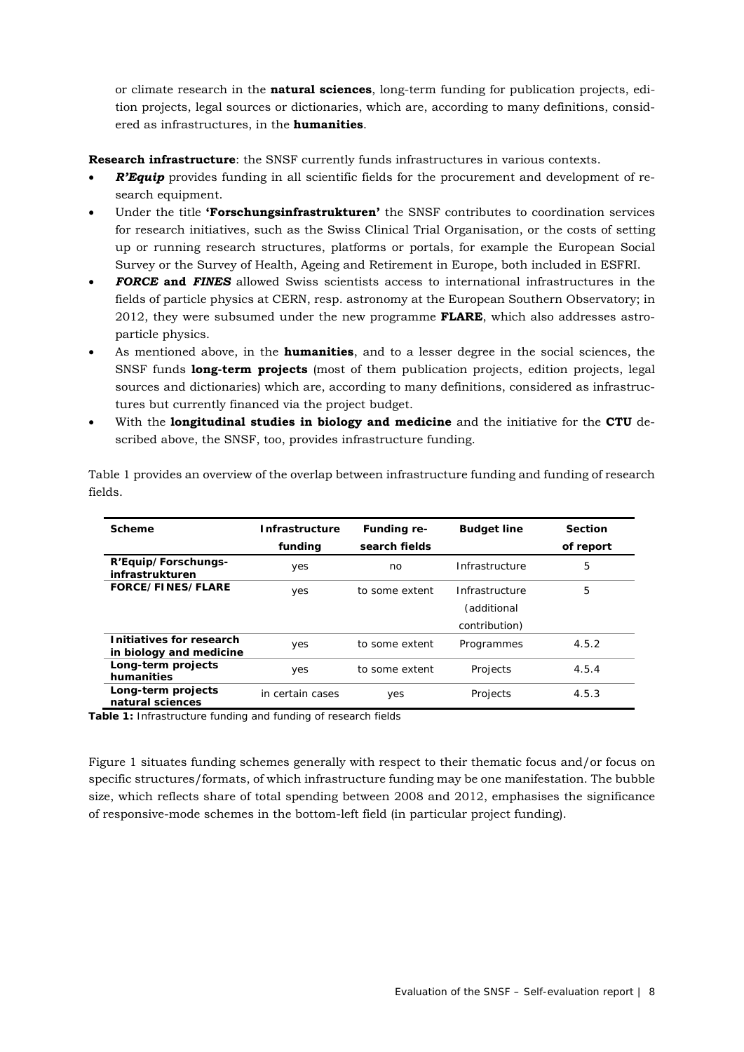or climate research in the **natural sciences**, long-term funding for publication projects, edition projects, legal sources or dictionaries, which are, according to many definitions, considered as infrastructures, in the **humanities**.

**Research infrastructure**: the SNSF currently funds infrastructures in various contexts.

- ***R'Equip*** provides funding in all scientific fields for the procurement and development of research equipment.
- Under the title **'Forschungsinfrastrukturen'** the SNSF contributes to coordination services for research initiatives, such as the Swiss Clinical Trial Organisation, or the costs of setting up or running research structures, platforms or portals, for example the European Social Survey or the Survey of Health, Ageing and Retirement in Europe, both included in ESFRI.
- ***FORCE* and *FINES*** allowed Swiss scientists access to international infrastructures in the fields of particle physics at CERN, resp. astronomy at the European Southern Observatory; in 2012, they were subsumed under the new programme **FLARE**, which also addresses astroparticle physics.
- As mentioned above, in the **humanities**, and to a lesser degree in the social sciences, the SNSF funds **long-term projects** (most of them publication projects, edition projects, legal sources and dictionaries) which are, according to many definitions, considered as infrastructures but currently financed via the project budget.
- With the **longitudinal studies in biology and medicine** and the initiative for the **CTU** described above, the SNSF, too, provides infrastructure funding.

Table 1 provides an overview of the overlap between infrastructure funding and funding of research fields.

| Scheme | Infrastructure funding | Funding research fields | Budget line | Section of report |
|---|---|---|---|---|
| R'Equip/Forschungs-infrastrukturen | yes | no | Infrastructure | 5 |
| FORCE/FINES/FLARE | yes | to some extent | Infrastructure (additional contribution) | 5 |
| Initiatives for research in biology and medicine | yes | to some extent | Programmes | 4.5.2 |
| Long-term projects humanities | yes | to some extent | Projects | 4.5.4 |
| Long-term projects natural sciences | in certain cases | yes | Projects | 4.5.3 |

**Table 1:** Infrastructure funding and funding of research fields

Figure 1 situates funding schemes generally with respect to their thematic focus and/or focus on specific structures/formats, of which infrastructure funding may be one manifestation. The bubble size, which reflects share of total spending between 2008 and 2012, emphasises the significance of responsive-mode schemes in the bottom-left field (in particular project funding).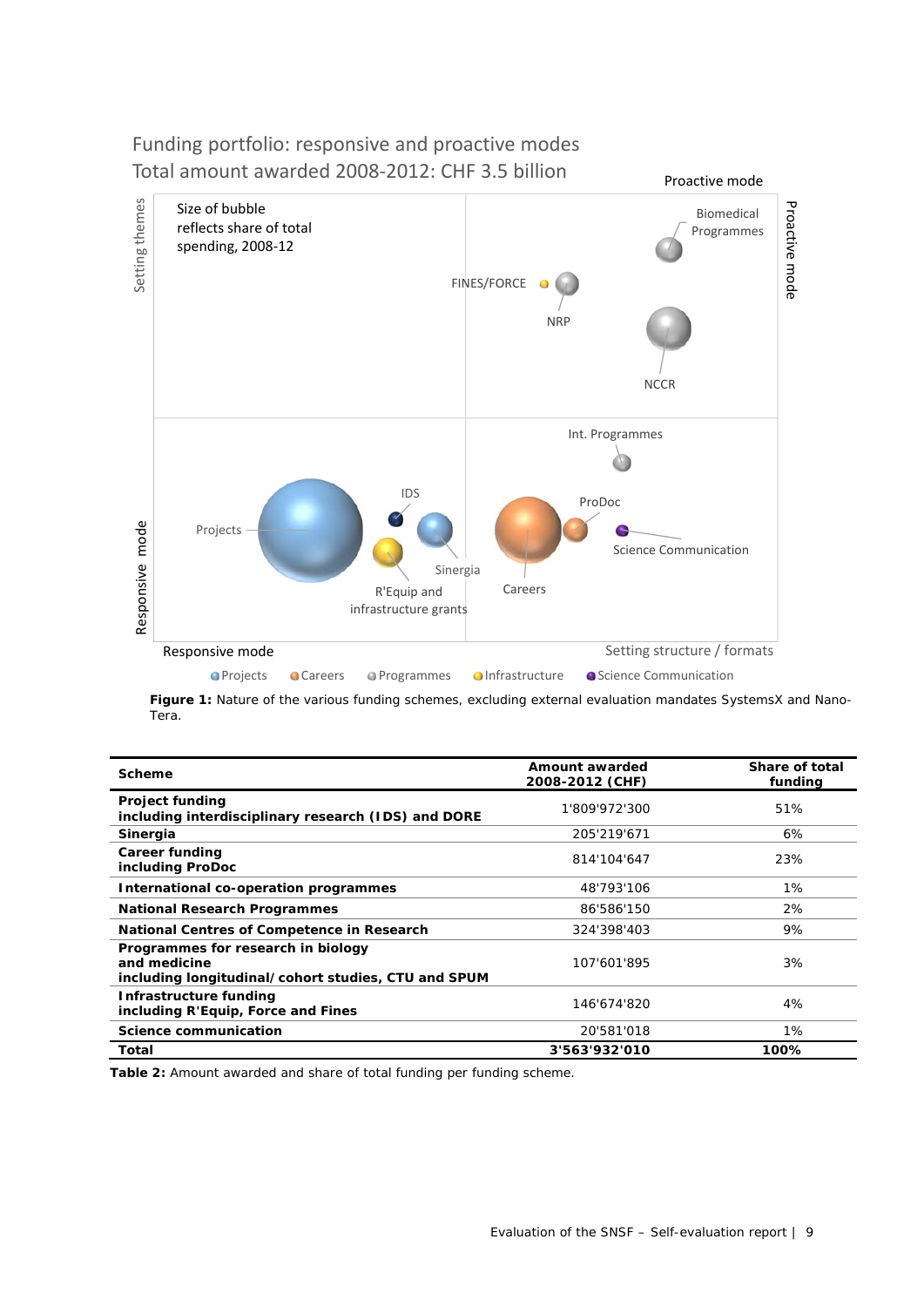Funding portfolio: responsive and proactive modes
Total amount awarded 2008-2012: CHF 3.5 billion

Size of bubble reflects share of total spending, 2008-12

Setting themes | Proactive mode | Responsive mode | Setting structure / formats

Biomedical Programmes, FINES/FORCE, NRP, NCCR, Int. Programmes, IDS, Projects, Sinergia, R'Equip and infrastructure grants, Careers, ProDoc, Science Communication

Projects · Careers · Programmes · Infrastructure · Science Communication

**Figure 1:** Nature of the various funding schemes, excluding external evaluation mandates SystemsX and Nano-Tera.

| Scheme | Amount awarded 2008-2012 (CHF) | Share of total funding |
|---|---|---|
| **Project funding including interdisciplinary research (IDS) and DORE** | 1'809'972'300 | 51% |
| **Sinergia** | 205'219'671 | 6% |
| **Career funding including ProDoc** | 814'104'647 | 23% |
| **International co-operation programmes** | 48'793'106 | 1% |
| **National Research Programmes** | 86'586'150 | 2% |
| **National Centres of Competence in Research** | 324'398'403 | 9% |
| **Programmes for research in biology and medicine including longitudinal/cohort studies, CTU and SPUM** | 107'601'895 | 3% |
| **Infrastructure funding including R'Equip, Force and Fines** | 146'674'820 | 4% |
| **Science communication** | 20'581'018 | 1% |
| **Total** | **3'563'932'010** | **100%** |

**Table 2:** Amount awarded and share of total funding per funding scheme.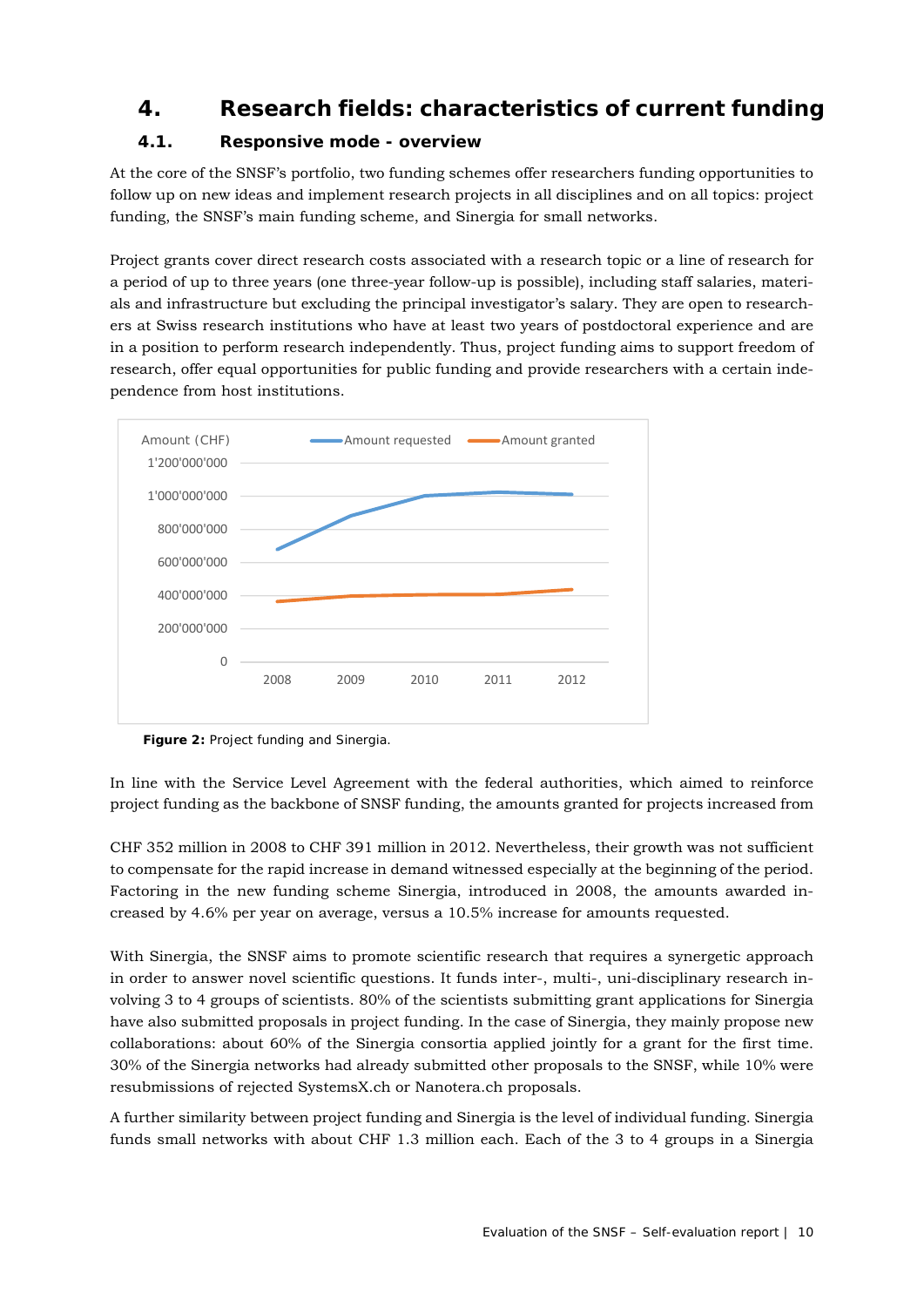# 4. Research fields: characteristics of current funding

## 4.1. Responsive mode - overview

At the core of the SNSF's portfolio, two funding schemes offer researchers funding opportunities to follow up on new ideas and implement research projects in all disciplines and on all topics: project funding, the SNSF's main funding scheme, and Sinergia for small networks.

Project grants cover direct research costs associated with a research topic or a line of research for a period of up to three years (one three-year follow-up is possible), including staff salaries, materials and infrastructure but excluding the principal investigator's salary. They are open to researchers at Swiss research institutions who have at least two years of postdoctoral experience and are in a position to perform research independently. Thus, project funding aims to support freedom of research, offer equal opportunities for public funding and provide researchers with a certain independence from host institutions.

**Figure 2:** Project funding and Sinergia.

In line with the Service Level Agreement with the federal authorities, which aimed to reinforce project funding as the backbone of SNSF funding, the amounts granted for projects increased from CHF 352 million in 2008 to CHF 391 million in 2012. Nevertheless, their growth was not sufficient to compensate for the rapid increase in demand witnessed especially at the beginning of the period. Factoring in the new funding scheme Sinergia, introduced in 2008, the amounts awarded increased by 4.6% per year on average, versus a 10.5% increase for amounts requested.

With Sinergia, the SNSF aims to promote scientific research that requires a synergetic approach in order to answer novel scientific questions. It funds inter-, multi-, uni-disciplinary research involving 3 to 4 groups of scientists. 80% of the scientists submitting grant applications for Sinergia have also submitted proposals in project funding. In the case of Sinergia, they mainly propose new collaborations: about 60% of the Sinergia consortia applied jointly for a grant for the first time. 30% of the Sinergia networks had already submitted other proposals to the SNSF, while 10% were resubmissions of rejected SystemsX.ch or Nanotera.ch proposals.

A further similarity between project funding and Sinergia is the level of individual funding. Sinergia funds small networks with about CHF 1.3 million each. Each of the 3 to 4 groups in a Sinergia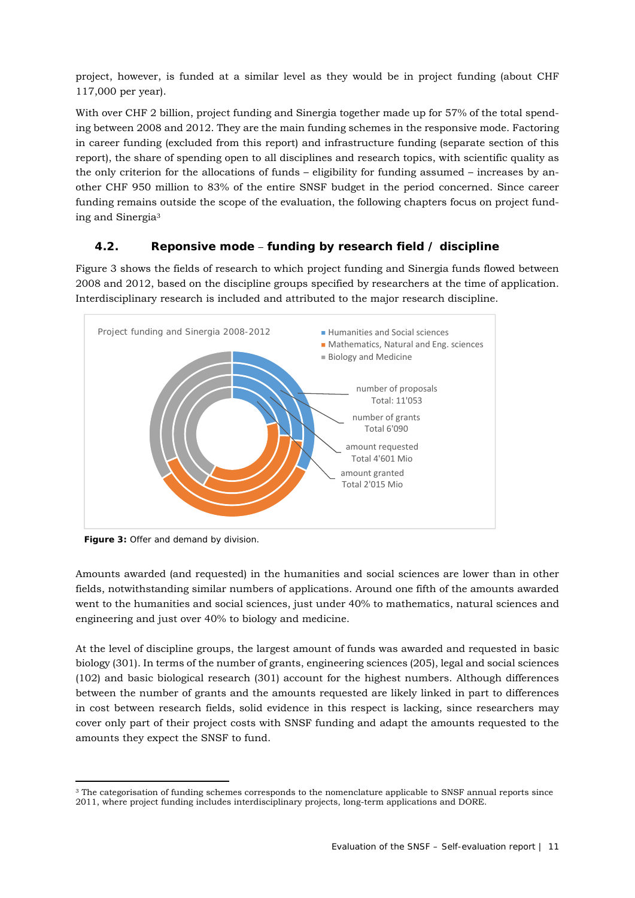project, however, is funded at a similar level as they would be in project funding (about CHF 117,000 per year).

With over CHF 2 billion, project funding and Sinergia together made up for 57% of the total spending between 2008 and 2012. They are the main funding schemes in the responsive mode. Factoring in career funding (excluded from this report) and infrastructure funding (separate section of this report), the share of spending open to all disciplines and research topics, with scientific quality as the only criterion for the allocations of funds – eligibility for funding assumed – increases by another CHF 950 million to 83% of the entire SNSF budget in the period concerned. Since career funding remains outside the scope of the evaluation, the following chapters focus on project funding and Sinergia[3]

## 4.2. Reponsive mode – funding by research field / discipline

Figure 3 shows the fields of research to which project funding and Sinergia funds flowed between 2008 and 2012, based on the discipline groups specified by researchers at the time of application. Interdisciplinary research is included and attributed to the major research discipline.

Project funding and Sinergia 2008-2012

- Humanities and Social sciences
- Mathematics, Natural and Eng. sciences
- Biology and Medicine

number of proposals Total: 11'053

number of grants Total 6'090

amount requested Total 4'601 Mio

amount granted Total 2'015 Mio

**Figure 3:** Offer and demand by division.

Amounts awarded (and requested) in the humanities and social sciences are lower than in other fields, notwithstanding similar numbers of applications. Around one fifth of the amounts awarded went to the humanities and social sciences, just under 40% to mathematics, natural sciences and engineering and just over 40% to biology and medicine.

At the level of discipline groups, the largest amount of funds was awarded and requested in basic biology (301). In terms of the number of grants, engineering sciences (205), legal and social sciences (102) and basic biological research (301) account for the highest numbers. Although differences between the number of grants and the amounts requested are likely linked in part to differences in cost between research fields, solid evidence in this respect is lacking, since researchers may cover only part of their project costs with SNSF funding and adapt the amounts requested to the amounts they expect the SNSF to fund.

[3] The categorisation of funding schemes corresponds to the nomenclature applicable to SNSF annual reports since 2011, where project funding includes interdisciplinary projects, long-term applications and DORE.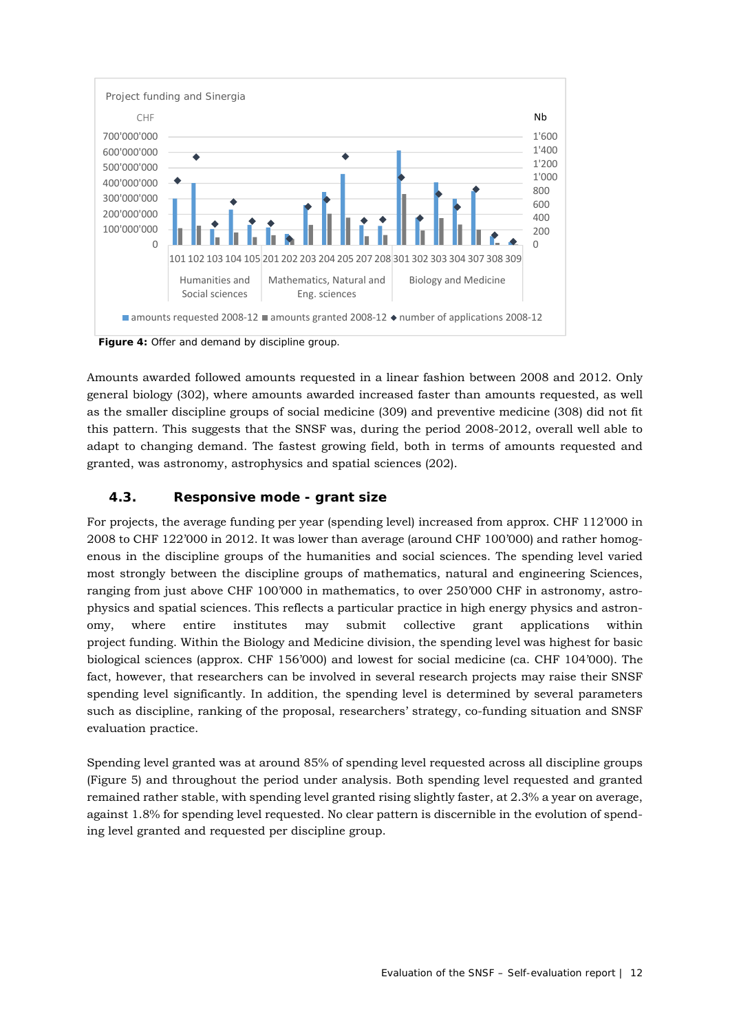Project funding and Sinergia

| CHF | | | | | | | | | | | | | | | | | | | Nb |
|---|---|---|---|---|---|---|---|---|---|---|---|---|---|---|---|---|---|---|---|
| 700'000'000 | | | | | | | | | | | | | | | | | | | 1'600 |
| 600'000'000 | | | | | | | | | | | | | | | | | | | 1'400 |
| 500'000'000 | | | | | | | | | | | | | | | | | | | 1'200 |
| 400'000'000 | | | | | | | | | | | | | | | | | | | 1'000 |
| 300'000'000 | | | | | | | | | | | | | | | | | | | 800 |
| 200'000'000 | | | | | | | | | | | | | | | | | | | 600 |
| 100'000'000 | | | | | | | | | | | | | | | | | | | 400 |
| 0 | | | | | | | | | | | | | | | | | | | 200 |
| | 101 | 102 | 103 | 104 | 105 | 201 | 202 | 203 | 204 | 205 | 207 | 208 | 301 | 302 | 303 | 304 | 307 | 308 | 309 |
| | Humanities and Social sciences | | | | | Mathematics, Natural and Eng. sciences | | | | | | | Biology and Medicine | | | | | | |

■ amounts requested 2008-12 ■ amounts granted 2008-12 ◆ number of applications 2008-12

**Figure 4:** Offer and demand by discipline group.

Amounts awarded followed amounts requested in a linear fashion between 2008 and 2012. Only general biology (302), where amounts awarded increased faster than amounts requested, as well as the smaller discipline groups of social medicine (309) and preventive medicine (308) did not fit this pattern. This suggests that the SNSF was, during the period 2008-2012, overall well able to adapt to changing demand. The fastest growing field, both in terms of amounts requested and granted, was astronomy, astrophysics and spatial sciences (202).

## 4.3. Responsive mode - grant size

For projects, the average funding per year (spending level) increased from approx. CHF 112'000 in 2008 to CHF 122'000 in 2012. It was lower than average (around CHF 100'000) and rather homogenous in the discipline groups of the humanities and social sciences. The spending level varied most strongly between the discipline groups of mathematics, natural and engineering Sciences, ranging from just above CHF 100'000 in mathematics, to over 250'000 CHF in astronomy, astrophysics and spatial sciences. This reflects a particular practice in high energy physics and astronomy, where entire institutes may submit collective grant applications within project funding. Within the Biology and Medicine division, the spending level was highest for basic biological sciences (approx. CHF 156'000) and lowest for social medicine (ca. CHF 104'000). The fact, however, that researchers can be involved in several research projects may raise their SNSF spending level significantly. In addition, the spending level is determined by several parameters such as discipline, ranking of the proposal, researchers' strategy, co-funding situation and SNSF evaluation practice.

Spending level granted was at around 85% of spending level requested across all discipline groups (Figure 5) and throughout the period under analysis. Both spending level requested and granted remained rather stable, with spending level granted rising slightly faster, at 2.3% a year on average, against 1.8% for spending level requested. No clear pattern is discernible in the evolution of spending level granted and requested per discipline group.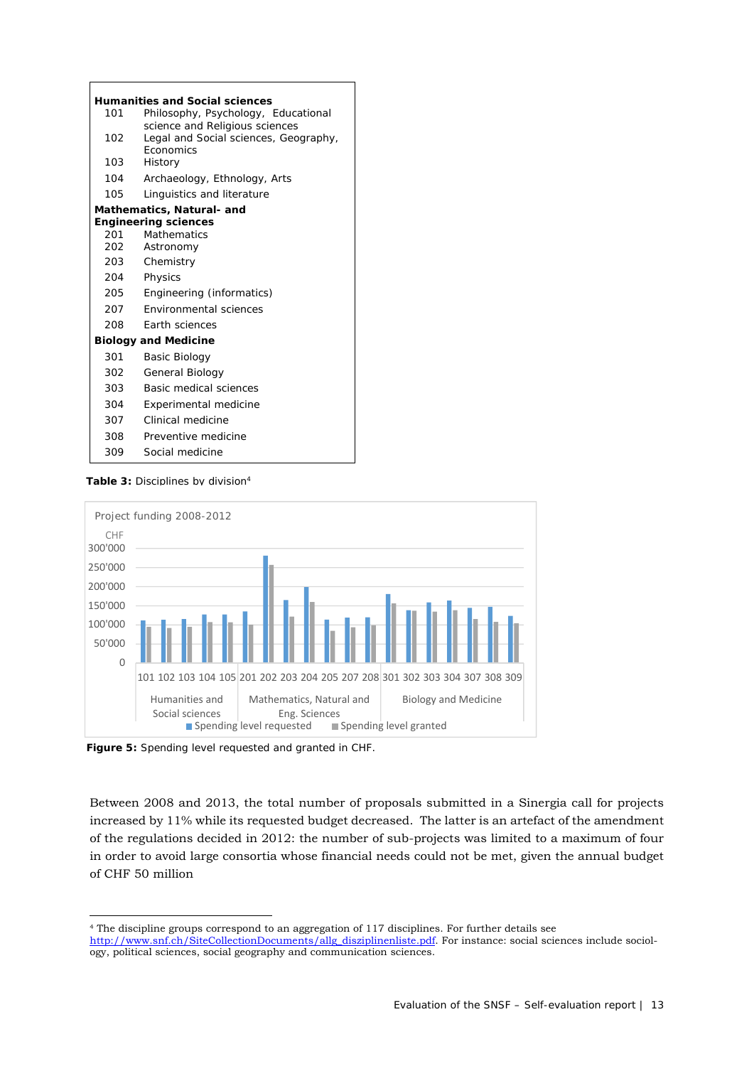| Code | Discipline |
|---|---|
| **Humanities and Social sciences** | |
| 101 | Philosophy, Psychology, Educational science and Religious sciences |
| 102 | Legal and Social sciences, Geography, Economics |
| 103 | History |
| 104 | Archaeology, Ethnology, Arts |
| 105 | Linguistics and literature |
| **Mathematics, Natural- and Engineering sciences** | |
| 201 | Mathematics |
| 202 | Astronomy |
| 203 | Chemistry |
| 204 | Physics |
| 205 | Engineering (informatics) |
| 207 | Environmental sciences |
| 208 | Earth sciences |
| **Biology and Medicine** | |
| 301 | Basic Biology |
| 302 | General Biology |
| 303 | Basic medical sciences |
| 304 | Experimental medicine |
| 307 | Clinical medicine |
| 308 | Preventive medicine |
| 309 | Social medicine |

**Table 3:** Disciplines by division[4]

Project funding 2008-2012

CHF

300'000
250'000
200'000
150'000
100'000
50'000
0

101 102 103 104 105 201 202 203 204 205 207 208 301 302 303 304 307 308 309

Humanities and Social sciences | Mathematics, Natural and Eng. Sciences | Biology and Medicine

Spending level requested | Spending level granted

**Figure 5:** Spending level requested and granted in CHF.

Between 2008 and 2013, the total number of proposals submitted in a Sinergia call for projects increased by 11% while its requested budget decreased. The latter is an artefact of the amendment of the regulations decided in 2012: the number of sub-projects was limited to a maximum of four in order to avoid large consortia whose financial needs could not be met, given the annual budget of CHF 50 million

[4] The discipline groups correspond to an aggregation of 117 disciplines. For further details see http://www.snf.ch/SiteCollectionDocuments/allg_disziplinenliste.pdf. For instance: social sciences include sociology, political sciences, social geography and communication sciences.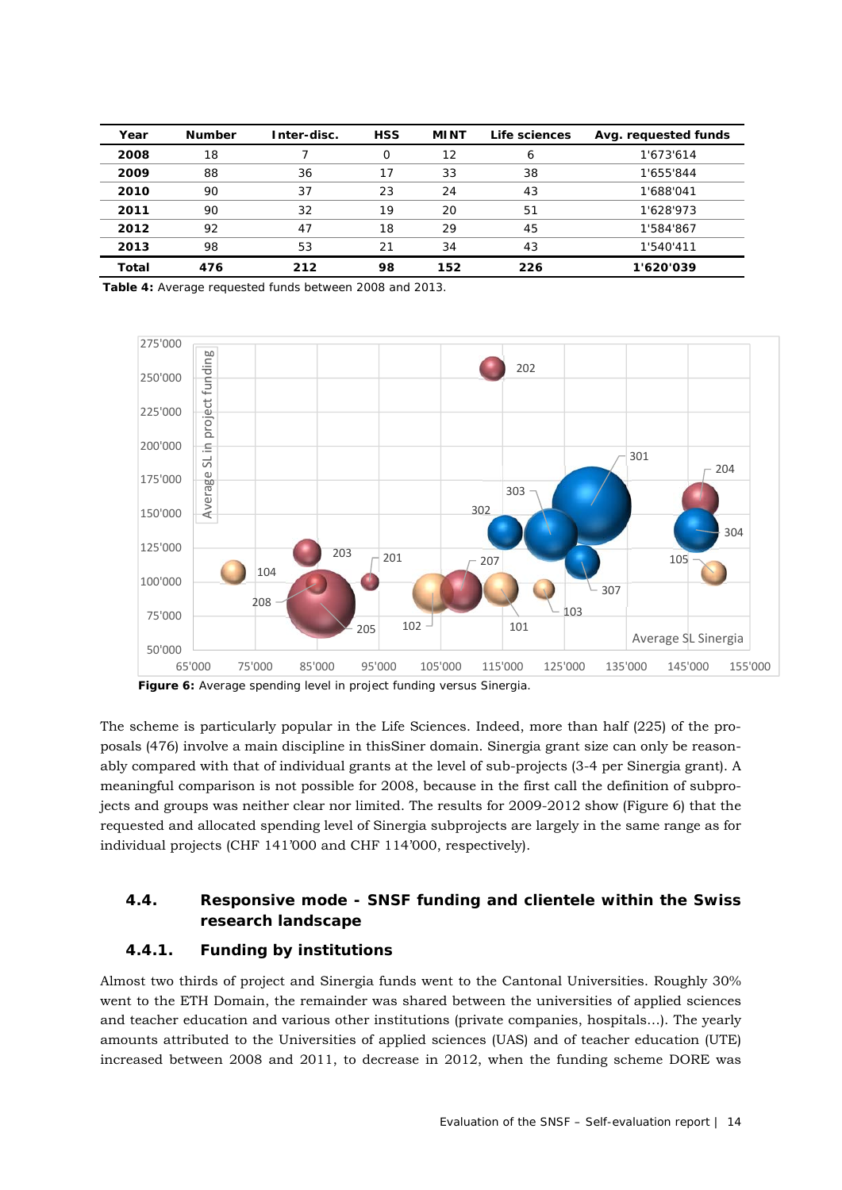| Year | Number | Inter-disc. | HSS | MINT | Life sciences | Avg. requested funds |
|---|---|---|---|---|---|---|
| **2008** | 18 | 7 | 0 | 12 | 6 | 1'673'614 |
| **2009** | 88 | 36 | 17 | 33 | 38 | 1'655'844 |
| **2010** | 90 | 37 | 23 | 24 | 43 | 1'688'041 |
| **2011** | 90 | 32 | 19 | 20 | 51 | 1'628'973 |
| **2012** | 92 | 47 | 18 | 29 | 45 | 1'584'867 |
| **2013** | 98 | 53 | 21 | 34 | 43 | 1'540'411 |
| **Total** | **476** | **212** | **98** | **152** | **226** | **1'620'039** |

**Table 4:** Average requested funds between 2008 and 2013.

**Figure 6:** Average spending level in project funding versus Sinergia.

The scheme is particularly popular in the Life Sciences. Indeed, more than half (225) of the proposals (476) involve a main discipline in thisSiner domain. Sinergia grant size can only be reasonably compared with that of individual grants at the level of sub-projects (3-4 per Sinergia grant). A meaningful comparison is not possible for 2008, because in the first call the definition of subprojects and groups was neither clear nor limited. The results for 2009-2012 show (Figure 6) that the requested and allocated spending level of Sinergia subprojects are largely in the same range as for individual projects (CHF 141'000 and CHF 114'000, respectively).

### 4.4. Responsive mode - SNSF funding and clientele within the Swiss research landscape

#### 4.4.1. Funding by institutions

Almost two thirds of project and Sinergia funds went to the Cantonal Universities. Roughly 30% went to the ETH Domain, the remainder was shared between the universities of applied sciences and teacher education and various other institutions (private companies, hospitals…). The yearly amounts attributed to the Universities of applied sciences (UAS) and of teacher education (UTE) increased between 2008 and 2011, to decrease in 2012, when the funding scheme DORE was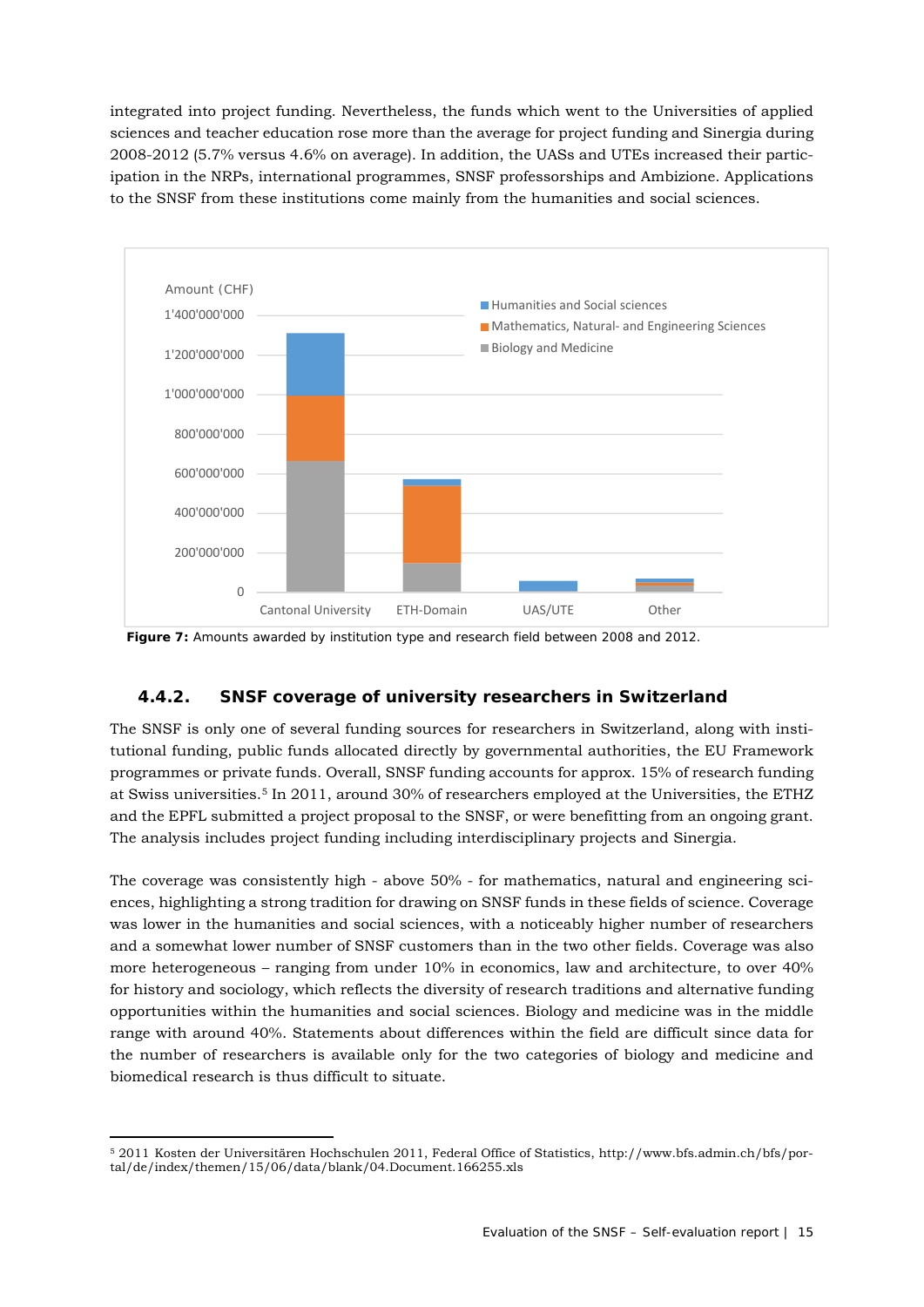integrated into project funding. Nevertheless, the funds which went to the Universities of applied sciences and teacher education rose more than the average for project funding and Sinergia during 2008-2012 (5.7% versus 4.6% on average). In addition, the UASs and UTEs increased their participation in the NRPs, international programmes, SNSF professorships and Ambizione. Applications to the SNSF from these institutions come mainly from the humanities and social sciences.

**Figure 7:** Amounts awarded by institution type and research field between 2008 and 2012.

### 4.4.2. SNSF coverage of university researchers in Switzerland

The SNSF is only one of several funding sources for researchers in Switzerland, along with institutional funding, public funds allocated directly by governmental authorities, the EU Framework programmes or private funds. Overall, SNSF funding accounts for approx. 15% of research funding at Swiss universities.[5] In 2011, around 30% of researchers employed at the Universities, the ETHZ and the EPFL submitted a project proposal to the SNSF, or were benefitting from an ongoing grant. The analysis includes project funding including interdisciplinary projects and Sinergia.

The coverage was consistently high - above 50% - for mathematics, natural and engineering sciences, highlighting a strong tradition for drawing on SNSF funds in these fields of science. Coverage was lower in the humanities and social sciences, with a noticeably higher number of researchers and a somewhat lower number of SNSF customers than in the two other fields. Coverage was also more heterogeneous – ranging from under 10% in economics, law and architecture, to over 40% for history and sociology, which reflects the diversity of research traditions and alternative funding opportunities within the humanities and social sciences. Biology and medicine was in the middle range with around 40%. Statements about differences within the field are difficult since data for the number of researchers is available only for the two categories of biology and medicine and biomedical research is thus difficult to situate.

---

[5] 2011 Kosten der Universitären Hochschulen 2011, Federal Office of Statistics, http://www.bfs.admin.ch/bfs/portal/de/index/themen/15/06/data/blank/04.Document.166255.xls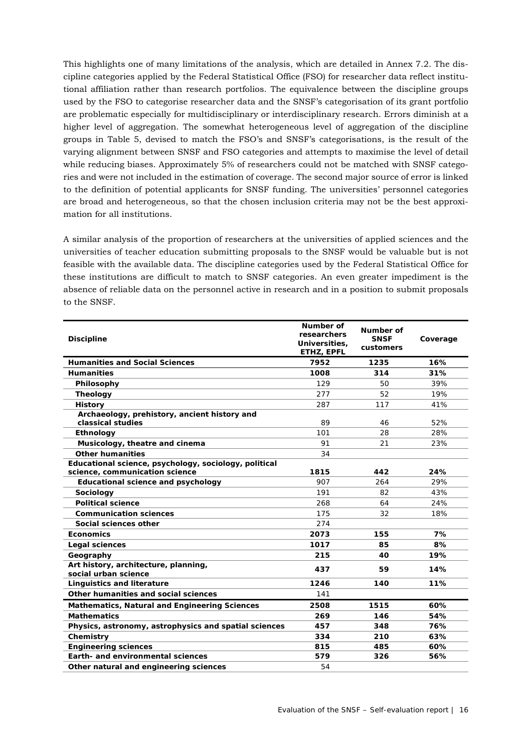This highlights one of many limitations of the analysis, which are detailed in Annex 7.2. The discipline categories applied by the Federal Statistical Office (FSO) for researcher data reflect institutional affiliation rather than research portfolios. The equivalence between the discipline groups used by the FSO to categorise researcher data and the SNSF's categorisation of its grant portfolio are problematic especially for multidisciplinary or interdisciplinary research. Errors diminish at a higher level of aggregation. The somewhat heterogeneous level of aggregation of the discipline groups in Table 5, devised to match the FSO's and SNSF's categorisations, is the result of the varying alignment between SNSF and FSO categories and attempts to maximise the level of detail while reducing biases. Approximately 5% of researchers could not be matched with SNSF categories and were not included in the estimation of coverage. The second major source of error is linked to the definition of potential applicants for SNSF funding. The universities' personnel categories are broad and heterogeneous, so that the chosen inclusion criteria may not be the best approximation for all institutions.

A similar analysis of the proportion of researchers at the universities of applied sciences and the universities of teacher education submitting proposals to the SNSF would be valuable but is not feasible with the available data. The discipline categories used by the Federal Statistical Office for these institutions are difficult to match to SNSF categories. An even greater impediment is the absence of reliable data on the personnel active in research and in a position to submit proposals to the SNSF.

| Discipline | Number of researchers Universities, ETHZ, EPFL | Number of SNSF customers | Coverage |
|---|---|---|---|
| **Humanities and Social Sciences** | **7952** | **1235** | **16%** |
| **Humanities** | **1008** | **314** | **31%** |
| **Philosophy** | 129 | 50 | 39% |
| **Theology** | 277 | 52 | 19% |
| **History** | 287 | 117 | 41% |
| **Archaeology, prehistory, ancient history and classical studies** | 89 | 46 | 52% |
| **Ethnology** | 101 | 28 | 28% |
| **Musicology, theatre and cinema** | 91 | 21 | 23% |
| **Other humanities** | 34 | | |
| **Educational science, psychology, sociology, political science, communication science** | **1815** | **442** | **24%** |
| **Educational science and psychology** | 907 | 264 | 29% |
| **Sociology** | 191 | 82 | 43% |
| **Political science** | 268 | 64 | 24% |
| **Communication sciences** | 175 | 32 | 18% |
| **Social sciences other** | 274 | | |
| **Economics** | **2073** | **155** | **7%** |
| **Legal sciences** | **1017** | **85** | **8%** |
| **Geography** | **215** | **40** | **19%** |
| **Art history, architecture, planning, social urban science** | **437** | **59** | **14%** |
| **Linguistics and literature** | **1246** | **140** | **11%** |
| **Other humanities and social sciences** | 141 | | |
| **Mathematics, Natural and Engineering Sciences** | **2508** | **1515** | **60%** |
| **Mathematics** | **269** | **146** | **54%** |
| **Physics, astronomy, astrophysics and spatial sciences** | **457** | **348** | **76%** |
| **Chemistry** | **334** | **210** | **63%** |
| **Engineering sciences** | **815** | **485** | **60%** |
| **Earth- and environmental sciences** | **579** | **326** | **56%** |
| **Other natural and engineering sciences** | 54 | | |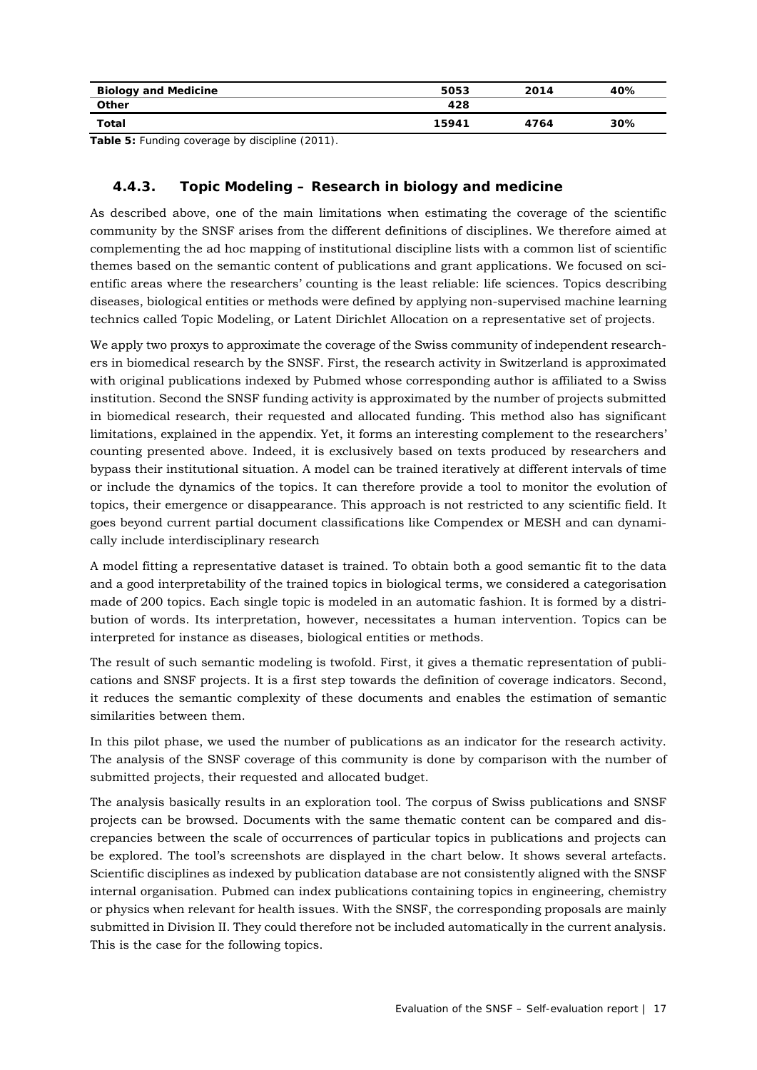| Biology and Medicine | 5053 | 2014 | 40% |
|---|---|---|---|
| Other | 428 | | |
| Total | 15941 | 4764 | 30% |

**Table 5:** Funding coverage by discipline (2011).

### 4.4.3. Topic Modeling – Research in biology and medicine

As described above, one of the main limitations when estimating the coverage of the scientific community by the SNSF arises from the different definitions of disciplines. We therefore aimed at complementing the ad hoc mapping of institutional discipline lists with a common list of scientific themes based on the semantic content of publications and grant applications. We focused on scientific areas where the researchers' counting is the least reliable: life sciences. Topics describing diseases, biological entities or methods were defined by applying non-supervised machine learning technics called Topic Modeling, or Latent Dirichlet Allocation on a representative set of projects.

We apply two proxys to approximate the coverage of the Swiss community of independent researchers in biomedical research by the SNSF. First, the research activity in Switzerland is approximated with original publications indexed by Pubmed whose corresponding author is affiliated to a Swiss institution. Second the SNSF funding activity is approximated by the number of projects submitted in biomedical research, their requested and allocated funding. This method also has significant limitations, explained in the appendix. Yet, it forms an interesting complement to the researchers' counting presented above. Indeed, it is exclusively based on texts produced by researchers and bypass their institutional situation. A model can be trained iteratively at different intervals of time or include the dynamics of the topics. It can therefore provide a tool to monitor the evolution of topics, their emergence or disappearance. This approach is not restricted to any scientific field. It goes beyond current partial document classifications like Compendex or MESH and can dynamically include interdisciplinary research

A model fitting a representative dataset is trained. To obtain both a good semantic fit to the data and a good interpretability of the trained topics in biological terms, we considered a categorisation made of 200 topics. Each single topic is modeled in an automatic fashion. It is formed by a distribution of words. Its interpretation, however, necessitates a human intervention. Topics can be interpreted for instance as diseases, biological entities or methods.

The result of such semantic modeling is twofold. First, it gives a thematic representation of publications and SNSF projects. It is a first step towards the definition of coverage indicators. Second, it reduces the semantic complexity of these documents and enables the estimation of semantic similarities between them.

In this pilot phase, we used the number of publications as an indicator for the research activity. The analysis of the SNSF coverage of this community is done by comparison with the number of submitted projects, their requested and allocated budget.

The analysis basically results in an exploration tool. The corpus of Swiss publications and SNSF projects can be browsed. Documents with the same thematic content can be compared and discrepancies between the scale of occurrences of particular topics in publications and projects can be explored. The tool's screenshots are displayed in the chart below. It shows several artefacts. Scientific disciplines as indexed by publication database are not consistently aligned with the SNSF internal organisation. Pubmed can index publications containing topics in engineering, chemistry or physics when relevant for health issues. With the SNSF, the corresponding proposals are mainly submitted in Division II. They could therefore not be included automatically in the current analysis. This is the case for the following topics.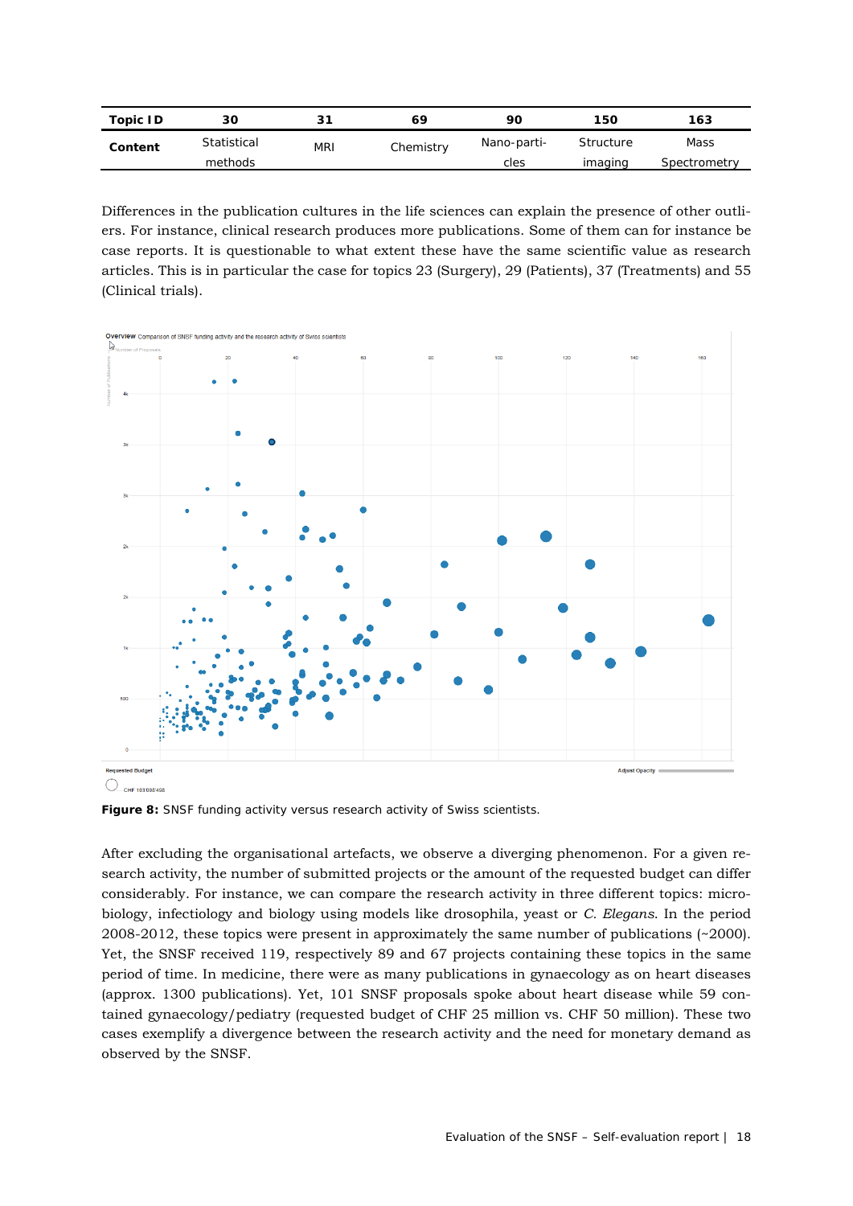| Topic ID | 30 | 31 | 69 | 90 | 150 | 163 |
|---|---|---|---|---|---|---|
| Content | Statistical methods | MRI | Chemistry | Nano-particles | Structure imaging | Mass Spectrometry |

Differences in the publication cultures in the life sciences can explain the presence of other outliers. For instance, clinical research produces more publications. Some of them can for instance be case reports. It is questionable to what extent these have the same scientific value as research articles. This is in particular the case for topics 23 (Surgery), 29 (Patients), 37 (Treatments) and 55 (Clinical trials).

**Figure 8:** SNSF funding activity versus research activity of Swiss scientists.

After excluding the organisational artefacts, we observe a diverging phenomenon. For a given research activity, the number of submitted projects or the amount of the requested budget can differ considerably. For instance, we can compare the research activity in three different topics: microbiology, infectiology and biology using models like drosophila, yeast or *C. Elegans*. In the period 2008-2012, these topics were present in approximately the same number of publications (~2000). Yet, the SNSF received 119, respectively 89 and 67 projects containing these topics in the same period of time. In medicine, there were as many publications in gynaecology as on heart diseases (approx. 1300 publications). Yet, 101 SNSF proposals spoke about heart disease while 59 contained gynaecology/pediatry (requested budget of CHF 25 million vs. CHF 50 million). These two cases exemplify a divergence between the research activity and the need for monetary demand as observed by the SNSF.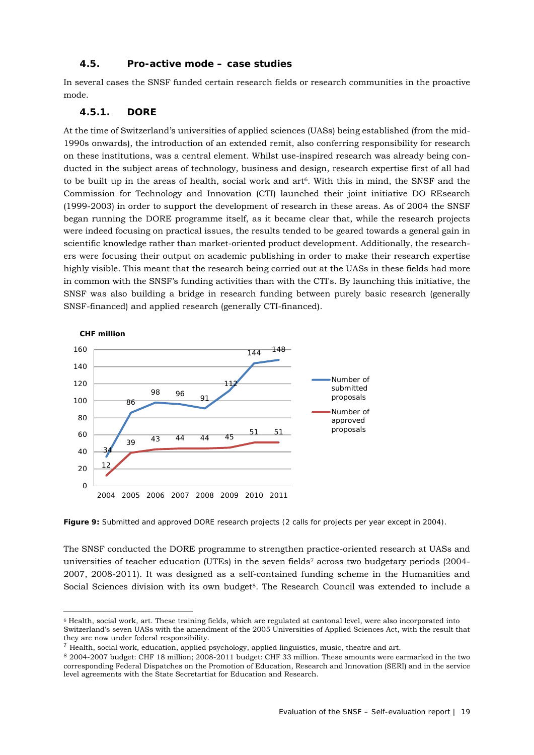### 4.5. Pro-active mode – case studies

In several cases the SNSF funded certain research fields or research communities in the proactive mode.

### 4.5.1. DORE

At the time of Switzerland's universities of applied sciences (UASs) being established (from the mid-1990s onwards), the introduction of an extended remit, also conferring responsibility for research on these institutions, was a central element. Whilst use-inspired research was already being conducted in the subject areas of technology, business and design, research expertise first of all had to be built up in the areas of health, social work and art[6]. With this in mind, the SNSF and the Commission for Technology and Innovation (CTI) launched their joint initiative DO REsearch (1999-2003) in order to support the development of research in these areas. As of 2004 the SNSF began running the DORE programme itself, as it became clear that, while the research projects were indeed focusing on practical issues, the results tended to be geared towards a general gain in scientific knowledge rather than market-oriented product development. Additionally, the researchers were focusing their output on academic publishing in order to make their research expertise highly visible. This meant that the research being carried out at the UASs in these fields had more in common with the SNSF's funding activities than with the CTI's. By launching this initiative, the SNSF was also building a bridge in research funding between purely basic research (generally SNSF-financed) and applied research (generally CTI-financed).

CHF million

| Year | Number of submitted proposals | Number of approved proposals |
|---|---|---|
| 2004 | 34 | 12 |
| 2005 | 86 | 39 |
| 2006 | 98 | 43 |
| 2007 | 96 | 44 |
| 2008 | 91 | 44 |
| 2009 | 112 | 45 |
| 2010 | 144 | 51 |
| 2011 | 148 | 51 |

**Figure 9:** Submitted and approved DORE research projects (2 calls for projects per year except in 2004).

The SNSF conducted the DORE programme to strengthen practice-oriented research at UASs and universities of teacher education (UTEs) in the seven fields[7] across two budgetary periods (2004-2007, 2008-2011). It was designed as a self-contained funding scheme in the Humanities and Social Sciences division with its own budget[8]. The Research Council was extended to include a

---

[6] Health, social work, art. These training fields, which are regulated at cantonal level, were also incorporated into Switzerland's seven UASs with the amendment of the 2005 Universities of Applied Sciences Act, with the result that they are now under federal responsibility.

[7] Health, social work, education, applied psychology, applied linguistics, music, theatre and art.

[8] 2004-2007 budget: CHF 18 million; 2008-2011 budget: CHF 33 million. These amounts were earmarked in the two corresponding Federal Dispatches on the Promotion of Education, Research and Innovation (SERI) and in the service level agreements with the State Secretartiat for Education and Research.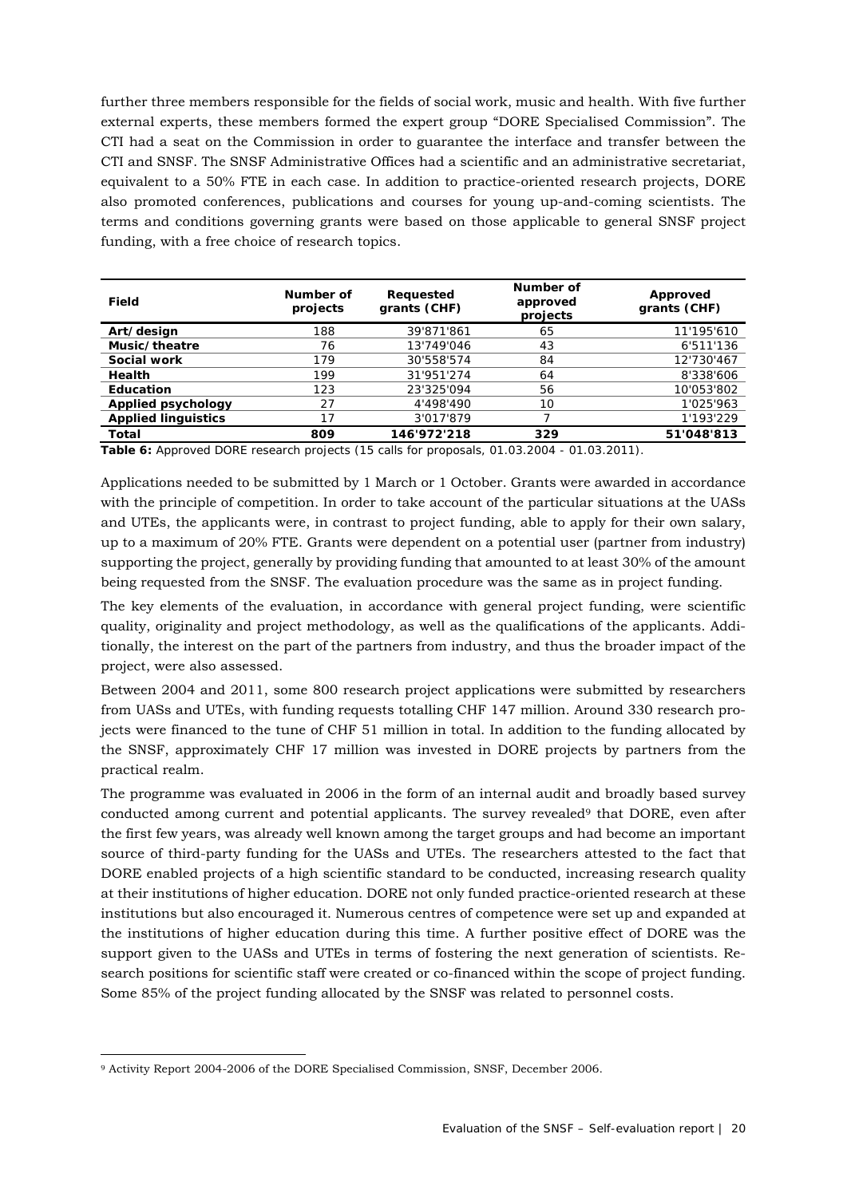further three members responsible for the fields of social work, music and health. With five further external experts, these members formed the expert group "DORE Specialised Commission". The CTI had a seat on the Commission in order to guarantee the interface and transfer between the CTI and SNSF. The SNSF Administrative Offices had a scientific and an administrative secretariat, equivalent to a 50% FTE in each case. In addition to practice-oriented research projects, DORE also promoted conferences, publications and courses for young up-and-coming scientists. The terms and conditions governing grants were based on those applicable to general SNSF project funding, with a free choice of research topics.

| Field | Number of projects | Requested grants (CHF) | Number of approved projects | Approved grants (CHF) |
|---|---|---|---|---|
| **Art/design** | 188 | 39'871'861 | 65 | 11'195'610 |
| **Music/theatre** | 76 | 13'749'046 | 43 | 6'511'136 |
| **Social work** | 179 | 30'558'574 | 84 | 12'730'467 |
| **Health** | 199 | 31'951'274 | 64 | 8'338'606 |
| **Education** | 123 | 23'325'094 | 56 | 10'053'802 |
| **Applied psychology** | 27 | 4'498'490 | 10 | 1'025'963 |
| **Applied linguistics** | 17 | 3'017'879 | 7 | 1'193'229 |
| **Total** | **809** | **146'972'218** | **329** | **51'048'813** |

**Table 6:** Approved DORE research projects (15 calls for proposals, 01.03.2004 - 01.03.2011).

Applications needed to be submitted by 1 March or 1 October. Grants were awarded in accordance with the principle of competition. In order to take account of the particular situations at the UASs and UTEs, the applicants were, in contrast to project funding, able to apply for their own salary, up to a maximum of 20% FTE. Grants were dependent on a potential user (partner from industry) supporting the project, generally by providing funding that amounted to at least 30% of the amount being requested from the SNSF. The evaluation procedure was the same as in project funding.

The key elements of the evaluation, in accordance with general project funding, were scientific quality, originality and project methodology, as well as the qualifications of the applicants. Additionally, the interest on the part of the partners from industry, and thus the broader impact of the project, were also assessed.

Between 2004 and 2011, some 800 research project applications were submitted by researchers from UASs and UTEs, with funding requests totalling CHF 147 million. Around 330 research projects were financed to the tune of CHF 51 million in total. In addition to the funding allocated by the SNSF, approximately CHF 17 million was invested in DORE projects by partners from the practical realm.

The programme was evaluated in 2006 in the form of an internal audit and broadly based survey conducted among current and potential applicants. The survey revealed[9] that DORE, even after the first few years, was already well known among the target groups and had become an important source of third-party funding for the UASs and UTEs. The researchers attested to the fact that DORE enabled projects of a high scientific standard to be conducted, increasing research quality at their institutions of higher education. DORE not only funded practice-oriented research at these institutions but also encouraged it. Numerous centres of competence were set up and expanded at the institutions of higher education during this time. A further positive effect of DORE was the support given to the UASs and UTEs in terms of fostering the next generation of scientists. Research positions for scientific staff were created or co-financed within the scope of project funding. Some 85% of the project funding allocated by the SNSF was related to personnel costs.

[9] Activity Report 2004-2006 of the DORE Specialised Commission, SNSF, December 2006.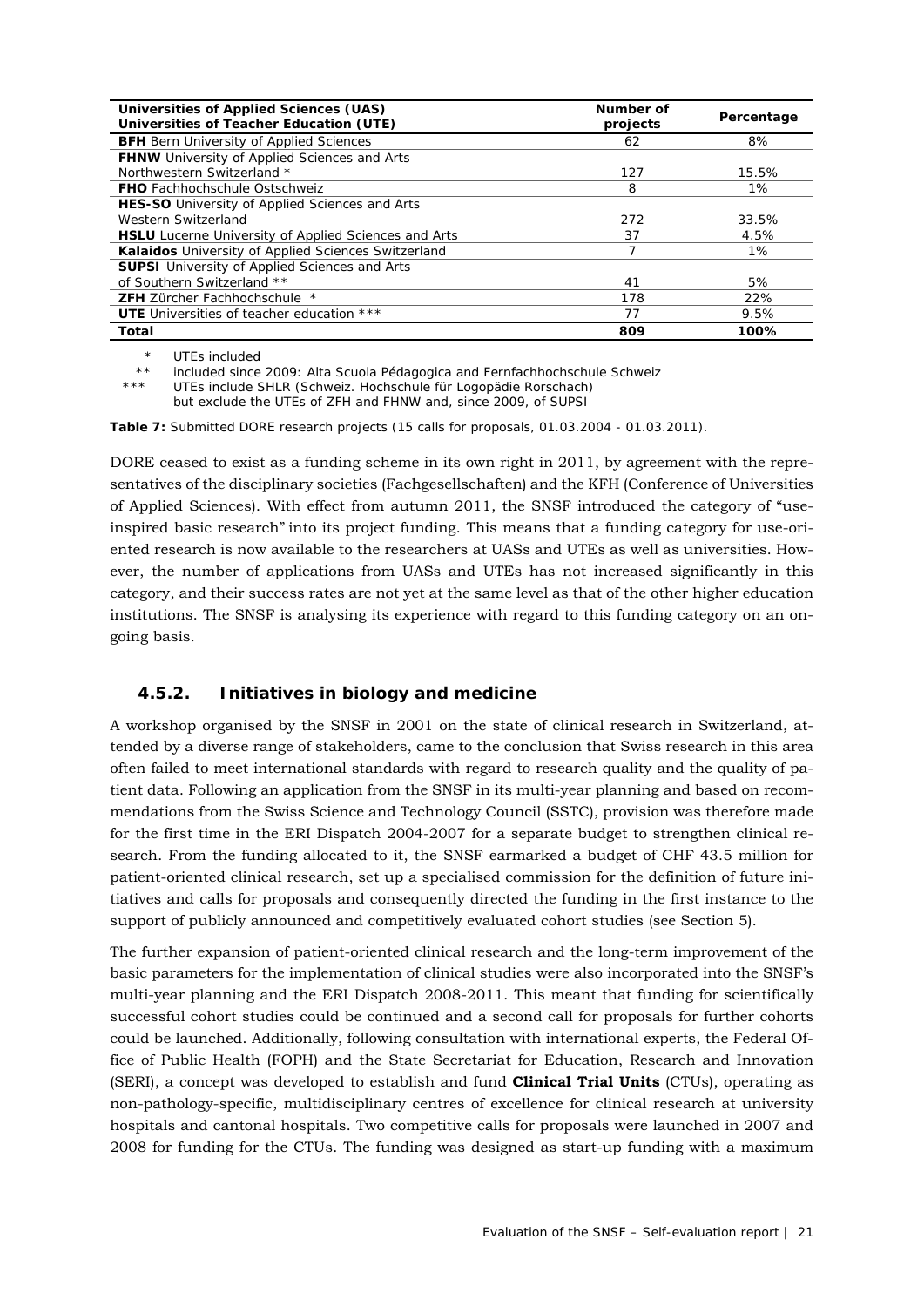| **Universities of Applied Sciences (UAS)** **Universities of Teacher Education (UTE)** | **Number of projects** | **Percentage** |
|---|---|---|
| **BFH** Bern University of Applied Sciences | 62 | 8% |
| **FHNW** University of Applied Sciences and Arts Northwestern Switzerland * | 127 | 15.5% |
| **FHO** Fachhochschule Ostschweiz | 8 | 1% |
| **HES-SO** University of Applied Sciences and Arts Western Switzerland | 272 | 33.5% |
| **HSLU** Lucerne University of Applied Sciences and Arts | 37 | 4.5% |
| **Kalaidos** University of Applied Sciences Switzerland | 7 | 1% |
| **SUPSI** University of Applied Sciences and Arts of Southern Switzerland ** | 41 | 5% |
| **ZFH** Zürcher Fachhochschule * | 178 | 22% |
| **UTE** Universities of teacher education *** | 77 | 9.5% |
| **Total** | **809** | **100%** |

\* UTEs included
\** included since 2009: Alta Scuola Pédagogica and Fernfachhochschule Schweiz
\*** UTEs include SHLR (Schweiz. Hochschule für Logopädie Rorschach) but exclude the UTEs of ZFH and FHNW and, since 2009, of SUPSI

**Table 7:** Submitted DORE research projects (15 calls for proposals, 01.03.2004 - 01.03.2011).

DORE ceased to exist as a funding scheme in its own right in 2011, by agreement with the representatives of the disciplinary societies (Fachgesellschaften) and the KFH (Conference of Universities of Applied Sciences). With effect from autumn 2011, the SNSF introduced the category of "use-inspired basic research" into its project funding. This means that a funding category for use-oriented research is now available to the researchers at UASs and UTEs as well as universities. However, the number of applications from UASs and UTEs has not increased significantly in this category, and their success rates are not yet at the same level as that of the other higher education institutions. The SNSF is analysing its experience with regard to this funding category on an ongoing basis.

### 4.5.2. Initiatives in biology and medicine

A workshop organised by the SNSF in 2001 on the state of clinical research in Switzerland, attended by a diverse range of stakeholders, came to the conclusion that Swiss research in this area often failed to meet international standards with regard to research quality and the quality of patient data. Following an application from the SNSF in its multi-year planning and based on recommendations from the Swiss Science and Technology Council (SSTC), provision was therefore made for the first time in the ERI Dispatch 2004-2007 for a separate budget to strengthen clinical research. From the funding allocated to it, the SNSF earmarked a budget of CHF 43.5 million for patient-oriented clinical research, set up a specialised commission for the definition of future initiatives and calls for proposals and consequently directed the funding in the first instance to the support of publicly announced and competitively evaluated cohort studies (see Section 5).

The further expansion of patient-oriented clinical research and the long-term improvement of the basic parameters for the implementation of clinical studies were also incorporated into the SNSF's multi-year planning and the ERI Dispatch 2008-2011. This meant that funding for scientifically successful cohort studies could be continued and a second call for proposals for further cohorts could be launched. Additionally, following consultation with international experts, the Federal Office of Public Health (FOPH) and the State Secretariat for Education, Research and Innovation (SERI), a concept was developed to establish and fund **Clinical Trial Units** (CTUs), operating as non-pathology-specific, multidisciplinary centres of excellence for clinical research at university hospitals and cantonal hospitals. Two competitive calls for proposals were launched in 2007 and 2008 for funding for the CTUs. The funding was designed as start-up funding with a maximum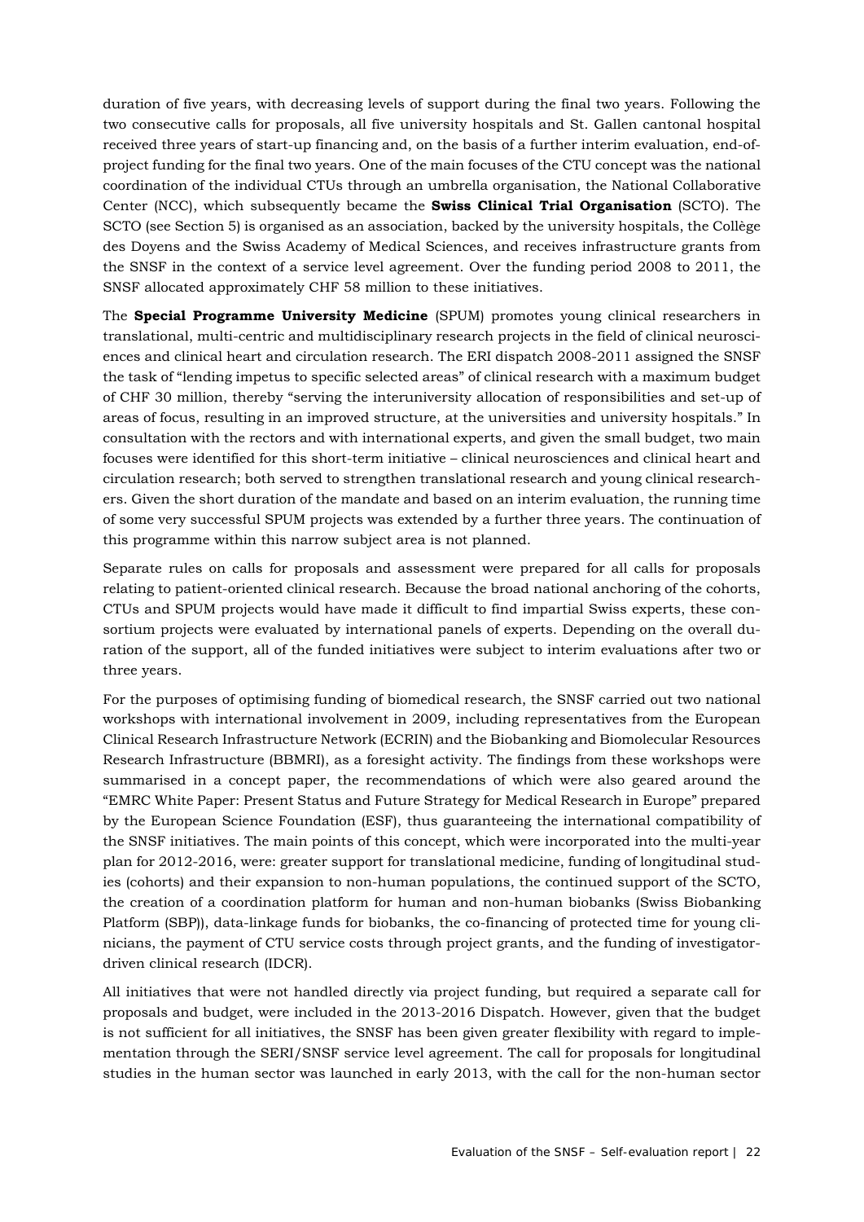duration of five years, with decreasing levels of support during the final two years. Following the two consecutive calls for proposals, all five university hospitals and St. Gallen cantonal hospital received three years of start-up financing and, on the basis of a further interim evaluation, end-of-project funding for the final two years. One of the main focuses of the CTU concept was the national coordination of the individual CTUs through an umbrella organisation, the National Collaborative Center (NCC), which subsequently became the **Swiss Clinical Trial Organisation** (SCTO). The SCTO (see Section 5) is organised as an association, backed by the university hospitals, the Collège des Doyens and the Swiss Academy of Medical Sciences, and receives infrastructure grants from the SNSF in the context of a service level agreement. Over the funding period 2008 to 2011, the SNSF allocated approximately CHF 58 million to these initiatives.

The **Special Programme University Medicine** (SPUM) promotes young clinical researchers in translational, multi-centric and multidisciplinary research projects in the field of clinical neurosciences and clinical heart and circulation research. The ERI dispatch 2008-2011 assigned the SNSF the task of "lending impetus to specific selected areas" of clinical research with a maximum budget of CHF 30 million, thereby "serving the interuniversity allocation of responsibilities and set-up of areas of focus, resulting in an improved structure, at the universities and university hospitals." In consultation with the rectors and with international experts, and given the small budget, two main focuses were identified for this short-term initiative – clinical neurosciences and clinical heart and circulation research; both served to strengthen translational research and young clinical researchers. Given the short duration of the mandate and based on an interim evaluation, the running time of some very successful SPUM projects was extended by a further three years. The continuation of this programme within this narrow subject area is not planned.

Separate rules on calls for proposals and assessment were prepared for all calls for proposals relating to patient-oriented clinical research. Because the broad national anchoring of the cohorts, CTUs and SPUM projects would have made it difficult to find impartial Swiss experts, these consortium projects were evaluated by international panels of experts. Depending on the overall duration of the support, all of the funded initiatives were subject to interim evaluations after two or three years.

For the purposes of optimising funding of biomedical research, the SNSF carried out two national workshops with international involvement in 2009, including representatives from the European Clinical Research Infrastructure Network (ECRIN) and the Biobanking and Biomolecular Resources Research Infrastructure (BBMRI), as a foresight activity. The findings from these workshops were summarised in a concept paper, the recommendations of which were also geared around the "EMRC White Paper: Present Status and Future Strategy for Medical Research in Europe" prepared by the European Science Foundation (ESF), thus guaranteeing the international compatibility of the SNSF initiatives. The main points of this concept, which were incorporated into the multi-year plan for 2012-2016, were: greater support for translational medicine, funding of longitudinal studies (cohorts) and their expansion to non-human populations, the continued support of the SCTO, the creation of a coordination platform for human and non-human biobanks (Swiss Biobanking Platform (SBP)), data-linkage funds for biobanks, the co-financing of protected time for young clinicians, the payment of CTU service costs through project grants, and the funding of investigator-driven clinical research (IDCR).

All initiatives that were not handled directly via project funding, but required a separate call for proposals and budget, were included in the 2013-2016 Dispatch. However, given that the budget is not sufficient for all initiatives, the SNSF has been given greater flexibility with regard to implementation through the SERI/SNSF service level agreement. The call for proposals for longitudinal studies in the human sector was launched in early 2013, with the call for the non-human sector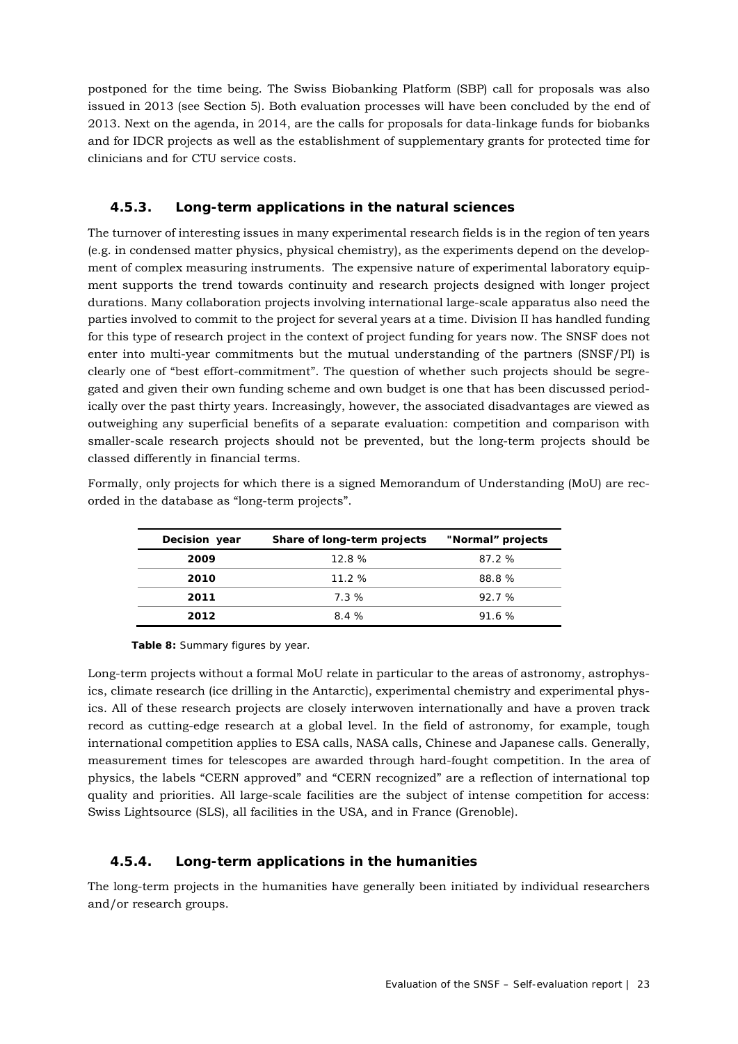postponed for the time being. The Swiss Biobanking Platform (SBP) call for proposals was also issued in 2013 (see Section 5). Both evaluation processes will have been concluded by the end of 2013. Next on the agenda, in 2014, are the calls for proposals for data-linkage funds for biobanks and for IDCR projects as well as the establishment of supplementary grants for protected time for clinicians and for CTU service costs.

### 4.5.3. Long-term applications in the natural sciences

The turnover of interesting issues in many experimental research fields is in the region of ten years (e.g. in condensed matter physics, physical chemistry), as the experiments depend on the development of complex measuring instruments. The expensive nature of experimental laboratory equipment supports the trend towards continuity and research projects designed with longer project durations. Many collaboration projects involving international large-scale apparatus also need the parties involved to commit to the project for several years at a time. Division II has handled funding for this type of research project in the context of project funding for years now. The SNSF does not enter into multi-year commitments but the mutual understanding of the partners (SNSF/PI) is clearly one of "best effort-commitment". The question of whether such projects should be segregated and given their own funding scheme and own budget is one that has been discussed periodically over the past thirty years. Increasingly, however, the associated disadvantages are viewed as outweighing any superficial benefits of a separate evaluation: competition and comparison with smaller-scale research projects should not be prevented, but the long-term projects should be classed differently in financial terms.

Formally, only projects for which there is a signed Memorandum of Understanding (MoU) are recorded in the database as "long-term projects".

| Decision year | Share of long-term projects | "Normal" projects |
|---|---|---|
| **2009** | 12.8 % | 87.2 % |
| **2010** | 11.2 % | 88.8 % |
| **2011** | 7.3 % | 92.7 % |
| **2012** | 8.4 % | 91.6 % |

**Table 8:** Summary figures by year.

Long-term projects without a formal MoU relate in particular to the areas of astronomy, astrophysics, climate research (ice drilling in the Antarctic), experimental chemistry and experimental physics. All of these research projects are closely interwoven internationally and have a proven track record as cutting-edge research at a global level. In the field of astronomy, for example, tough international competition applies to ESA calls, NASA calls, Chinese and Japanese calls. Generally, measurement times for telescopes are awarded through hard-fought competition. In the area of physics, the labels "CERN approved" and "CERN recognized" are a reflection of international top quality and priorities. All large-scale facilities are the subject of intense competition for access: Swiss Lightsource (SLS), all facilities in the USA, and in France (Grenoble).

### 4.5.4. Long-term applications in the humanities

The long-term projects in the humanities have generally been initiated by individual researchers and/or research groups.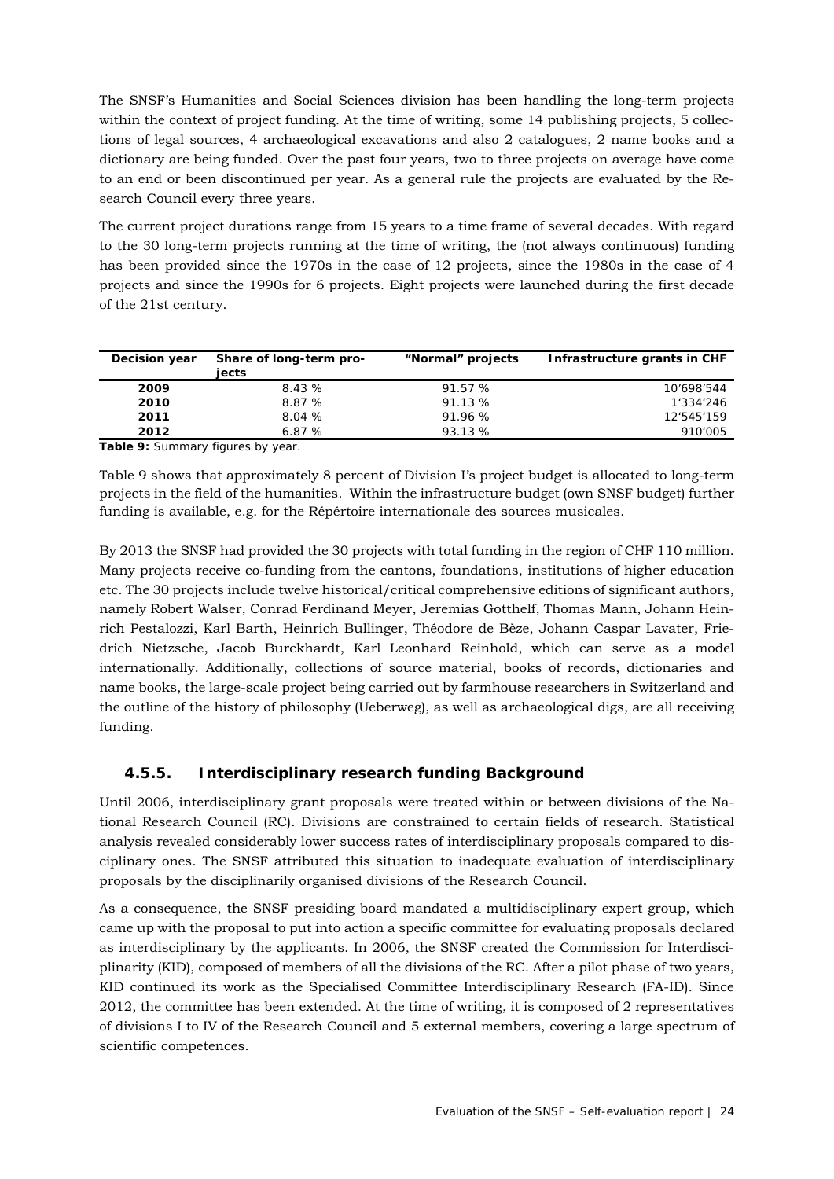The SNSF's Humanities and Social Sciences division has been handling the long-term projects within the context of project funding. At the time of writing, some 14 publishing projects, 5 collections of legal sources, 4 archaeological excavations and also 2 catalogues, 2 name books and a dictionary are being funded. Over the past four years, two to three projects on average have come to an end or been discontinued per year. As a general rule the projects are evaluated by the Research Council every three years.

The current project durations range from 15 years to a time frame of several decades. With regard to the 30 long-term projects running at the time of writing, the (not always continuous) funding has been provided since the 1970s in the case of 12 projects, since the 1980s in the case of 4 projects and since the 1990s for 6 projects. Eight projects were launched during the first decade of the 21st century.

| Decision year | Share of long-term projects | "Normal" projects | Infrastructure grants in CHF |
|---|---|---|---|
| 2009 | 8.43 % | 91.57 % | 10'698'544 |
| 2010 | 8.87 % | 91.13 % | 1'334'246 |
| 2011 | 8.04 % | 91.96 % | 12'545'159 |
| 2012 | 6.87 % | 93.13 % | 910'005 |

**Table 9:** Summary figures by year.

Table 9 shows that approximately 8 percent of Division I's project budget is allocated to long-term projects in the field of the humanities. Within the infrastructure budget (own SNSF budget) further funding is available, e.g. for the Répértoire internationale des sources musicales.

By 2013 the SNSF had provided the 30 projects with total funding in the region of CHF 110 million. Many projects receive co-funding from the cantons, foundations, institutions of higher education etc. The 30 projects include twelve historical/critical comprehensive editions of significant authors, namely Robert Walser, Conrad Ferdinand Meyer, Jeremias Gotthelf, Thomas Mann, Johann Heinrich Pestalozzi, Karl Barth, Heinrich Bullinger, Théodore de Bèze, Johann Caspar Lavater, Friedrich Nietzsche, Jacob Burckhardt, Karl Leonhard Reinhold, which can serve as a model internationally. Additionally, collections of source material, books of records, dictionaries and name books, the large-scale project being carried out by farmhouse researchers in Switzerland and the outline of the history of philosophy (Ueberweg), as well as archaeological digs, are all receiving funding.

### 4.5.5. Interdisciplinary research funding Background

Until 2006, interdisciplinary grant proposals were treated within or between divisions of the National Research Council (RC). Divisions are constrained to certain fields of research. Statistical analysis revealed considerably lower success rates of interdisciplinary proposals compared to disciplinary ones. The SNSF attributed this situation to inadequate evaluation of interdisciplinary proposals by the disciplinarily organised divisions of the Research Council.

As a consequence, the SNSF presiding board mandated a multidisciplinary expert group, which came up with the proposal to put into action a specific committee for evaluating proposals declared as interdisciplinary by the applicants. In 2006, the SNSF created the Commission for Interdisciplinarity (KID), composed of members of all the divisions of the RC. After a pilot phase of two years, KID continued its work as the Specialised Committee Interdisciplinary Research (FA-ID). Since 2012, the committee has been extended. At the time of writing, it is composed of 2 representatives of divisions I to IV of the Research Council and 5 external members, covering a large spectrum of scientific competences.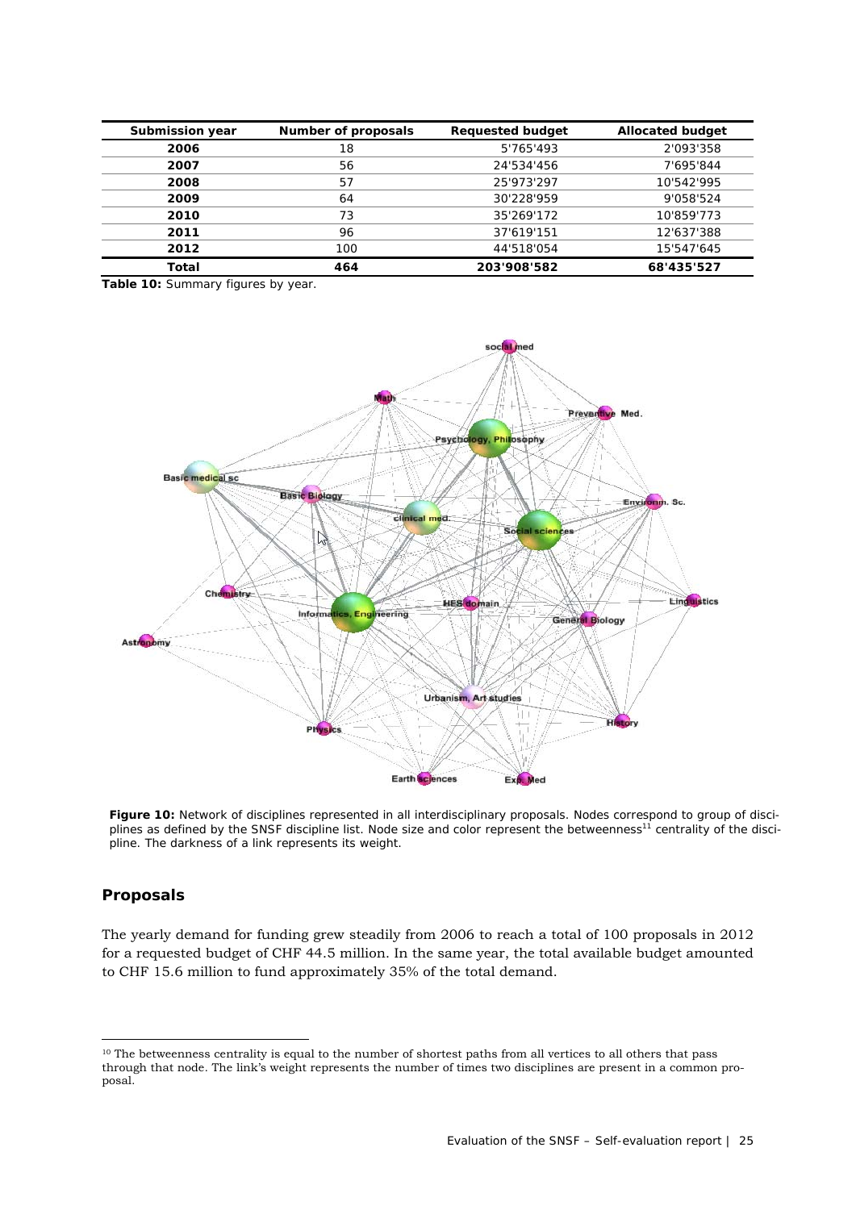| Submission year | Number of proposals | Requested budget | Allocated budget |
|---|---|---|---|
| **2006** | 18 | 5'765'493 | 2'093'358 |
| **2007** | 56 | 24'534'456 | 7'695'844 |
| **2008** | 57 | 25'973'297 | 10'542'995 |
| **2009** | 64 | 30'228'959 | 9'058'524 |
| **2010** | 73 | 35'269'172 | 10'859'773 |
| **2011** | 96 | 37'619'151 | 12'637'388 |
| **2012** | 100 | 44'518'054 | 15'547'645 |
| **Total** | **464** | **203'908'582** | **68'435'527** |

**Table 10:** Summary figures by year.

**Figure 10:** Network of disciplines represented in all interdisciplinary proposals. Nodes correspond to group of disciplines as defined by the SNSF discipline list. Node size and color represent the betweenness[11] centrality of the discipline. The darkness of a link represents its weight.

## Proposals

The yearly demand for funding grew steadily from 2006 to reach a total of 100 proposals in 2012 for a requested budget of CHF 44.5 million. In the same year, the total available budget amounted to CHF 15.6 million to fund approximately 35% of the total demand.

---

[10] The betweenness centrality is equal to the number of shortest paths from all vertices to all others that pass through that node. The link's weight represents the number of times two disciplines are present in a common proposal.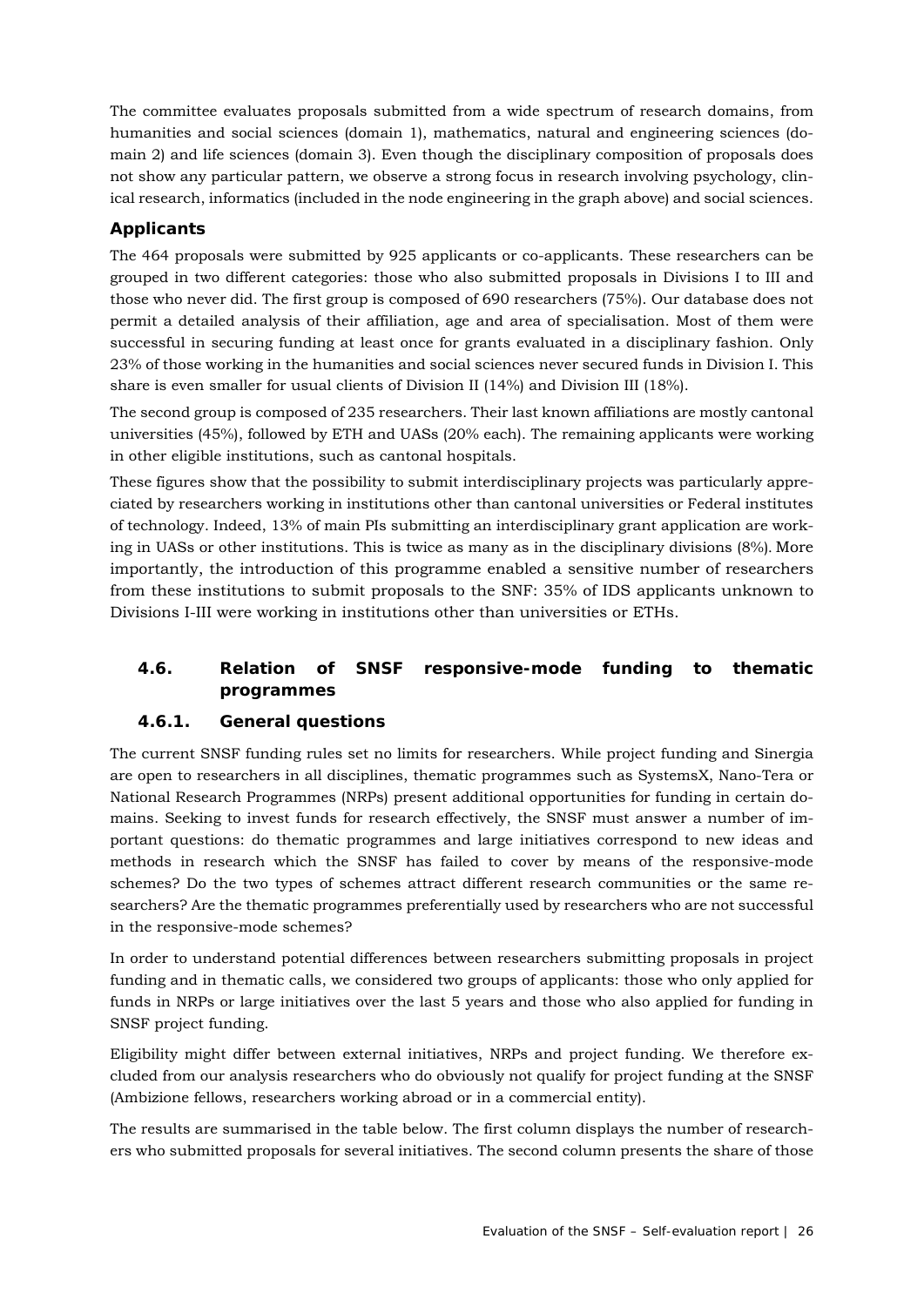The committee evaluates proposals submitted from a wide spectrum of research domains, from humanities and social sciences (domain 1), mathematics, natural and engineering sciences (domain 2) and life sciences (domain 3). Even though the disciplinary composition of proposals does not show any particular pattern, we observe a strong focus in research involving psychology, clinical research, informatics (included in the node engineering in the graph above) and social sciences.

### Applicants

The 464 proposals were submitted by 925 applicants or co-applicants. These researchers can be grouped in two different categories: those who also submitted proposals in Divisions I to III and those who never did. The first group is composed of 690 researchers (75%). Our database does not permit a detailed analysis of their affiliation, age and area of specialisation. Most of them were successful in securing funding at least once for grants evaluated in a disciplinary fashion. Only 23% of those working in the humanities and social sciences never secured funds in Division I. This share is even smaller for usual clients of Division II (14%) and Division III (18%).

The second group is composed of 235 researchers. Their last known affiliations are mostly cantonal universities (45%), followed by ETH and UASs (20% each). The remaining applicants were working in other eligible institutions, such as cantonal hospitals.

These figures show that the possibility to submit interdisciplinary projects was particularly appreciated by researchers working in institutions other than cantonal universities or Federal institutes of technology. Indeed, 13% of main PIs submitting an interdisciplinary grant application are working in UASs or other institutions. This is twice as many as in the disciplinary divisions (8%). More importantly, the introduction of this programme enabled a sensitive number of researchers from these institutions to submit proposals to the SNF: 35% of IDS applicants unknown to Divisions I-III were working in institutions other than universities or ETHs.

## 4.6. Relation of SNSF responsive-mode funding to thematic programmes

### 4.6.1. General questions

The current SNSF funding rules set no limits for researchers. While project funding and Sinergia are open to researchers in all disciplines, thematic programmes such as SystemsX, Nano-Tera or National Research Programmes (NRPs) present additional opportunities for funding in certain domains. Seeking to invest funds for research effectively, the SNSF must answer a number of important questions: do thematic programmes and large initiatives correspond to new ideas and methods in research which the SNSF has failed to cover by means of the responsive-mode schemes? Do the two types of schemes attract different research communities or the same researchers? Are the thematic programmes preferentially used by researchers who are not successful in the responsive-mode schemes?

In order to understand potential differences between researchers submitting proposals in project funding and in thematic calls, we considered two groups of applicants: those who only applied for funds in NRPs or large initiatives over the last 5 years and those who also applied for funding in SNSF project funding.

Eligibility might differ between external initiatives, NRPs and project funding. We therefore excluded from our analysis researchers who do obviously not qualify for project funding at the SNSF (Ambizione fellows, researchers working abroad or in a commercial entity).

The results are summarised in the table below. The first column displays the number of researchers who submitted proposals for several initiatives. The second column presents the share of those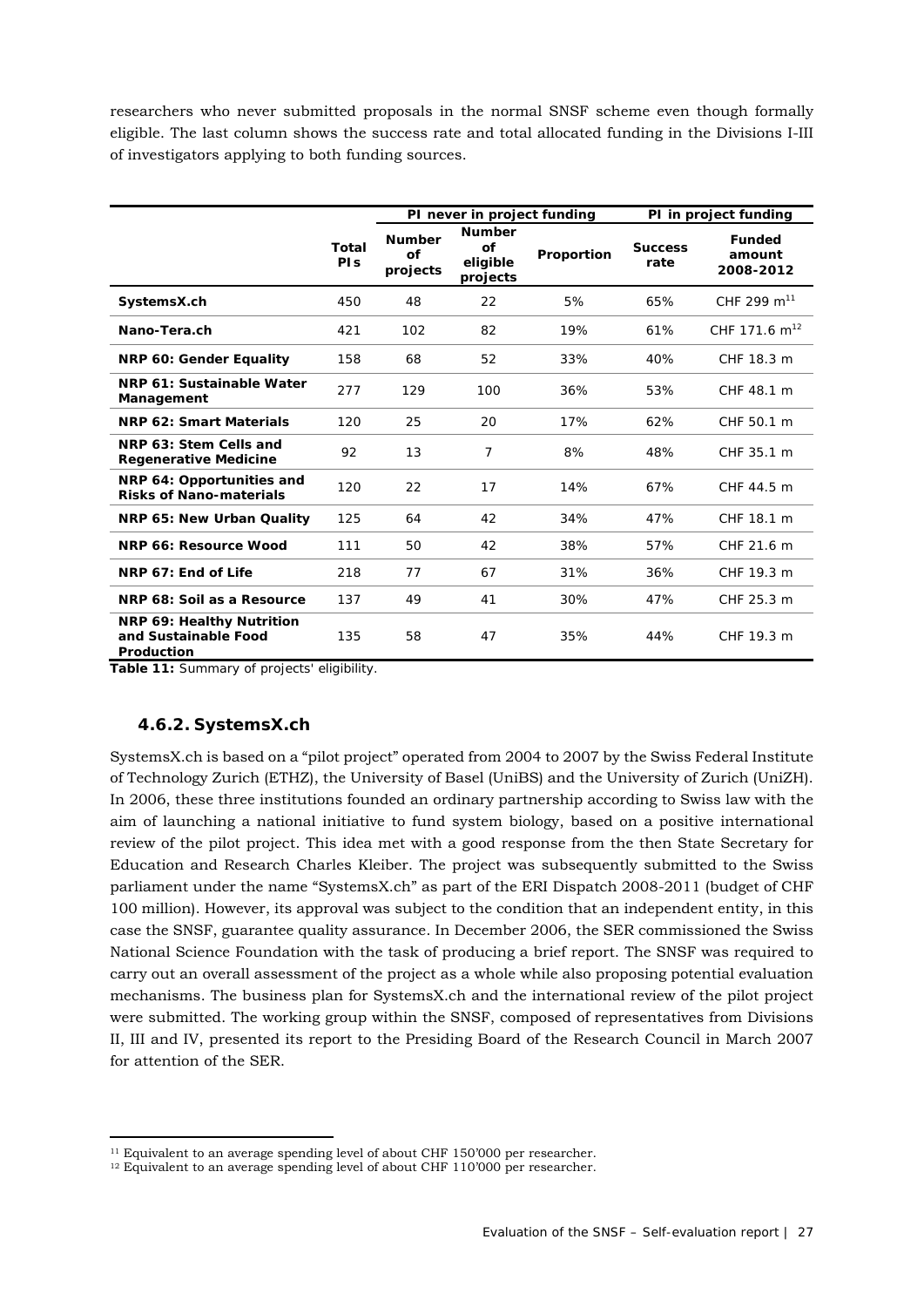researchers who never submitted proposals in the normal SNSF scheme even though formally eligible. The last column shows the success rate and total allocated funding in the Divisions I-III of investigators applying to both funding sources.

| | | PI never in project funding | | | PI in project funding | |
|---|---|---|---|---|---|---|
| | **Total PIs** | **Number of projects** | **Number of eligible projects** | **Proportion** | **Success rate** | **Funded amount 2008-2012** |
| **SystemsX.ch** | 450 | 48 | 22 | 5% | 65% | CHF 299 m[11] |
| **Nano-Tera.ch** | 421 | 102 | 82 | 19% | 61% | CHF 171.6 m[12] |
| **NRP 60: Gender Equality** | 158 | 68 | 52 | 33% | 40% | CHF 18.3 m |
| **NRP 61: Sustainable Water Management** | 277 | 129 | 100 | 36% | 53% | CHF 48.1 m |
| **NRP 62: Smart Materials** | 120 | 25 | 20 | 17% | 62% | CHF 50.1 m |
| **NRP 63: Stem Cells and Regenerative Medicine** | 92 | 13 | 7 | 8% | 48% | CHF 35.1 m |
| **NRP 64: Opportunities and Risks of Nano-materials** | 120 | 22 | 17 | 14% | 67% | CHF 44.5 m |
| **NRP 65: New Urban Quality** | 125 | 64 | 42 | 34% | 47% | CHF 18.1 m |
| **NRP 66: Resource Wood** | 111 | 50 | 42 | 38% | 57% | CHF 21.6 m |
| **NRP 67: End of Life** | 218 | 77 | 67 | 31% | 36% | CHF 19.3 m |
| **NRP 68: Soil as a Resource** | 137 | 49 | 41 | 30% | 47% | CHF 25.3 m |
| **NRP 69: Healthy Nutrition and Sustainable Food Production** | 135 | 58 | 47 | 35% | 44% | CHF 19.3 m |

**Table 11:** Summary of projects' eligibility.

### 4.6.2. SystemsX.ch

SystemsX.ch is based on a "pilot project" operated from 2004 to 2007 by the Swiss Federal Institute of Technology Zurich (ETHZ), the University of Basel (UniBS) and the University of Zurich (UniZH). In 2006, these three institutions founded an ordinary partnership according to Swiss law with the aim of launching a national initiative to fund system biology, based on a positive international review of the pilot project. This idea met with a good response from the then State Secretary for Education and Research Charles Kleiber. The project was subsequently submitted to the Swiss parliament under the name "SystemsX.ch" as part of the ERI Dispatch 2008-2011 (budget of CHF 100 million). However, its approval was subject to the condition that an independent entity, in this case the SNSF, guarantee quality assurance. In December 2006, the SER commissioned the Swiss National Science Foundation with the task of producing a brief report. The SNSF was required to carry out an overall assessment of the project as a whole while also proposing potential evaluation mechanisms. The business plan for SystemsX.ch and the international review of the pilot project were submitted. The working group within the SNSF, composed of representatives from Divisions II, III and IV, presented its report to the Presiding Board of the Research Council in March 2007 for attention of the SER.

[11] Equivalent to an average spending level of about CHF 150'000 per researcher.
[12] Equivalent to an average spending level of about CHF 110'000 per researcher.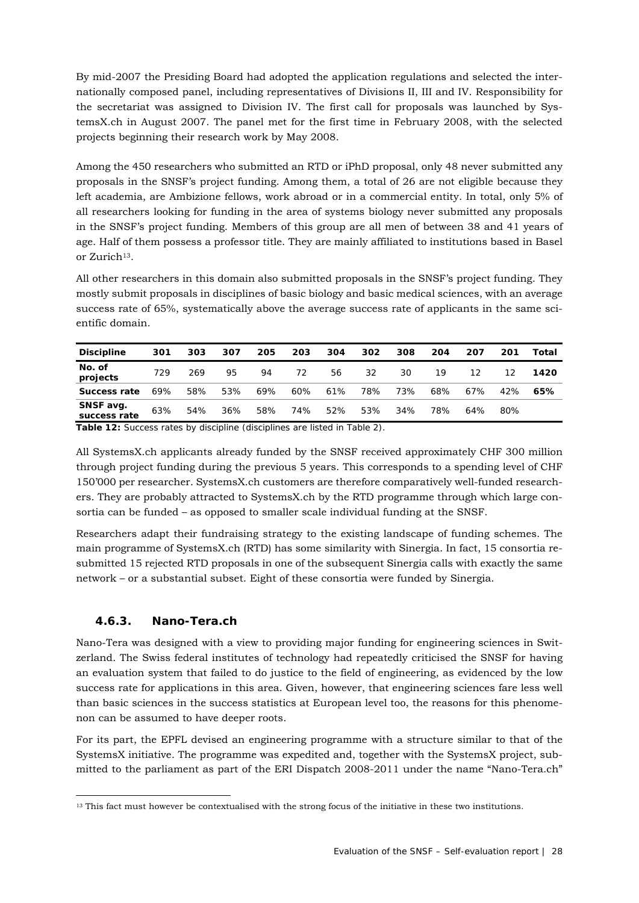By mid-2007 the Presiding Board had adopted the application regulations and selected the internationally composed panel, including representatives of Divisions II, III and IV. Responsibility for the secretariat was assigned to Division IV. The first call for proposals was launched by SystemsX.ch in August 2007. The panel met for the first time in February 2008, with the selected projects beginning their research work by May 2008.

Among the 450 researchers who submitted an RTD or iPhD proposal, only 48 never submitted any proposals in the SNSF's project funding. Among them, a total of 26 are not eligible because they left academia, are Ambizione fellows, work abroad or in a commercial entity. In total, only 5% of all researchers looking for funding in the area of systems biology never submitted any proposals in the SNSF's project funding. Members of this group are all men of between 38 and 41 years of age. Half of them possess a professor title. They are mainly affiliated to institutions based in Basel or Zurich[13].

All other researchers in this domain also submitted proposals in the SNSF's project funding. They mostly submit proposals in disciplines of basic biology and basic medical sciences, with an average success rate of 65%, systematically above the average success rate of applicants in the same scientific domain.

| Discipline | 301 | 303 | 307 | 205 | 203 | 304 | 302 | 308 | 204 | 207 | 201 | Total |
|---|---|---|---|---|---|---|---|---|---|---|---|---|
| No. of projects | 729 | 269 | 95 | 94 | 72 | 56 | 32 | 30 | 19 | 12 | 12 | **1420** |
| **Success rate** | 69% | 58% | 53% | 69% | 60% | 61% | 78% | 73% | 68% | 67% | 42% | **65%** |
| **SNSF avg. success rate** | 63% | 54% | 36% | 58% | 74% | 52% | 53% | 34% | 78% | 64% | 80% | |

**Table 12:** Success rates by discipline (disciplines are listed in Table 2).

All SystemsX.ch applicants already funded by the SNSF received approximately CHF 300 million through project funding during the previous 5 years. This corresponds to a spending level of CHF 150'000 per researcher. SystemsX.ch customers are therefore comparatively well-funded researchers. They are probably attracted to SystemsX.ch by the RTD programme through which large consortia can be funded – as opposed to smaller scale individual funding at the SNSF.

Researchers adapt their fundraising strategy to the existing landscape of funding schemes. The main programme of SystemsX.ch (RTD) has some similarity with Sinergia. In fact, 15 consortia resubmitted 15 rejected RTD proposals in one of the subsequent Sinergia calls with exactly the same network – or a substantial subset. Eight of these consortia were funded by Sinergia.

### 4.6.3. Nano-Tera.ch

Nano-Tera was designed with a view to providing major funding for engineering sciences in Switzerland. The Swiss federal institutes of technology had repeatedly criticised the SNSF for having an evaluation system that failed to do justice to the field of engineering, as evidenced by the low success rate for applications in this area. Given, however, that engineering sciences fare less well than basic sciences in the success statistics at European level too, the reasons for this phenomenon can be assumed to have deeper roots.

For its part, the EPFL devised an engineering programme with a structure similar to that of the SystemsX initiative. The programme was expedited and, together with the SystemsX project, submitted to the parliament as part of the ERI Dispatch 2008-2011 under the name "Nano-Tera.ch"

[13] This fact must however be contextualised with the strong focus of the initiative in these two institutions.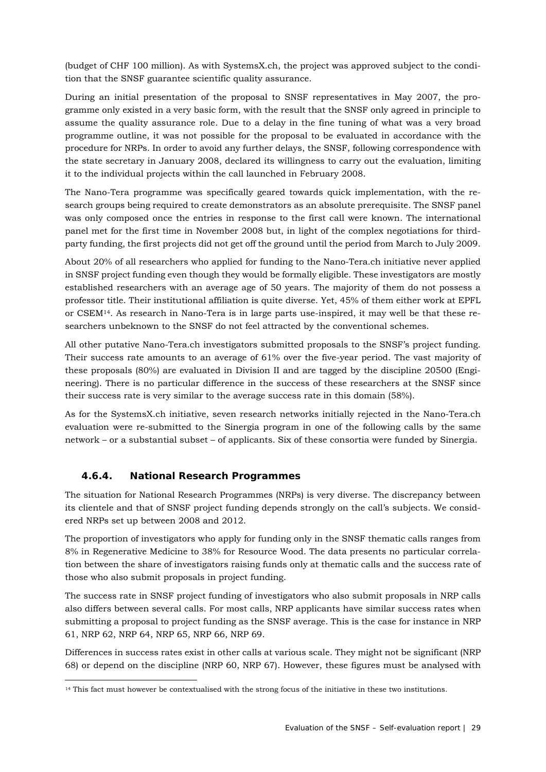(budget of CHF 100 million). As with SystemsX.ch, the project was approved subject to the condition that the SNSF guarantee scientific quality assurance.

During an initial presentation of the proposal to SNSF representatives in May 2007, the programme only existed in a very basic form, with the result that the SNSF only agreed in principle to assume the quality assurance role. Due to a delay in the fine tuning of what was a very broad programme outline, it was not possible for the proposal to be evaluated in accordance with the procedure for NRPs. In order to avoid any further delays, the SNSF, following correspondence with the state secretary in January 2008, declared its willingness to carry out the evaluation, limiting it to the individual projects within the call launched in February 2008.

The Nano-Tera programme was specifically geared towards quick implementation, with the research groups being required to create demonstrators as an absolute prerequisite. The SNSF panel was only composed once the entries in response to the first call were known. The international panel met for the first time in November 2008 but, in light of the complex negotiations for third-party funding, the first projects did not get off the ground until the period from March to July 2009.

About 20% of all researchers who applied for funding to the Nano-Tera.ch initiative never applied in SNSF project funding even though they would be formally eligible. These investigators are mostly established researchers with an average age of 50 years. The majority of them do not possess a professor title. Their institutional affiliation is quite diverse. Yet, 45% of them either work at EPFL or CSEM[14]. As research in Nano-Tera is in large parts use-inspired, it may well be that these researchers unbeknown to the SNSF do not feel attracted by the conventional schemes.

All other putative Nano-Tera.ch investigators submitted proposals to the SNSF's project funding. Their success rate amounts to an average of 61% over the five-year period. The vast majority of these proposals (80%) are evaluated in Division II and are tagged by the discipline 20500 (Engineering). There is no particular difference in the success of these researchers at the SNSF since their success rate is very similar to the average success rate in this domain (58%).

As for the SystemsX.ch initiative, seven research networks initially rejected in the Nano-Tera.ch evaluation were re-submitted to the Sinergia program in one of the following calls by the same network – or a substantial subset – of applicants. Six of these consortia were funded by Sinergia.

### 4.6.4. National Research Programmes

The situation for National Research Programmes (NRPs) is very diverse. The discrepancy between its clientele and that of SNSF project funding depends strongly on the call's subjects. We considered NRPs set up between 2008 and 2012.

The proportion of investigators who apply for funding only in the SNSF thematic calls ranges from 8% in Regenerative Medicine to 38% for Resource Wood. The data presents no particular correlation between the share of investigators raising funds only at thematic calls and the success rate of those who also submit proposals in project funding.

The success rate in SNSF project funding of investigators who also submit proposals in NRP calls also differs between several calls. For most calls, NRP applicants have similar success rates when submitting a proposal to project funding as the SNSF average. This is the case for instance in NRP 61, NRP 62, NRP 64, NRP 65, NRP 66, NRP 69.

Differences in success rates exist in other calls at various scale. They might not be significant (NRP 68) or depend on the discipline (NRP 60, NRP 67). However, these figures must be analysed with

[14] This fact must however be contextualised with the strong focus of the initiative in these two institutions.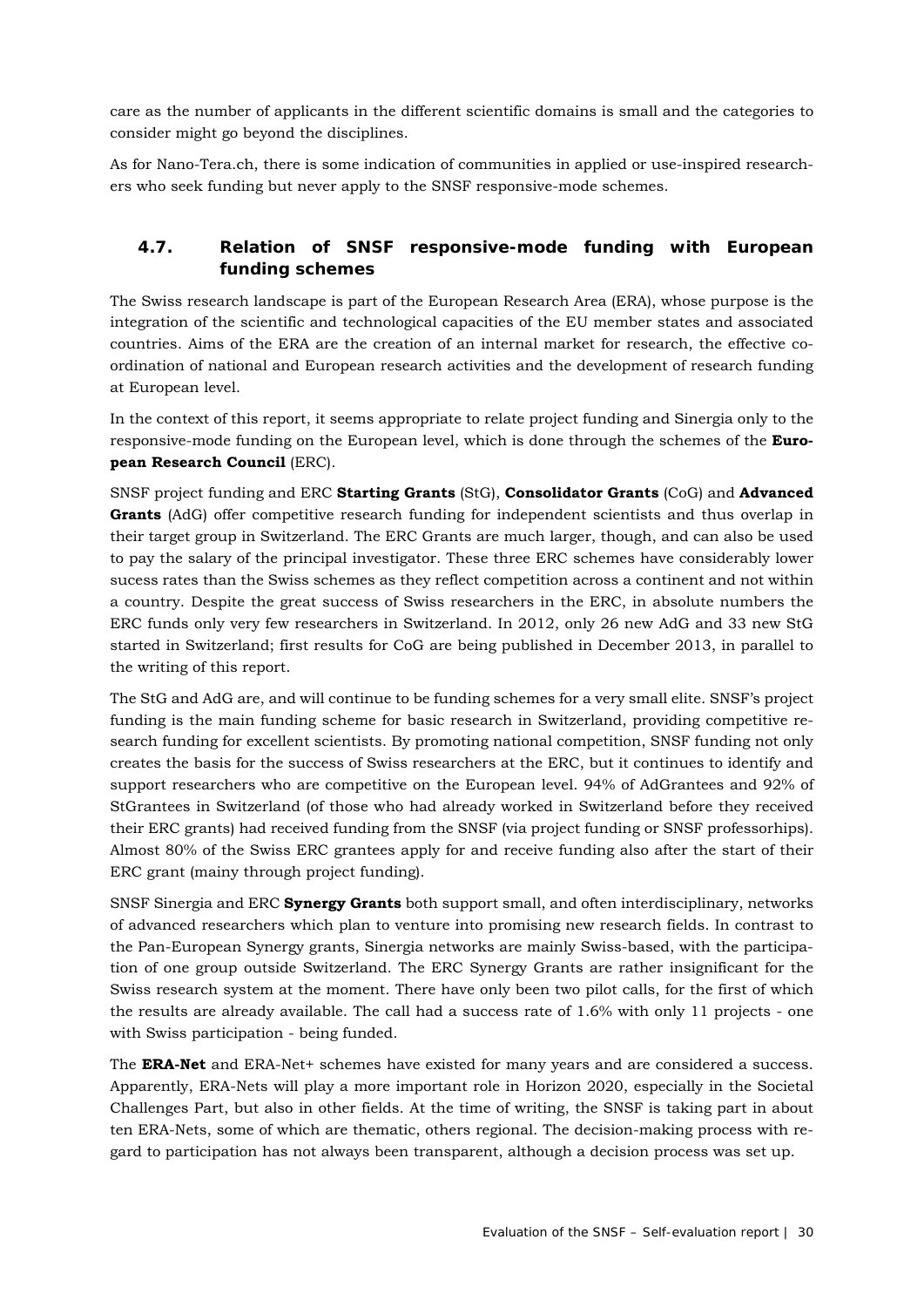care as the number of applicants in the different scientific domains is small and the categories to consider might go beyond the disciplines.

As for Nano-Tera.ch, there is some indication of communities in applied or use-inspired researchers who seek funding but never apply to the SNSF responsive-mode schemes.

### 4.7. Relation of SNSF responsive-mode funding with European funding schemes

The Swiss research landscape is part of the European Research Area (ERA), whose purpose is the integration of the scientific and technological capacities of the EU member states and associated countries. Aims of the ERA are the creation of an internal market for research, the effective coordination of national and European research activities and the development of research funding at European level.

In the context of this report, it seems appropriate to relate project funding and Sinergia only to the responsive-mode funding on the European level, which is done through the schemes of the **European Research Council** (ERC).

SNSF project funding and ERC **Starting Grants** (StG), **Consolidator Grants** (CoG) and **Advanced Grants** (AdG) offer competitive research funding for independent scientists and thus overlap in their target group in Switzerland. The ERC Grants are much larger, though, and can also be used to pay the salary of the principal investigator. These three ERC schemes have considerably lower sucess rates than the Swiss schemes as they reflect competition across a continent and not within a country. Despite the great success of Swiss researchers in the ERC, in absolute numbers the ERC funds only very few researchers in Switzerland. In 2012, only 26 new AdG and 33 new StG started in Switzerland; first results for CoG are being published in December 2013, in parallel to the writing of this report.

The StG and AdG are, and will continue to be funding schemes for a very small elite. SNSF's project funding is the main funding scheme for basic research in Switzerland, providing competitive research funding for excellent scientists. By promoting national competition, SNSF funding not only creates the basis for the success of Swiss researchers at the ERC, but it continues to identify and support researchers who are competitive on the European level. 94% of AdGrantees and 92% of StGrantees in Switzerland (of those who had already worked in Switzerland before they received their ERC grants) had received funding from the SNSF (via project funding or SNSF professorhips). Almost 80% of the Swiss ERC grantees apply for and receive funding also after the start of their ERC grant (mainy through project funding).

SNSF Sinergia and ERC **Synergy Grants** both support small, and often interdisciplinary, networks of advanced researchers which plan to venture into promising new research fields. In contrast to the Pan-European Synergy grants, Sinergia networks are mainly Swiss-based, with the participation of one group outside Switzerland. The ERC Synergy Grants are rather insignificant for the Swiss research system at the moment. There have only been two pilot calls, for the first of which the results are already available. The call had a success rate of 1.6% with only 11 projects - one with Swiss participation - being funded.

The **ERA-Net** and ERA-Net+ schemes have existed for many years and are considered a success. Apparently, ERA-Nets will play a more important role in Horizon 2020, especially in the Societal Challenges Part, but also in other fields. At the time of writing, the SNSF is taking part in about ten ERA-Nets, some of which are thematic, others regional. The decision-making process with regard to participation has not always been transparent, although a decision process was set up.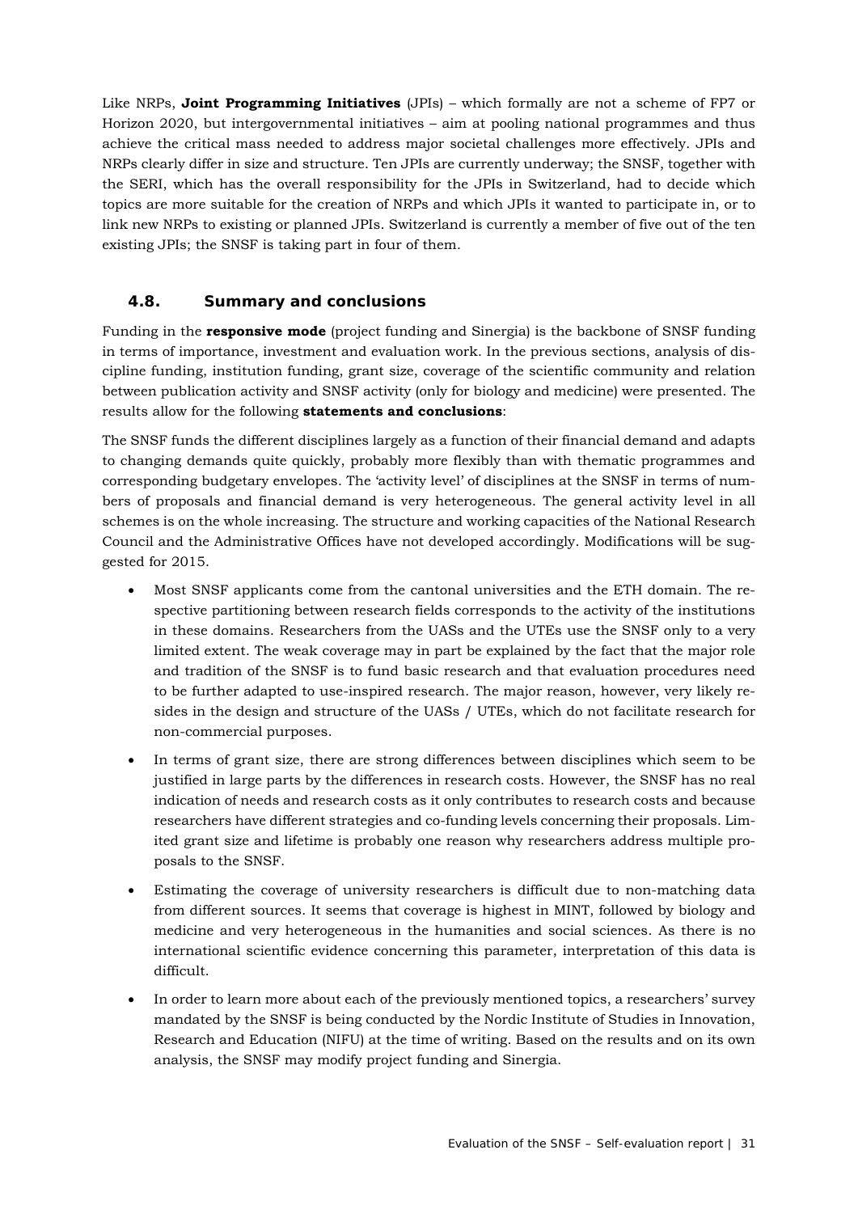Like NRPs, **Joint Programming Initiatives** (JPIs) – which formally are not a scheme of FP7 or Horizon 2020, but intergovernmental initiatives – aim at pooling national programmes and thus achieve the critical mass needed to address major societal challenges more effectively. JPIs and NRPs clearly differ in size and structure. Ten JPIs are currently underway; the SNSF, together with the SERI, which has the overall responsibility for the JPIs in Switzerland, had to decide which topics are more suitable for the creation of NRPs and which JPIs it wanted to participate in, or to link new NRPs to existing or planned JPIs. Switzerland is currently a member of five out of the ten existing JPIs; the SNSF is taking part in four of them.

### 4.8. Summary and conclusions

Funding in the **responsive mode** (project funding and Sinergia) is the backbone of SNSF funding in terms of importance, investment and evaluation work. In the previous sections, analysis of discipline funding, institution funding, grant size, coverage of the scientific community and relation between publication activity and SNSF activity (only for biology and medicine) were presented. The results allow for the following **statements and conclusions**:

The SNSF funds the different disciplines largely as a function of their financial demand and adapts to changing demands quite quickly, probably more flexibly than with thematic programmes and corresponding budgetary envelopes. The 'activity level' of disciplines at the SNSF in terms of numbers of proposals and financial demand is very heterogeneous. The general activity level in all schemes is on the whole increasing. The structure and working capacities of the National Research Council and the Administrative Offices have not developed accordingly. Modifications will be suggested for 2015.

- Most SNSF applicants come from the cantonal universities and the ETH domain. The respective partitioning between research fields corresponds to the activity of the institutions in these domains. Researchers from the UASs and the UTEs use the SNSF only to a very limited extent. The weak coverage may in part be explained by the fact that the major role and tradition of the SNSF is to fund basic research and that evaluation procedures need to be further adapted to use-inspired research. The major reason, however, very likely resides in the design and structure of the UASs / UTEs, which do not facilitate research for non-commercial purposes.
- In terms of grant size, there are strong differences between disciplines which seem to be justified in large parts by the differences in research costs. However, the SNSF has no real indication of needs and research costs as it only contributes to research costs and because researchers have different strategies and co-funding levels concerning their proposals. Limited grant size and lifetime is probably one reason why researchers address multiple proposals to the SNSF.
- Estimating the coverage of university researchers is difficult due to non-matching data from different sources. It seems that coverage is highest in MINT, followed by biology and medicine and very heterogeneous in the humanities and social sciences. As there is no international scientific evidence concerning this parameter, interpretation of this data is difficult.
- In order to learn more about each of the previously mentioned topics, a researchers' survey mandated by the SNSF is being conducted by the Nordic Institute of Studies in Innovation, Research and Education (NIFU) at the time of writing. Based on the results and on its own analysis, the SNSF may modify project funding and Sinergia.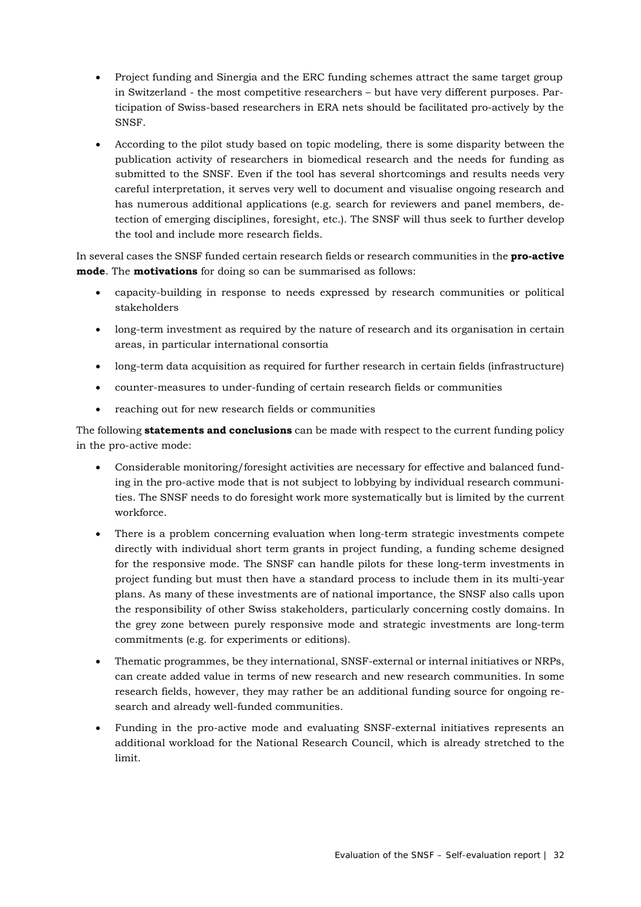- Project funding and Sinergia and the ERC funding schemes attract the same target group in Switzerland - the most competitive researchers – but have very different purposes. Participation of Swiss-based researchers in ERA nets should be facilitated pro-actively by the SNSF.
- According to the pilot study based on topic modeling, there is some disparity between the publication activity of researchers in biomedical research and the needs for funding as submitted to the SNSF. Even if the tool has several shortcomings and results needs very careful interpretation, it serves very well to document and visualise ongoing research and has numerous additional applications (e.g. search for reviewers and panel members, detection of emerging disciplines, foresight, etc.). The SNSF will thus seek to further develop the tool and include more research fields.

In several cases the SNSF funded certain research fields or research communities in the **pro-active mode**. The **motivations** for doing so can be summarised as follows:

- capacity-building in response to needs expressed by research communities or political stakeholders
- long-term investment as required by the nature of research and its organisation in certain areas, in particular international consortia
- long-term data acquisition as required for further research in certain fields (infrastructure)
- counter-measures to under-funding of certain research fields or communities
- reaching out for new research fields or communities

The following **statements and conclusions** can be made with respect to the current funding policy in the pro-active mode:

- Considerable monitoring/foresight activities are necessary for effective and balanced funding in the pro-active mode that is not subject to lobbying by individual research communities. The SNSF needs to do foresight work more systematically but is limited by the current workforce.
- There is a problem concerning evaluation when long-term strategic investments compete directly with individual short term grants in project funding, a funding scheme designed for the responsive mode. The SNSF can handle pilots for these long-term investments in project funding but must then have a standard process to include them in its multi-year plans. As many of these investments are of national importance, the SNSF also calls upon the responsibility of other Swiss stakeholders, particularly concerning costly domains. In the grey zone between purely responsive mode and strategic investments are long-term commitments (e.g. for experiments or editions).
- Thematic programmes, be they international, SNSF-external or internal initiatives or NRPs, can create added value in terms of new research and new research communities. In some research fields, however, they may rather be an additional funding source for ongoing research and already well-funded communities.
- Funding in the pro-active mode and evaluating SNSF-external initiatives represents an additional workload for the National Research Council, which is already stretched to the limit.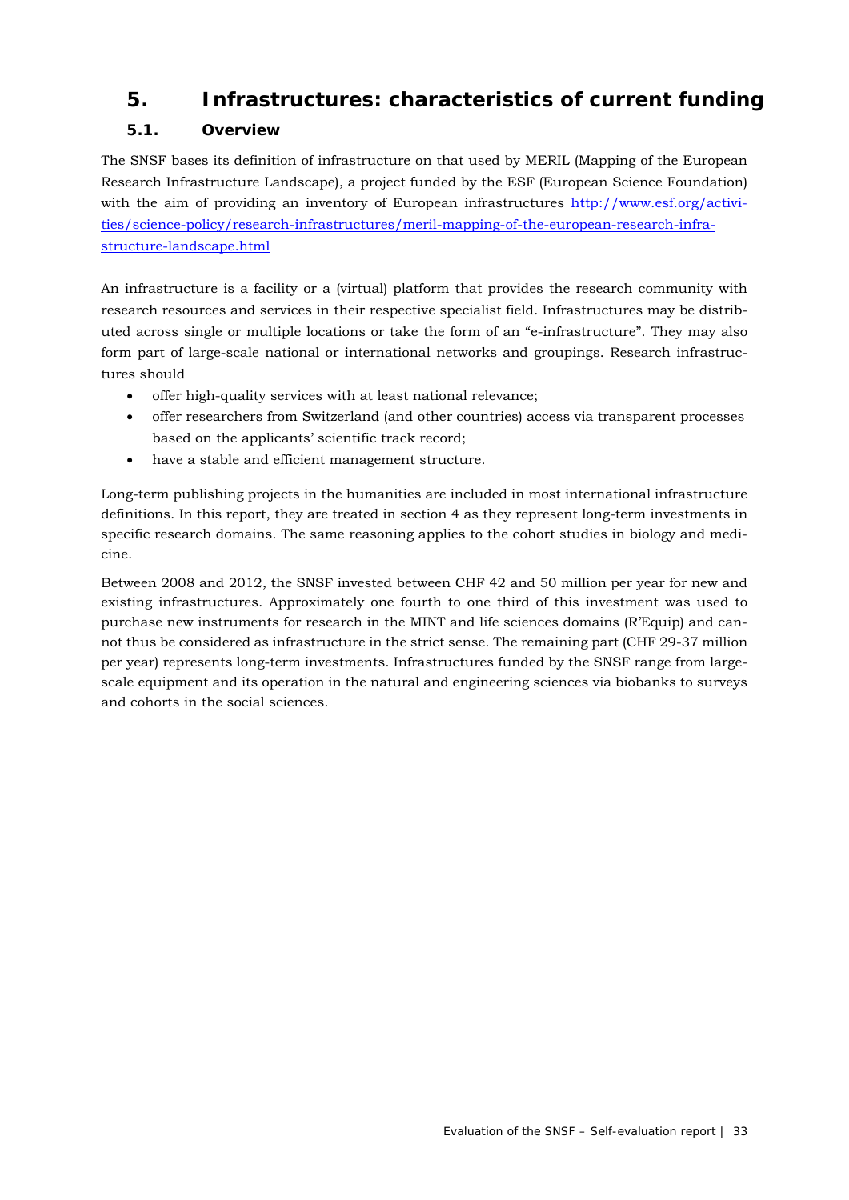# 5. Infrastructures: characteristics of current funding

## 5.1. Overview

The SNSF bases its definition of infrastructure on that used by MERIL (Mapping of the European Research Infrastructure Landscape), a project funded by the ESF (European Science Foundation) with the aim of providing an inventory of European infrastructures [http://www.esf.org/activities/science-policy/research-infrastructures/meril-mapping-of-the-european-research-infrastructure-landscape.html](http://www.esf.org/activities/science-policy/research-infrastructures/meril-mapping-of-the-european-research-infrastructure-landscape.html)

An infrastructure is a facility or a (virtual) platform that provides the research community with research resources and services in their respective specialist field. Infrastructures may be distributed across single or multiple locations or take the form of an "e-infrastructure". They may also form part of large-scale national or international networks and groupings. Research infrastructures should

- offer high-quality services with at least national relevance;
- offer researchers from Switzerland (and other countries) access via transparent processes based on the applicants' scientific track record;
- have a stable and efficient management structure.

Long-term publishing projects in the humanities are included in most international infrastructure definitions. In this report, they are treated in section 4 as they represent long-term investments in specific research domains. The same reasoning applies to the cohort studies in biology and medicine.

Between 2008 and 2012, the SNSF invested between CHF 42 and 50 million per year for new and existing infrastructures. Approximately one fourth to one third of this investment was used to purchase new instruments for research in the MINT and life sciences domains (R'Equip) and cannot thus be considered as infrastructure in the strict sense. The remaining part (CHF 29-37 million per year) represents long-term investments. Infrastructures funded by the SNSF range from large-scale equipment and its operation in the natural and engineering sciences via biobanks to surveys and cohorts in the social sciences.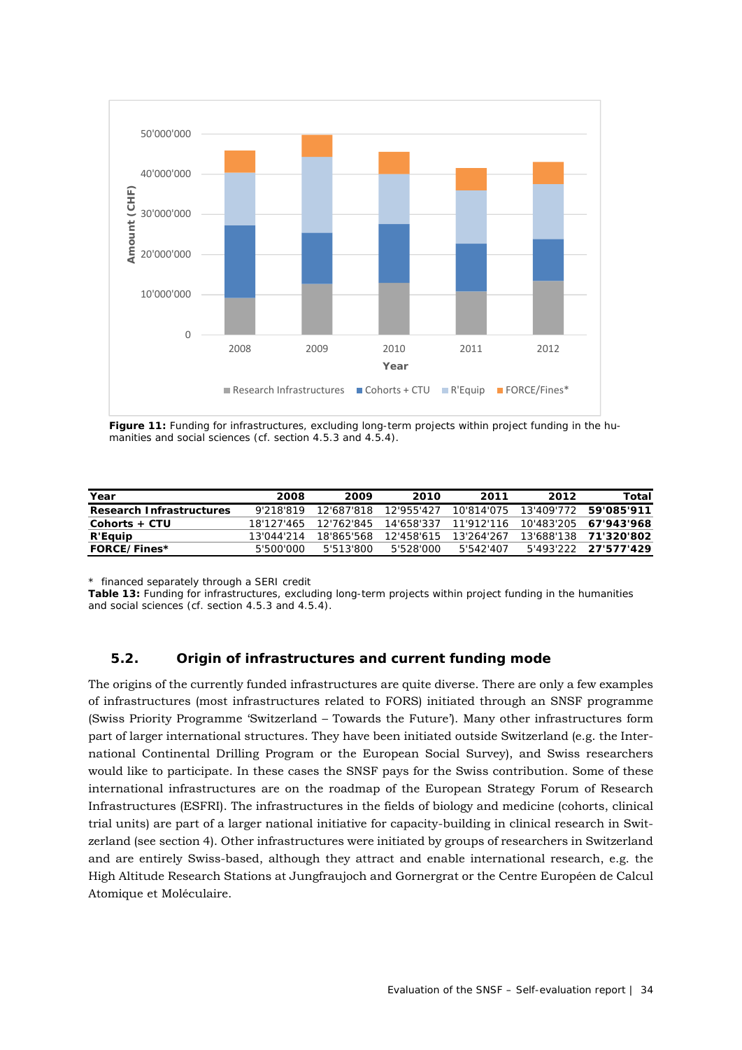**Figure 11:** Funding for infrastructures, excluding long-term projects within project funding in the humanities and social sciences (cf. section 4.5.3 and 4.5.4).

| Year | 2008 | 2009 | 2010 | 2011 | 2012 | Total |
|---|---|---|---|---|---|---|
| **Research Infrastructures** | 9'218'819 | 12'687'818 | 12'955'427 | 10'814'075 | 13'409'772 | **59'085'911** |
| **Cohorts + CTU** | 18'127'465 | 12'762'845 | 14'658'337 | 11'912'116 | 10'483'205 | **67'943'968** |
| **R'Equip** | 13'044'214 | 18'865'568 | 12'458'615 | 13'264'267 | 13'688'138 | **71'320'802** |
| **FORCE/Fines*** | 5'500'000 | 5'513'800 | 5'528'000 | 5'542'407 | 5'493'222 | **27'577'429** |

\* financed separately through a SERI credit

**Table 13:** Funding for infrastructures, excluding long-term projects within project funding in the humanities and social sciences (cf. section 4.5.3 and 4.5.4).

## 5.2. Origin of infrastructures and current funding mode

The origins of the currently funded infrastructures are quite diverse. There are only a few examples of infrastructures (most infrastructures related to FORS) initiated through an SNSF programme (Swiss Priority Programme 'Switzerland – Towards the Future'). Many other infrastructures form part of larger international structures. They have been initiated outside Switzerland (e.g. the International Continental Drilling Program or the European Social Survey), and Swiss researchers would like to participate. In these cases the SNSF pays for the Swiss contribution. Some of these international infrastructures are on the roadmap of the European Strategy Forum of Research Infrastructures (ESFRI). The infrastructures in the fields of biology and medicine (cohorts, clinical trial units) are part of a larger national initiative for capacity-building in clinical research in Switzerland (see section 4). Other infrastructures were initiated by groups of researchers in Switzerland and are entirely Swiss-based, although they attract and enable international research, e.g. the High Altitude Research Stations at Jungfraujoch and Gornergrat or the Centre Européen de Calcul Atomique et Moléculaire.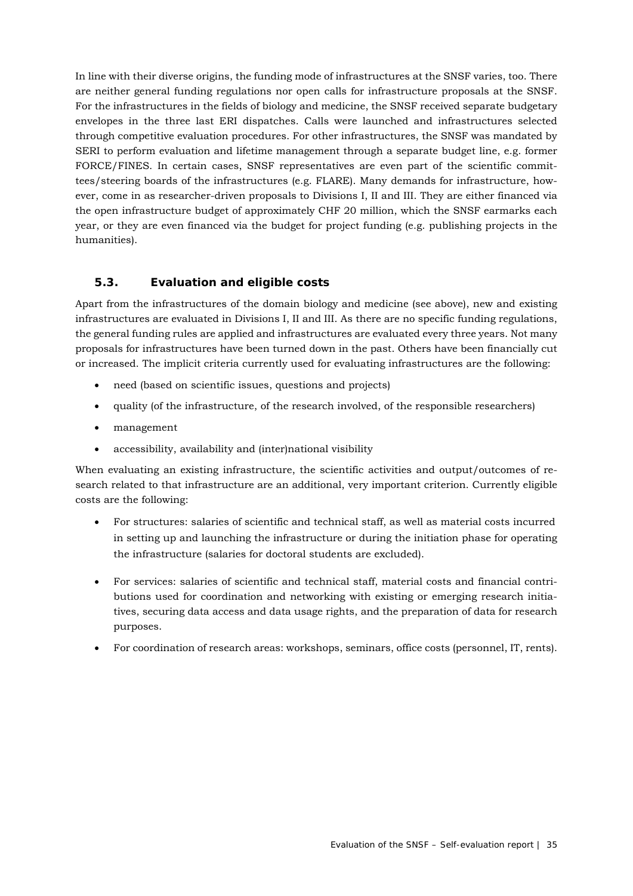In line with their diverse origins, the funding mode of infrastructures at the SNSF varies, too. There are neither general funding regulations nor open calls for infrastructure proposals at the SNSF. For the infrastructures in the fields of biology and medicine, the SNSF received separate budgetary envelopes in the three last ERI dispatches. Calls were launched and infrastructures selected through competitive evaluation procedures. For other infrastructures, the SNSF was mandated by SERI to perform evaluation and lifetime management through a separate budget line, e.g. former FORCE/FINES. In certain cases, SNSF representatives are even part of the scientific committees/steering boards of the infrastructures (e.g. FLARE). Many demands for infrastructure, however, come in as researcher-driven proposals to Divisions I, II and III. They are either financed via the open infrastructure budget of approximately CHF 20 million, which the SNSF earmarks each year, or they are even financed via the budget for project funding (e.g. publishing projects in the humanities).

### 5.3. Evaluation and eligible costs

Apart from the infrastructures of the domain biology and medicine (see above), new and existing infrastructures are evaluated in Divisions I, II and III. As there are no specific funding regulations, the general funding rules are applied and infrastructures are evaluated every three years. Not many proposals for infrastructures have been turned down in the past. Others have been financially cut or increased. The implicit criteria currently used for evaluating infrastructures are the following:

- need (based on scientific issues, questions and projects)
- quality (of the infrastructure, of the research involved, of the responsible researchers)
- management
- accessibility, availability and (inter)national visibility

When evaluating an existing infrastructure, the scientific activities and output/outcomes of research related to that infrastructure are an additional, very important criterion. Currently eligible costs are the following:

- For structures: salaries of scientific and technical staff, as well as material costs incurred in setting up and launching the infrastructure or during the initiation phase for operating the infrastructure (salaries for doctoral students are excluded).
- For services: salaries of scientific and technical staff, material costs and financial contributions used for coordination and networking with existing or emerging research initiatives, securing data access and data usage rights, and the preparation of data for research purposes.
- For coordination of research areas: workshops, seminars, office costs (personnel, IT, rents).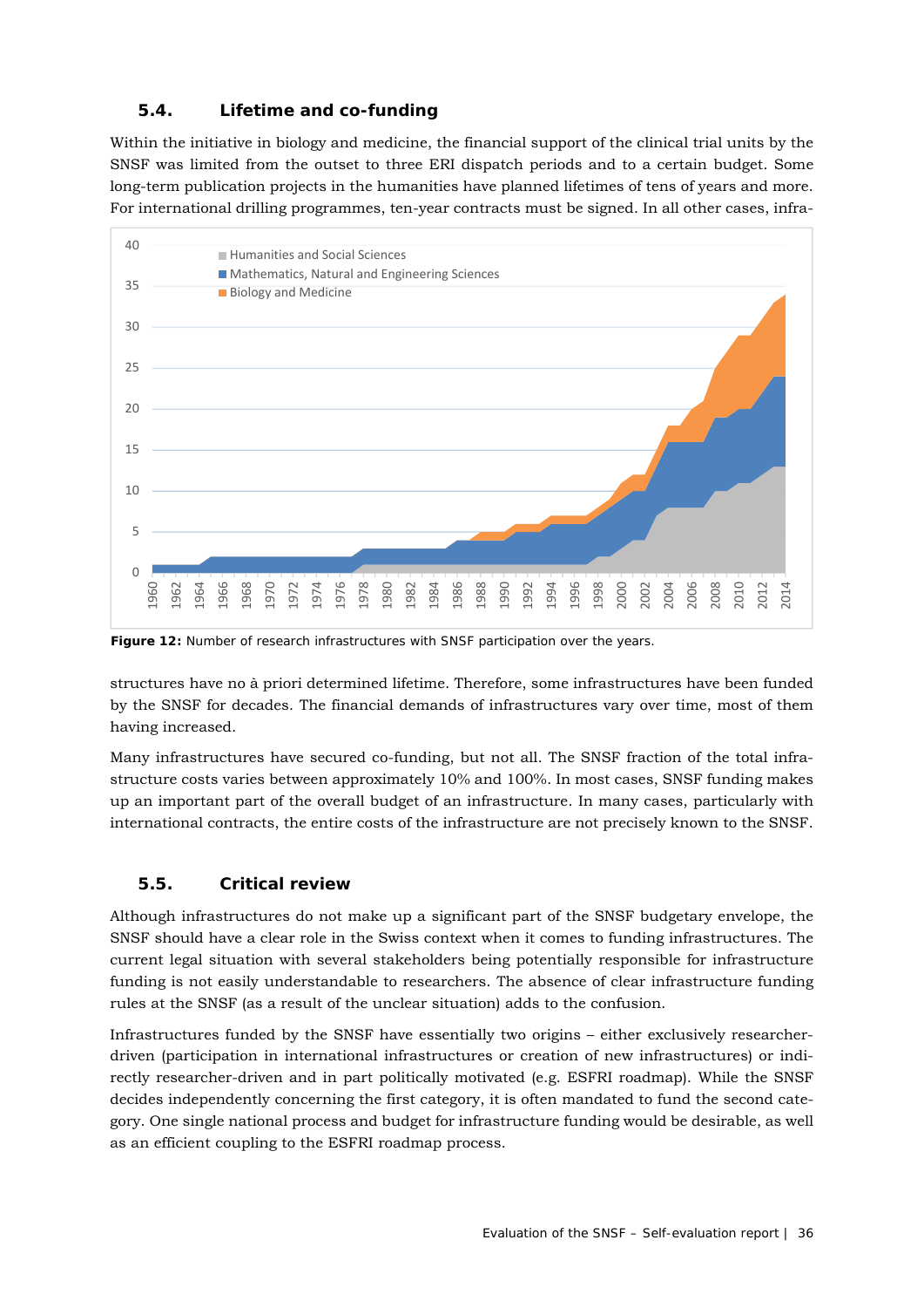### 5.4. Lifetime and co-funding

Within the initiative in biology and medicine, the financial support of the clinical trial units by the SNSF was limited from the outset to three ERI dispatch periods and to a certain budget. Some long-term publication projects in the humanities have planned lifetimes of tens of years and more. For international drilling programmes, ten-year contracts must be signed. In all other cases, infrastructures have no à priori determined lifetime. Therefore, some infrastructures have been funded by the SNSF for decades. The financial demands of infrastructures vary over time, most of them having increased.

**Figure 12:** Number of research infrastructures with SNSF participation over the years.

Many infrastructures have secured co-funding, but not all. The SNSF fraction of the total infrastructure costs varies between approximately 10% and 100%. In most cases, SNSF funding makes up an important part of the overall budget of an infrastructure. In many cases, particularly with international contracts, the entire costs of the infrastructure are not precisely known to the SNSF.

### 5.5. Critical review

Although infrastructures do not make up a significant part of the SNSF budgetary envelope, the SNSF should have a clear role in the Swiss context when it comes to funding infrastructures. The current legal situation with several stakeholders being potentially responsible for infrastructure funding is not easily understandable to researchers. The absence of clear infrastructure funding rules at the SNSF (as a result of the unclear situation) adds to the confusion.

Infrastructures funded by the SNSF have essentially two origins – either exclusively researcher-driven (participation in international infrastructures or creation of new infrastructures) or indirectly researcher-driven and in part politically motivated (e.g. ESFRI roadmap). While the SNSF decides independently concerning the first category, it is often mandated to fund the second category. One single national process and budget for infrastructure funding would be desirable, as well as an efficient coupling to the ESFRI roadmap process.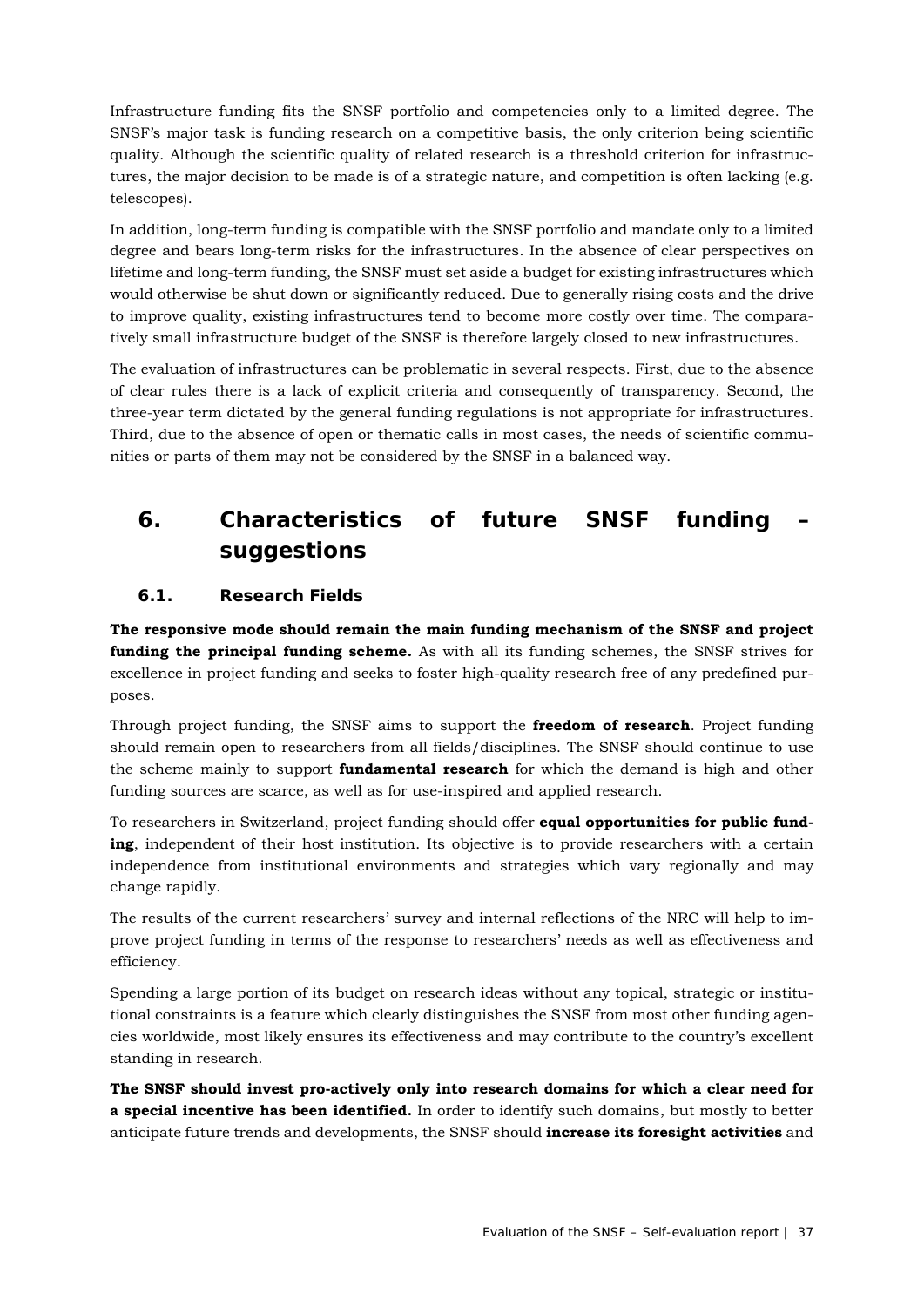Infrastructure funding fits the SNSF portfolio and competencies only to a limited degree. The SNSF's major task is funding research on a competitive basis, the only criterion being scientific quality. Although the scientific quality of related research is a threshold criterion for infrastructures, the major decision to be made is of a strategic nature, and competition is often lacking (e.g. telescopes).

In addition, long-term funding is compatible with the SNSF portfolio and mandate only to a limited degree and bears long-term risks for the infrastructures. In the absence of clear perspectives on lifetime and long-term funding, the SNSF must set aside a budget for existing infrastructures which would otherwise be shut down or significantly reduced. Due to generally rising costs and the drive to improve quality, existing infrastructures tend to become more costly over time. The comparatively small infrastructure budget of the SNSF is therefore largely closed to new infrastructures.

The evaluation of infrastructures can be problematic in several respects. First, due to the absence of clear rules there is a lack of explicit criteria and consequently of transparency. Second, the three-year term dictated by the general funding regulations is not appropriate for infrastructures. Third, due to the absence of open or thematic calls in most cases, the needs of scientific communities or parts of them may not be considered by the SNSF in a balanced way.

# 6. Characteristics of future SNSF funding – suggestions

## 6.1. Research Fields

**The responsive mode should remain the main funding mechanism of the SNSF and project funding the principal funding scheme.** As with all its funding schemes, the SNSF strives for excellence in project funding and seeks to foster high-quality research free of any predefined purposes.

Through project funding, the SNSF aims to support the **freedom of research**. Project funding should remain open to researchers from all fields/disciplines. The SNSF should continue to use the scheme mainly to support **fundamental research** for which the demand is high and other funding sources are scarce, as well as for use-inspired and applied research.

To researchers in Switzerland, project funding should offer **equal opportunities for public funding**, independent of their host institution. Its objective is to provide researchers with a certain independence from institutional environments and strategies which vary regionally and may change rapidly.

The results of the current researchers' survey and internal reflections of the NRC will help to improve project funding in terms of the response to researchers' needs as well as effectiveness and efficiency.

Spending a large portion of its budget on research ideas without any topical, strategic or institutional constraints is a feature which clearly distinguishes the SNSF from most other funding agencies worldwide, most likely ensures its effectiveness and may contribute to the country's excellent standing in research.

**The SNSF should invest pro-actively only into research domains for which a clear need for a special incentive has been identified.** In order to identify such domains, but mostly to better anticipate future trends and developments, the SNSF should **increase its foresight activities** and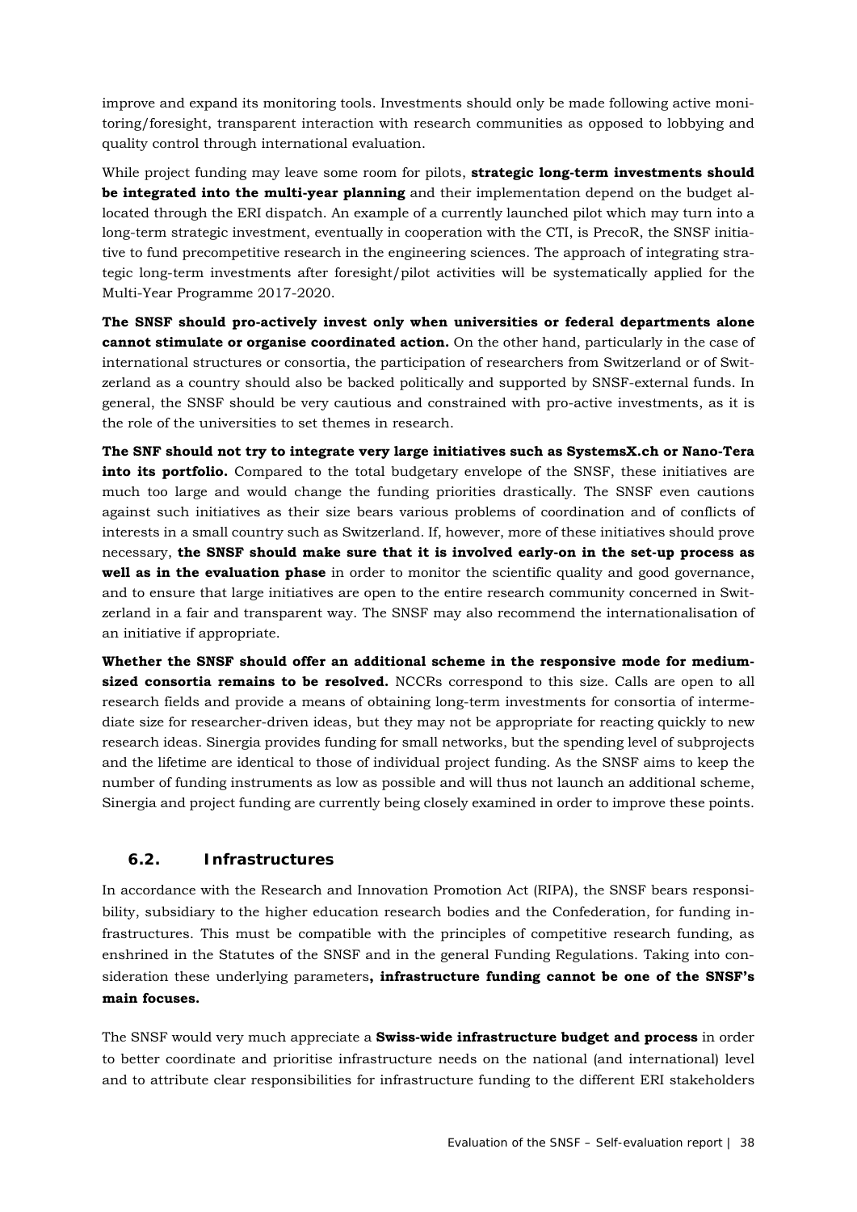improve and expand its monitoring tools. Investments should only be made following active monitoring/foresight, transparent interaction with research communities as opposed to lobbying and quality control through international evaluation.

While project funding may leave some room for pilots, **strategic long-term investments should be integrated into the multi-year planning** and their implementation depend on the budget allocated through the ERI dispatch. An example of a currently launched pilot which may turn into a long-term strategic investment, eventually in cooperation with the CTI, is PrecoR, the SNSF initiative to fund precompetitive research in the engineering sciences. The approach of integrating strategic long-term investments after foresight/pilot activities will be systematically applied for the Multi-Year Programme 2017-2020.

**The SNSF should pro-actively invest only when universities or federal departments alone cannot stimulate or organise coordinated action.** On the other hand, particularly in the case of international structures or consortia, the participation of researchers from Switzerland or of Switzerland as a country should also be backed politically and supported by SNSF-external funds. In general, the SNSF should be very cautious and constrained with pro-active investments, as it is the role of the universities to set themes in research.

**The SNF should not try to integrate very large initiatives such as SystemsX.ch or Nano-Tera into its portfolio.** Compared to the total budgetary envelope of the SNSF, these initiatives are much too large and would change the funding priorities drastically. The SNSF even cautions against such initiatives as their size bears various problems of coordination and of conflicts of interests in a small country such as Switzerland. If, however, more of these initiatives should prove necessary, **the SNSF should make sure that it is involved early-on in the set-up process as well as in the evaluation phase** in order to monitor the scientific quality and good governance, and to ensure that large initiatives are open to the entire research community concerned in Switzerland in a fair and transparent way. The SNSF may also recommend the internationalisation of an initiative if appropriate.

**Whether the SNSF should offer an additional scheme in the responsive mode for medium-sized consortia remains to be resolved.** NCCRs correspond to this size. Calls are open to all research fields and provide a means of obtaining long-term investments for consortia of intermediate size for researcher-driven ideas, but they may not be appropriate for reacting quickly to new research ideas. Sinergia provides funding for small networks, but the spending level of subprojects and the lifetime are identical to those of individual project funding. As the SNSF aims to keep the number of funding instruments as low as possible and will thus not launch an additional scheme, Sinergia and project funding are currently being closely examined in order to improve these points.

## 6.2. Infrastructures

In accordance with the Research and Innovation Promotion Act (RIPA), the SNSF bears responsibility, subsidiary to the higher education research bodies and the Confederation, for funding infrastructures. This must be compatible with the principles of competitive research funding, as enshrined in the Statutes of the SNSF and in the general Funding Regulations. Taking into consideration these underlying parameters**, infrastructure funding cannot be one of the SNSF's main focuses.**

The SNSF would very much appreciate a **Swiss-wide infrastructure budget and process** in order to better coordinate and prioritise infrastructure needs on the national (and international) level and to attribute clear responsibilities for infrastructure funding to the different ERI stakeholders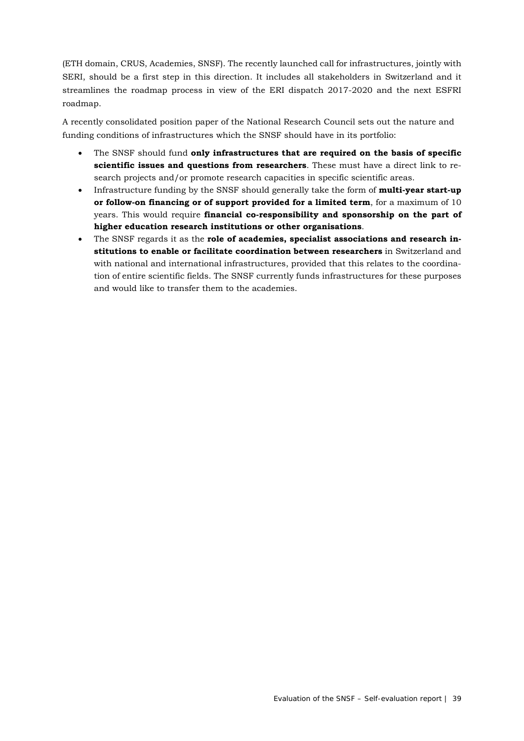(ETH domain, CRUS, Academies, SNSF). The recently launched call for infrastructures, jointly with SERI, should be a first step in this direction. It includes all stakeholders in Switzerland and it streamlines the roadmap process in view of the ERI dispatch 2017-2020 and the next ESFRI roadmap.

A recently consolidated position paper of the National Research Council sets out the nature and funding conditions of infrastructures which the SNSF should have in its portfolio:

- The SNSF should fund **only infrastructures that are required on the basis of specific scientific issues and questions from researchers**. These must have a direct link to research projects and/or promote research capacities in specific scientific areas.
- Infrastructure funding by the SNSF should generally take the form of **multi-year start-up or follow-on financing or of support provided for a limited term**, for a maximum of 10 years. This would require **financial co-responsibility and sponsorship on the part of higher education research institutions or other organisations**.
- The SNSF regards it as the **role of academies, specialist associations and research institutions to enable or facilitate coordination between researchers** in Switzerland and with national and international infrastructures, provided that this relates to the coordination of entire scientific fields. The SNSF currently funds infrastructures for these purposes and would like to transfer them to the academies.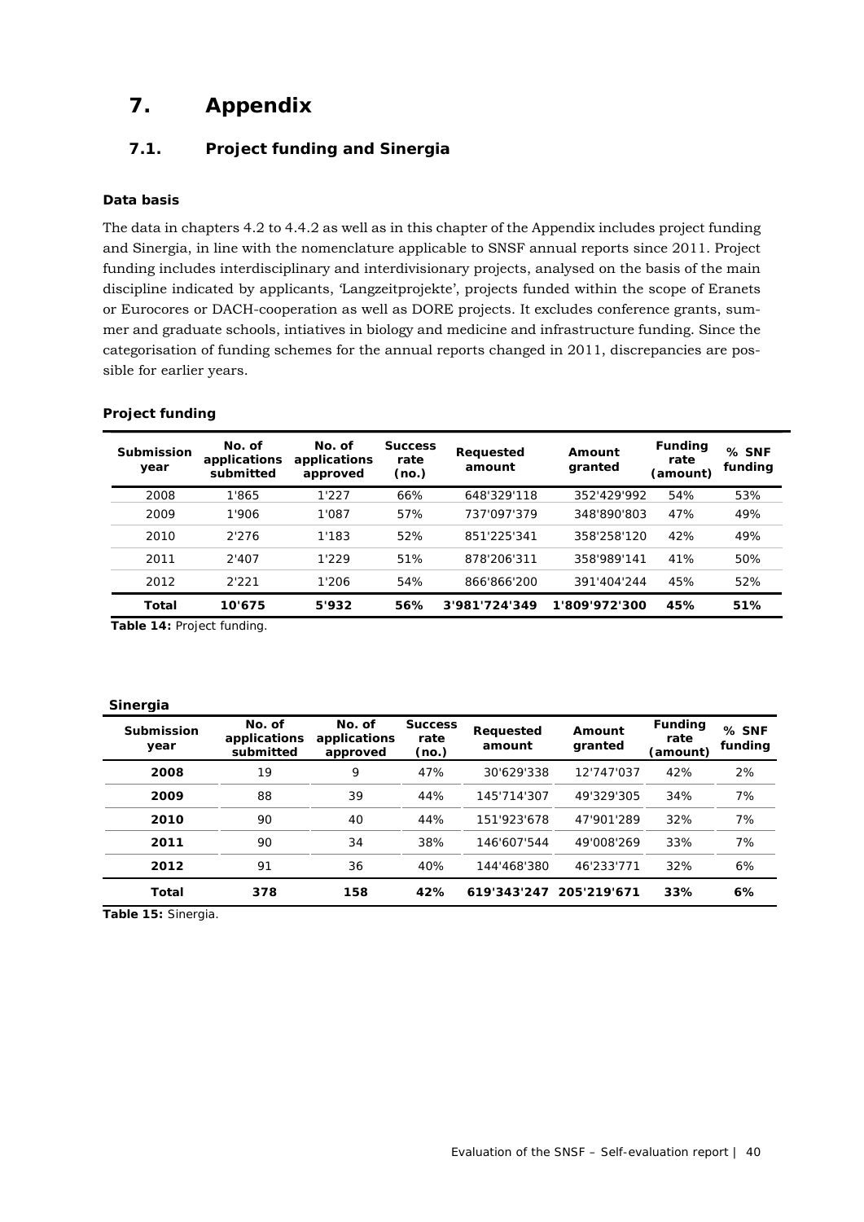# 7. Appendix

## 7.1. Project funding and Sinergia

**Data basis**

The data in chapters 4.2 to 4.4.2 as well as in this chapter of the Appendix includes project funding and Sinergia, in line with the nomenclature applicable to SNSF annual reports since 2011. Project funding includes interdisciplinary and interdivisionary projects, analysed on the basis of the main discipline indicated by applicants, 'Langzeitprojekte', projects funded within the scope of Eranets or Eurocores or DACH-cooperation as well as DORE projects. It excludes conference grants, summer and graduate schools, intiatives in biology and medicine and infrastructure funding. Since the categorisation of funding schemes for the annual reports changed in 2011, discrepancies are possible for earlier years.

**Project funding**

| Submission year | No. of applications submitted | No. of applications approved | Success rate (no.) | Requested amount | Amount granted | Funding rate (amount) | % SNF funding |
|---|---|---|---|---|---|---|---|
| 2008 | 1'865 | 1'227 | 66% | 648'329'118 | 352'429'992 | 54% | 53% |
| 2009 | 1'906 | 1'087 | 57% | 737'097'379 | 348'890'803 | 47% | 49% |
| 2010 | 2'276 | 1'183 | 52% | 851'225'341 | 358'258'120 | 42% | 49% |
| 2011 | 2'407 | 1'229 | 51% | 878'206'311 | 358'989'141 | 41% | 50% |
| 2012 | 2'221 | 1'206 | 54% | 866'866'200 | 391'404'244 | 45% | 52% |
| **Total** | **10'675** | **5'932** | **56%** | **3'981'724'349** | **1'809'972'300** | **45%** | **51%** |

**Table 14:** Project funding.

**Sinergia**

| Submission year | No. of applications submitted | No. of applications approved | Success rate (no.) | Requested amount | Amount granted | Funding rate (amount) | % SNF funding |
|---|---|---|---|---|---|---|---|
| **2008** | 19 | 9 | 47% | 30'629'338 | 12'747'037 | 42% | 2% |
| **2009** | 88 | 39 | 44% | 145'714'307 | 49'329'305 | 34% | 7% |
| **2010** | 90 | 40 | 44% | 151'923'678 | 47'901'289 | 32% | 7% |
| **2011** | 90 | 34 | 38% | 146'607'544 | 49'008'269 | 33% | 7% |
| **2012** | 91 | 36 | 40% | 144'468'380 | 46'233'771 | 32% | 6% |
| **Total** | **378** | **158** | **42%** | **619'343'247** | **205'219'671** | **33%** | **6%** |

**Table 15:** Sinergia.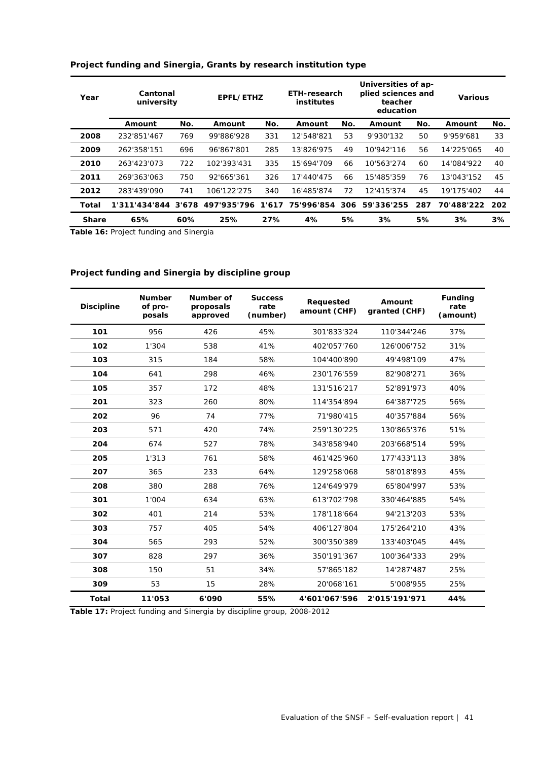**Project funding and Sinergia, Grants by research institution type**

| Year | Cantonal university | | EPFL/ETHZ | | ETH-research institutes | | Universities of applied sciences and teacher education | | Various | |
|---|---|---|---|---|---|---|---|---|---|---|
| | Amount | No. | Amount | No. | Amount | No. | Amount | No. | Amount | No. |
| **2008** | 232'851'467 | 769 | 99'886'928 | 331 | 12'548'821 | 53 | 9'930'132 | 50 | 9'959'681 | 33 |
| **2009** | 262'358'151 | 696 | 96'867'801 | 285 | 13'826'975 | 49 | 10'942'116 | 56 | 14'225'065 | 40 |
| **2010** | 263'423'073 | 722 | 102'393'431 | 335 | 15'694'709 | 66 | 10'563'274 | 60 | 14'084'922 | 40 |
| **2011** | 269'363'063 | 750 | 92'665'361 | 326 | 17'440'475 | 66 | 15'485'359 | 76 | 13'043'152 | 45 |
| **2012** | 283'439'090 | 741 | 106'122'275 | 340 | 16'485'874 | 72 | 12'415'374 | 45 | 19'175'402 | 44 |
| **Total** | **1'311'434'844** | **3'678** | **497'935'796** | **1'617** | **75'996'854** | **306** | **59'336'255** | **287** | **70'488'222** | **202** |
| **Share** | **65%** | **60%** | **25%** | **27%** | **4%** | **5%** | **3%** | **5%** | **3%** | **3%** |

**Table 16:** Project funding and Sinergia

**Project funding and Sinergia by discipline group**

| Discipline | Number of proposals | Number of proposals approved | Success rate (number) | Requested amount (CHF) | Amount granted (CHF) | Funding rate (amount) |
|---|---|---|---|---|---|---|
| **101** | 956 | 426 | 45% | 301'833'324 | 110'344'246 | 37% |
| **102** | 1'304 | 538 | 41% | 402'057'760 | 126'006'752 | 31% |
| **103** | 315 | 184 | 58% | 104'400'890 | 49'498'109 | 47% |
| **104** | 641 | 298 | 46% | 230'176'559 | 82'908'271 | 36% |
| **105** | 357 | 172 | 48% | 131'516'217 | 52'891'973 | 40% |
| **201** | 323 | 260 | 80% | 114'354'894 | 64'387'725 | 56% |
| **202** | 96 | 74 | 77% | 71'980'415 | 40'357'884 | 56% |
| **203** | 571 | 420 | 74% | 259'130'225 | 130'865'376 | 51% |
| **204** | 674 | 527 | 78% | 343'858'940 | 203'668'514 | 59% |
| **205** | 1'313 | 761 | 58% | 461'425'960 | 177'433'113 | 38% |
| **207** | 365 | 233 | 64% | 129'258'068 | 58'018'893 | 45% |
| **208** | 380 | 288 | 76% | 124'649'979 | 65'804'997 | 53% |
| **301** | 1'004 | 634 | 63% | 613'702'798 | 330'464'885 | 54% |
| **302** | 401 | 214 | 53% | 178'118'664 | 94'213'203 | 53% |
| **303** | 757 | 405 | 54% | 406'127'804 | 175'264'210 | 43% |
| **304** | 565 | 293 | 52% | 300'350'389 | 133'403'045 | 44% |
| **307** | 828 | 297 | 36% | 350'191'367 | 100'364'333 | 29% |
| **308** | 150 | 51 | 34% | 57'865'182 | 14'287'487 | 25% |
| **309** | 53 | 15 | 28% | 20'068'161 | 5'008'955 | 25% |
| **Total** | **11'053** | **6'090** | **55%** | **4'601'067'596** | **2'015'191'971** | **44%** |

**Table 17:** Project funding and Sinergia by discipline group, 2008-2012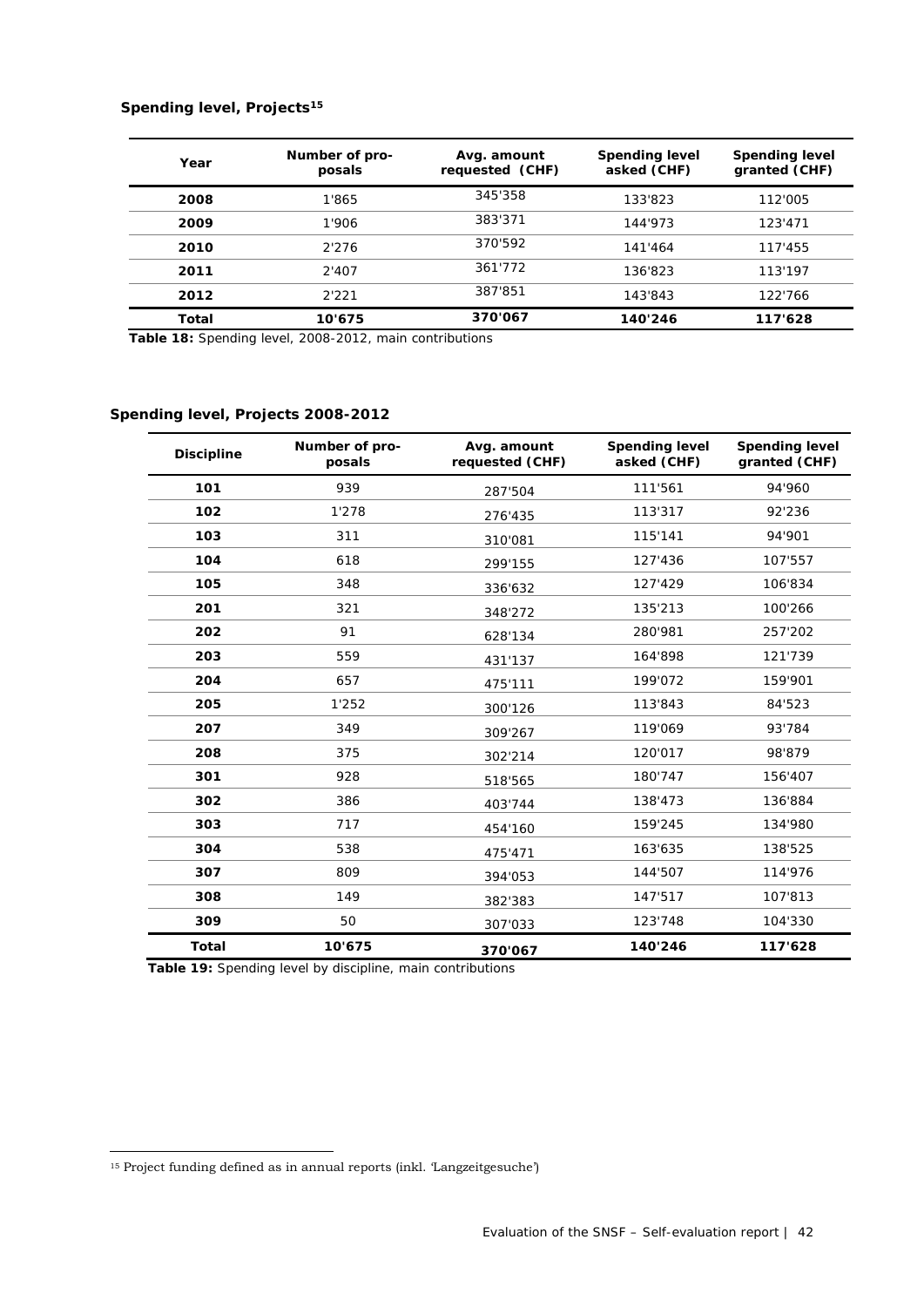**Spending level, Projects[15]**

| Year | Number of proposals | Avg. amount requested (CHF) | Spending level asked (CHF) | Spending level granted (CHF) |
|---|---|---|---|---|
| **2008** | 1'865 | 345'358 | 133'823 | 112'005 |
| **2009** | 1'906 | 383'371 | 144'973 | 123'471 |
| **2010** | 2'276 | 370'592 | 141'464 | 117'455 |
| **2011** | 2'407 | 361'772 | 136'823 | 113'197 |
| **2012** | 2'221 | 387'851 | 143'843 | 122'766 |
| **Total** | **10'675** | **370'067** | **140'246** | **117'628** |

**Table 18:** Spending level, 2008-2012, main contributions

**Spending level, Projects 2008-2012**

| Discipline | Number of proposals | Avg. amount requested (CHF) | Spending level asked (CHF) | Spending level granted (CHF) |
|---|---|---|---|---|
| **101** | 939 | 287'504 | 111'561 | 94'960 |
| **102** | 1'278 | 276'435 | 113'317 | 92'236 |
| **103** | 311 | 310'081 | 115'141 | 94'901 |
| **104** | 618 | 299'155 | 127'436 | 107'557 |
| **105** | 348 | 336'632 | 127'429 | 106'834 |
| **201** | 321 | 348'272 | 135'213 | 100'266 |
| **202** | 91 | 628'134 | 280'981 | 257'202 |
| **203** | 559 | 431'137 | 164'898 | 121'739 |
| **204** | 657 | 475'111 | 199'072 | 159'901 |
| **205** | 1'252 | 300'126 | 113'843 | 84'523 |
| **207** | 349 | 309'267 | 119'069 | 93'784 |
| **208** | 375 | 302'214 | 120'017 | 98'879 |
| **301** | 928 | 518'565 | 180'747 | 156'407 |
| **302** | 386 | 403'744 | 138'473 | 136'884 |
| **303** | 717 | 454'160 | 159'245 | 134'980 |
| **304** | 538 | 475'471 | 163'635 | 138'525 |
| **307** | 809 | 394'053 | 144'507 | 114'976 |
| **308** | 149 | 382'383 | 147'517 | 107'813 |
| **309** | 50 | 307'033 | 123'748 | 104'330 |
| **Total** | **10'675** | **370'067** | **140'246** | **117'628** |

**Table 19:** Spending level by discipline, main contributions

[15] Project funding defined as in annual reports (inkl. 'Langzeitgesuche')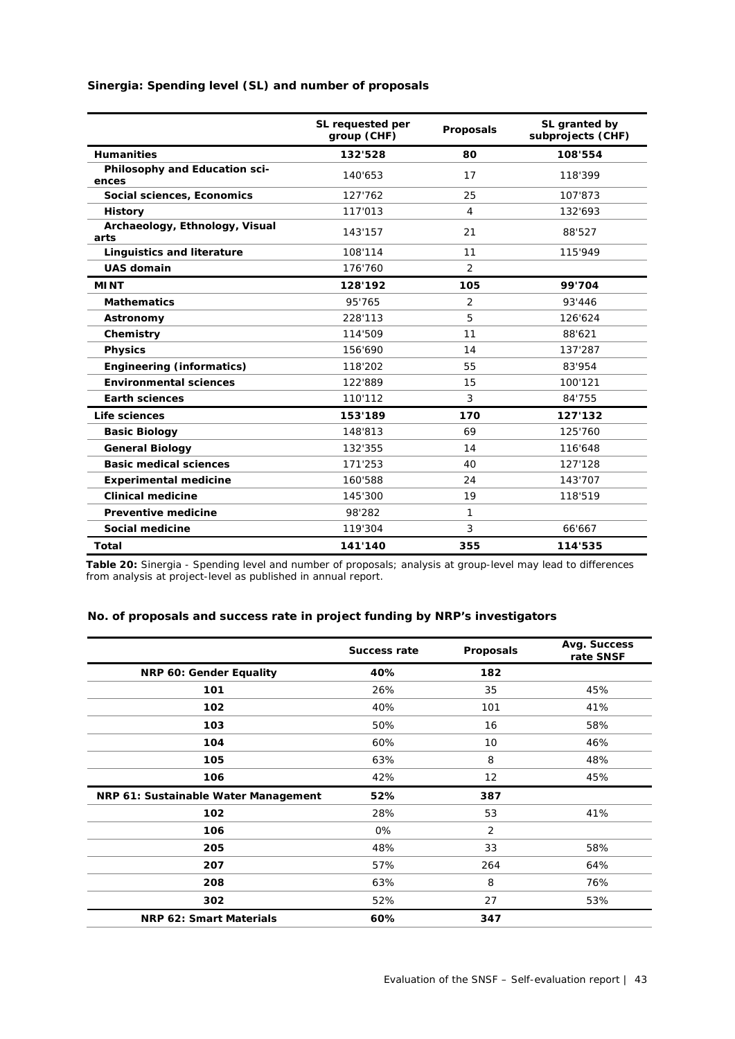### Sinergia: Spending level (SL) and number of proposals

| | SL requested per group (CHF) | Proposals | SL granted by subprojects (CHF) |
|---|---|---|---|
| **Humanities** | **132'528** | **80** | **108'554** |
| **Philosophy and Education sciences** | 140'653 | 17 | 118'399 |
| **Social sciences, Economics** | 127'762 | 25 | 107'873 |
| **History** | 117'013 | 4 | 132'693 |
| **Archaeology, Ethnology, Visual arts** | 143'157 | 21 | 88'527 |
| **Linguistics and literature** | 108'114 | 11 | 115'949 |
| **UAS domain** | 176'760 | 2 | |
| **MINT** | **128'192** | **105** | **99'704** |
| **Mathematics** | 95'765 | 2 | 93'446 |
| **Astronomy** | 228'113 | 5 | 126'624 |
| **Chemistry** | 114'509 | 11 | 88'621 |
| **Physics** | 156'690 | 14 | 137'287 |
| **Engineering (informatics)** | 118'202 | 55 | 83'954 |
| **Environmental sciences** | 122'889 | 15 | 100'121 |
| **Earth sciences** | 110'112 | 3 | 84'755 |
| **Life sciences** | **153'189** | **170** | **127'132** |
| **Basic Biology** | 148'813 | 69 | 125'760 |
| **General Biology** | 132'355 | 14 | 116'648 |
| **Basic medical sciences** | 171'253 | 40 | 127'128 |
| **Experimental medicine** | 160'588 | 24 | 143'707 |
| **Clinical medicine** | 145'300 | 19 | 118'519 |
| **Preventive medicine** | 98'282 | 1 | |
| **Social medicine** | 119'304 | 3 | 66'667 |
| **Total** | **141'140** | **355** | **114'535** |

**Table 20:** Sinergia - Spending level and number of proposals; analysis at group-level may lead to differences from analysis at project-level as published in annual report.

### No. of proposals and success rate in project funding by NRP's investigators

| | Success rate | Proposals | Avg. Success rate SNSF |
|---|---|---|---|
| **NRP 60: Gender Equality** | **40%** | **182** | |
| **101** | 26% | 35 | 45% |
| **102** | 40% | 101 | 41% |
| **103** | 50% | 16 | 58% |
| **104** | 60% | 10 | 46% |
| **105** | 63% | 8 | 48% |
| **106** | 42% | 12 | 45% |
| **NRP 61: Sustainable Water Management** | **52%** | **387** | |
| **102** | 28% | 53 | 41% |
| **106** | 0% | 2 | |
| **205** | 48% | 33 | 58% |
| **207** | 57% | 264 | 64% |
| **208** | 63% | 8 | 76% |
| **302** | 52% | 27 | 53% |
| **NRP 62: Smart Materials** | **60%** | **347** | |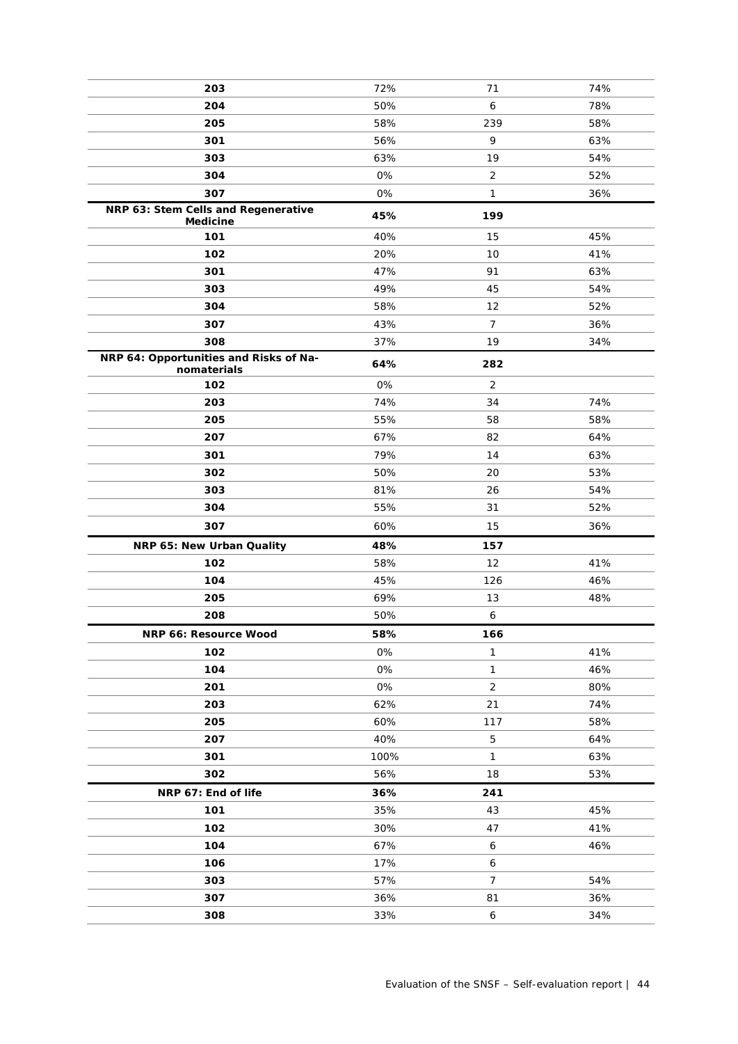| | | | |
|---|---|---|---|
| **203** | 72% | 71 | 74% |
| **204** | 50% | 6 | 78% |
| **205** | 58% | 239 | 58% |
| **301** | 56% | 9 | 63% |
| **303** | 63% | 19 | 54% |
| **304** | 0% | 2 | 52% |
| **307** | 0% | 1 | 36% |
| **NRP 63: Stem Cells and Regenerative Medicine** | **45%** | **199** | |
| **101** | 40% | 15 | 45% |
| **102** | 20% | 10 | 41% |
| **301** | 47% | 91 | 63% |
| **303** | 49% | 45 | 54% |
| **304** | 58% | 12 | 52% |
| **307** | 43% | 7 | 36% |
| **308** | 37% | 19 | 34% |
| **NRP 64: Opportunities and Risks of Nanomaterials** | **64%** | **282** | |
| **102** | 0% | 2 | |
| **203** | 74% | 34 | 74% |
| **205** | 55% | 58 | 58% |
| **207** | 67% | 82 | 64% |
| **301** | 79% | 14 | 63% |
| **302** | 50% | 20 | 53% |
| **303** | 81% | 26 | 54% |
| **304** | 55% | 31 | 52% |
| **307** | 60% | 15 | 36% |
| **NRP 65: New Urban Quality** | **48%** | **157** | |
| **102** | 58% | 12 | 41% |
| **104** | 45% | 126 | 46% |
| **205** | 69% | 13 | 48% |
| **208** | 50% | 6 | |
| **NRP 66: Resource Wood** | **58%** | **166** | |
| **102** | 0% | 1 | 41% |
| **104** | 0% | 1 | 46% |
| **201** | 0% | 2 | 80% |
| **203** | 62% | 21 | 74% |
| **205** | 60% | 117 | 58% |
| **207** | 40% | 5 | 64% |
| **301** | 100% | 1 | 63% |
| **302** | 56% | 18 | 53% |
| **NRP 67: End of life** | **36%** | **241** | |
| **101** | 35% | 43 | 45% |
| **102** | 30% | 47 | 41% |
| **104** | 67% | 6 | 46% |
| **106** | 17% | 6 | |
| **303** | 57% | 7 | 54% |
| **307** | 36% | 81 | 36% |
| **308** | 33% | 6 | 34% |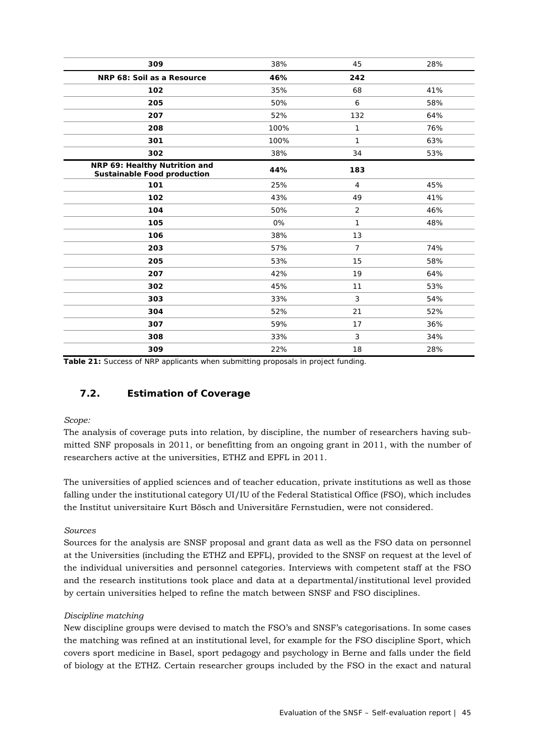| | | | |
|---|---|---|---|
| **309** | 38% | 45 | 28% |
| **NRP 68: Soil as a Resource** | **46%** | **242** | |
| **102** | 35% | 68 | 41% |
| **205** | 50% | 6 | 58% |
| **207** | 52% | 132 | 64% |
| **208** | 100% | 1 | 76% |
| **301** | 100% | 1 | 63% |
| **302** | 38% | 34 | 53% |
| **NRP 69: Healthy Nutrition and Sustainable Food production** | **44%** | **183** | |
| **101** | 25% | 4 | 45% |
| **102** | 43% | 49 | 41% |
| **104** | 50% | 2 | 46% |
| **105** | 0% | 1 | 48% |
| **106** | 38% | 13 | |
| **203** | 57% | 7 | 74% |
| **205** | 53% | 15 | 58% |
| **207** | 42% | 19 | 64% |
| **302** | 45% | 11 | 53% |
| **303** | 33% | 3 | 54% |
| **304** | 52% | 21 | 52% |
| **307** | 59% | 17 | 36% |
| **308** | 33% | 3 | 34% |
| **309** | 22% | 18 | 28% |

**Table 21:** Success of NRP applicants when submitting proposals in project funding.

## 7.2. Estimation of Coverage

*Scope:*

The analysis of coverage puts into relation, by discipline, the number of researchers having submitted SNF proposals in 2011, or benefitting from an ongoing grant in 2011, with the number of researchers active at the universities, ETHZ and EPFL in 2011.

The universities of applied sciences and of teacher education, private institutions as well as those falling under the institutional category UI/IU of the Federal Statistical Office (FSO), which includes the Institut universitaire Kurt Bösch and Universitäre Fernstudien, were not considered.

*Sources*

Sources for the analysis are SNSF proposal and grant data as well as the FSO data on personnel at the Universities (including the ETHZ and EPFL), provided to the SNSF on request at the level of the individual universities and personnel categories. Interviews with competent staff at the FSO and the research institutions took place and data at a departmental/institutional level provided by certain universities helped to refine the match between SNSF and FSO disciplines.

*Discipline matching*

New discipline groups were devised to match the FSO's and SNSF's categorisations. In some cases the matching was refined at an institutional level, for example for the FSO discipline Sport, which covers sport medicine in Basel, sport pedagogy and psychology in Berne and falls under the field of biology at the ETHZ. Certain researcher groups included by the FSO in the exact and natural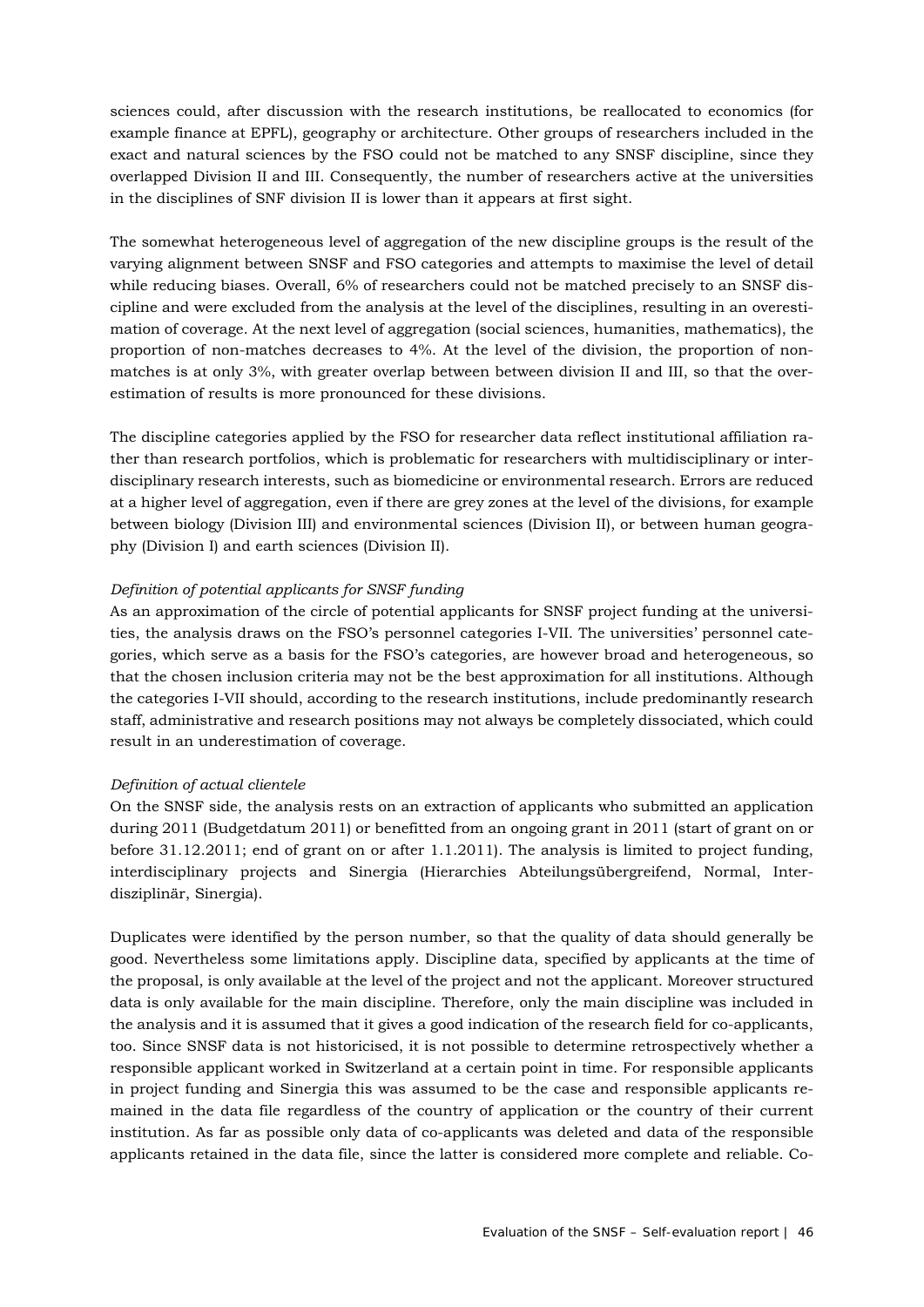sciences could, after discussion with the research institutions, be reallocated to economics (for example finance at EPFL), geography or architecture. Other groups of researchers included in the exact and natural sciences by the FSO could not be matched to any SNSF discipline, since they overlapped Division II and III. Consequently, the number of researchers active at the universities in the disciplines of SNF division II is lower than it appears at first sight.

The somewhat heterogeneous level of aggregation of the new discipline groups is the result of the varying alignment between SNSF and FSO categories and attempts to maximise the level of detail while reducing biases. Overall, 6% of researchers could not be matched precisely to an SNSF discipline and were excluded from the analysis at the level of the disciplines, resulting in an overestimation of coverage. At the next level of aggregation (social sciences, humanities, mathematics), the proportion of non-matches decreases to 4%. At the level of the division, the proportion of non-matches is at only 3%, with greater overlap between between division II and III, so that the overestimation of results is more pronounced for these divisions.

The discipline categories applied by the FSO for researcher data reflect institutional affiliation rather than research portfolios, which is problematic for researchers with multidisciplinary or interdisciplinary research interests, such as biomedicine or environmental research. Errors are reduced at a higher level of aggregation, even if there are grey zones at the level of the divisions, for example between biology (Division III) and environmental sciences (Division II), or between human geography (Division I) and earth sciences (Division II).

*Definition of potential applicants for SNSF funding*

As an approximation of the circle of potential applicants for SNSF project funding at the universities, the analysis draws on the FSO's personnel categories I-VII. The universities' personnel categories, which serve as a basis for the FSO's categories, are however broad and heterogeneous, so that the chosen inclusion criteria may not be the best approximation for all institutions. Although the categories I-VII should, according to the research institutions, include predominantly research staff, administrative and research positions may not always be completely dissociated, which could result in an underestimation of coverage.

*Definition of actual clientele*

On the SNSF side, the analysis rests on an extraction of applicants who submitted an application during 2011 (Budgetdatum 2011) or benefitted from an ongoing grant in 2011 (start of grant on or before 31.12.2011; end of grant on or after 1.1.2011). The analysis is limited to project funding, interdisciplinary projects and Sinergia (Hierarchies Abteilungsübergreifend, Normal, Interdisziplinär, Sinergia).

Duplicates were identified by the person number, so that the quality of data should generally be good. Nevertheless some limitations apply. Discipline data, specified by applicants at the time of the proposal, is only available at the level of the project and not the applicant. Moreover structured data is only available for the main discipline. Therefore, only the main discipline was included in the analysis and it is assumed that it gives a good indication of the research field for co-applicants, too. Since SNSF data is not historicised, it is not possible to determine retrospectively whether a responsible applicant worked in Switzerland at a certain point in time. For responsible applicants in project funding and Sinergia this was assumed to be the case and responsible applicants remained in the data file regardless of the country of application or the country of their current institution. As far as possible only data of co-applicants was deleted and data of the responsible applicants retained in the data file, since the latter is considered more complete and reliable. Co-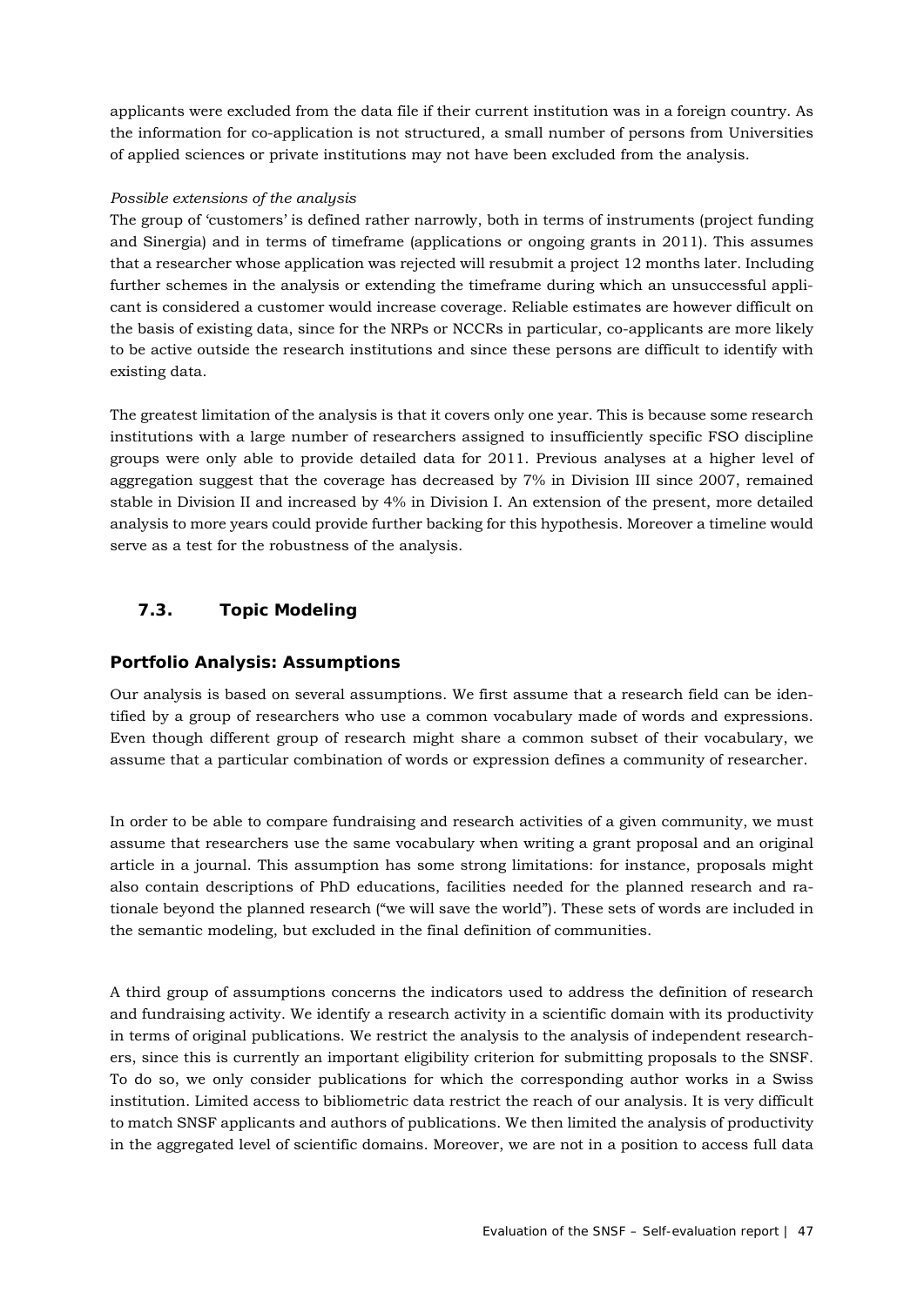applicants were excluded from the data file if their current institution was in a foreign country. As the information for co-application is not structured, a small number of persons from Universities of applied sciences or private institutions may not have been excluded from the analysis.

*Possible extensions of the analysis*

The group of 'customers' is defined rather narrowly, both in terms of instruments (project funding and Sinergia) and in terms of timeframe (applications or ongoing grants in 2011). This assumes that a researcher whose application was rejected will resubmit a project 12 months later. Including further schemes in the analysis or extending the timeframe during which an unsuccessful applicant is considered a customer would increase coverage. Reliable estimates are however difficult on the basis of existing data, since for the NRPs or NCCRs in particular, co-applicants are more likely to be active outside the research institutions and since these persons are difficult to identify with existing data.

The greatest limitation of the analysis is that it covers only one year. This is because some research institutions with a large number of researchers assigned to insufficiently specific FSO discipline groups were only able to provide detailed data for 2011. Previous analyses at a higher level of aggregation suggest that the coverage has decreased by 7% in Division III since 2007, remained stable in Division II and increased by 4% in Division I. An extension of the present, more detailed analysis to more years could provide further backing for this hypothesis. Moreover a timeline would serve as a test for the robustness of the analysis.

## 7.3. Topic Modeling

### Portfolio Analysis: Assumptions

Our analysis is based on several assumptions. We first assume that a research field can be identified by a group of researchers who use a common vocabulary made of words and expressions. Even though different group of research might share a common subset of their vocabulary, we assume that a particular combination of words or expression defines a community of researcher.

In order to be able to compare fundraising and research activities of a given community, we must assume that researchers use the same vocabulary when writing a grant proposal and an original article in a journal. This assumption has some strong limitations: for instance, proposals might also contain descriptions of PhD educations, facilities needed for the planned research and rationale beyond the planned research ("we will save the world"). These sets of words are included in the semantic modeling, but excluded in the final definition of communities.

A third group of assumptions concerns the indicators used to address the definition of research and fundraising activity. We identify a research activity in a scientific domain with its productivity in terms of original publications. We restrict the analysis to the analysis of independent researchers, since this is currently an important eligibility criterion for submitting proposals to the SNSF. To do so, we only consider publications for which the corresponding author works in a Swiss institution. Limited access to bibliometric data restrict the reach of our analysis. It is very difficult to match SNSF applicants and authors of publications. We then limited the analysis of productivity in the aggregated level of scientific domains. Moreover, we are not in a position to access full data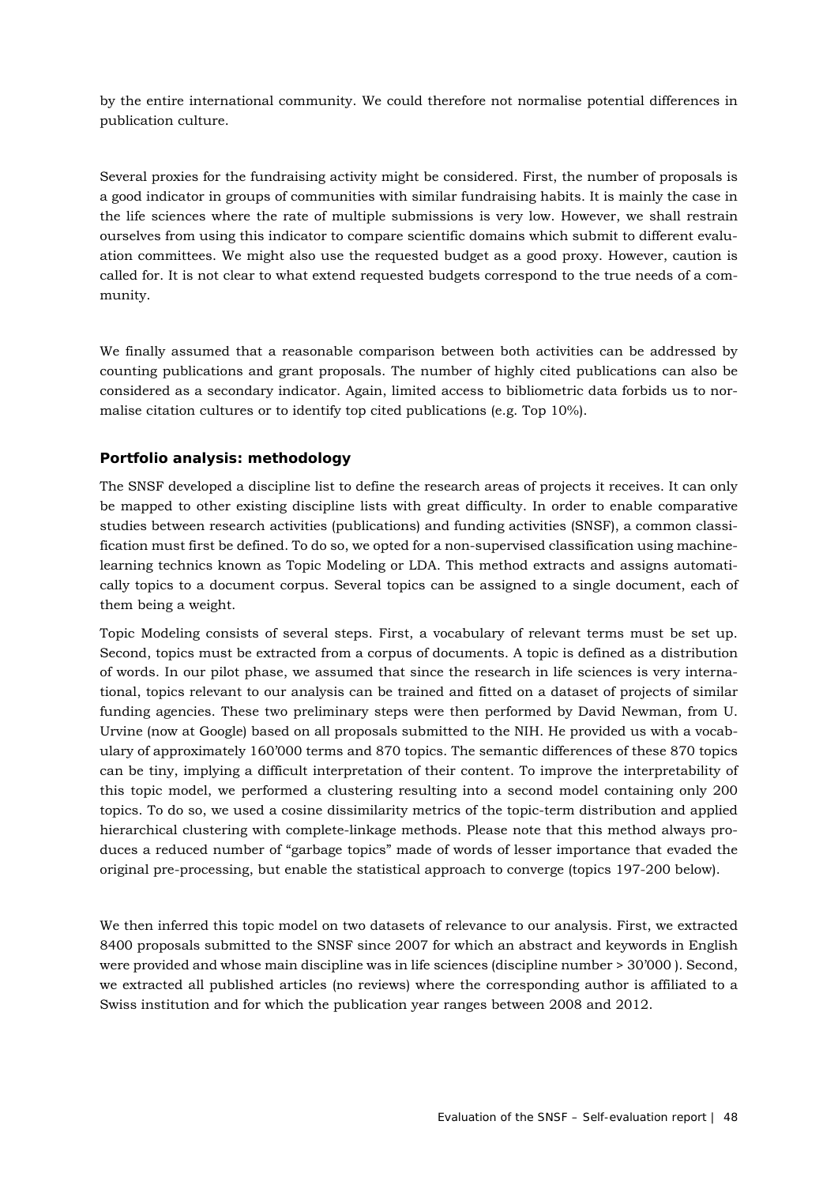by the entire international community. We could therefore not normalise potential differences in publication culture.

Several proxies for the fundraising activity might be considered. First, the number of proposals is a good indicator in groups of communities with similar fundraising habits. It is mainly the case in the life sciences where the rate of multiple submissions is very low. However, we shall restrain ourselves from using this indicator to compare scientific domains which submit to different evaluation committees. We might also use the requested budget as a good proxy. However, caution is called for. It is not clear to what extend requested budgets correspond to the true needs of a community.

We finally assumed that a reasonable comparison between both activities can be addressed by counting publications and grant proposals. The number of highly cited publications can also be considered as a secondary indicator. Again, limited access to bibliometric data forbids us to normalise citation cultures or to identify top cited publications (e.g. Top 10%).

### Portfolio analysis: methodology

The SNSF developed a discipline list to define the research areas of projects it receives. It can only be mapped to other existing discipline lists with great difficulty. In order to enable comparative studies between research activities (publications) and funding activities (SNSF), a common classification must first be defined. To do so, we opted for a non-supervised classification using machine-learning technics known as Topic Modeling or LDA. This method extracts and assigns automatically topics to a document corpus. Several topics can be assigned to a single document, each of them being a weight.

Topic Modeling consists of several steps. First, a vocabulary of relevant terms must be set up. Second, topics must be extracted from a corpus of documents. A topic is defined as a distribution of words. In our pilot phase, we assumed that since the research in life sciences is very international, topics relevant to our analysis can be trained and fitted on a dataset of projects of similar funding agencies. These two preliminary steps were then performed by David Newman, from U. Urvine (now at Google) based on all proposals submitted to the NIH. He provided us with a vocabulary of approximately 160'000 terms and 870 topics. The semantic differences of these 870 topics can be tiny, implying a difficult interpretation of their content. To improve the interpretability of this topic model, we performed a clustering resulting into a second model containing only 200 topics. To do so, we used a cosine dissimilarity metrics of the topic-term distribution and applied hierarchical clustering with complete-linkage methods. Please note that this method always produces a reduced number of "garbage topics" made of words of lesser importance that evaded the original pre-processing, but enable the statistical approach to converge (topics 197-200 below).

We then inferred this topic model on two datasets of relevance to our analysis. First, we extracted 8400 proposals submitted to the SNSF since 2007 for which an abstract and keywords in English were provided and whose main discipline was in life sciences (discipline number > 30'000 ). Second, we extracted all published articles (no reviews) where the corresponding author is affiliated to a Swiss institution and for which the publication year ranges between 2008 and 2012.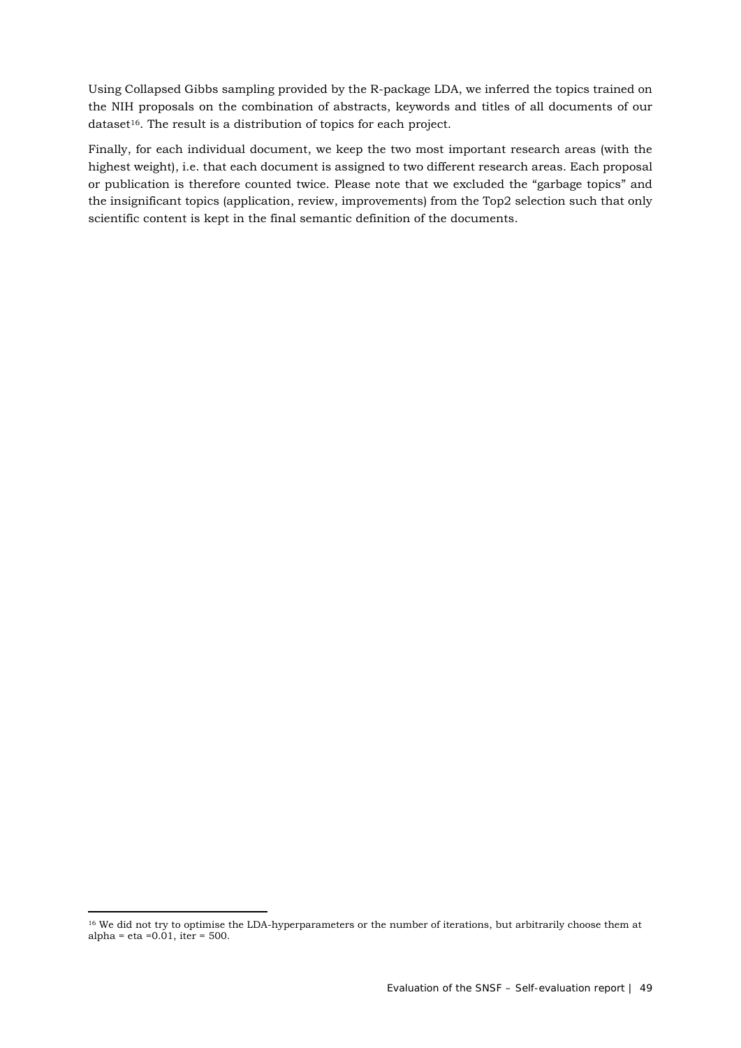Using Collapsed Gibbs sampling provided by the R-package LDA, we inferred the topics trained on the NIH proposals on the combination of abstracts, keywords and titles of all documents of our dataset[16]. The result is a distribution of topics for each project.

Finally, for each individual document, we keep the two most important research areas (with the highest weight), i.e. that each document is assigned to two different research areas. Each proposal or publication is therefore counted twice. Please note that we excluded the "garbage topics" and the insignificant topics (application, review, improvements) from the Top2 selection such that only scientific content is kept in the final semantic definition of the documents.

[16] We did not try to optimise the LDA-hyperparameters or the number of iterations, but arbitrarily choose them at alpha = eta =0.01, iter = 500.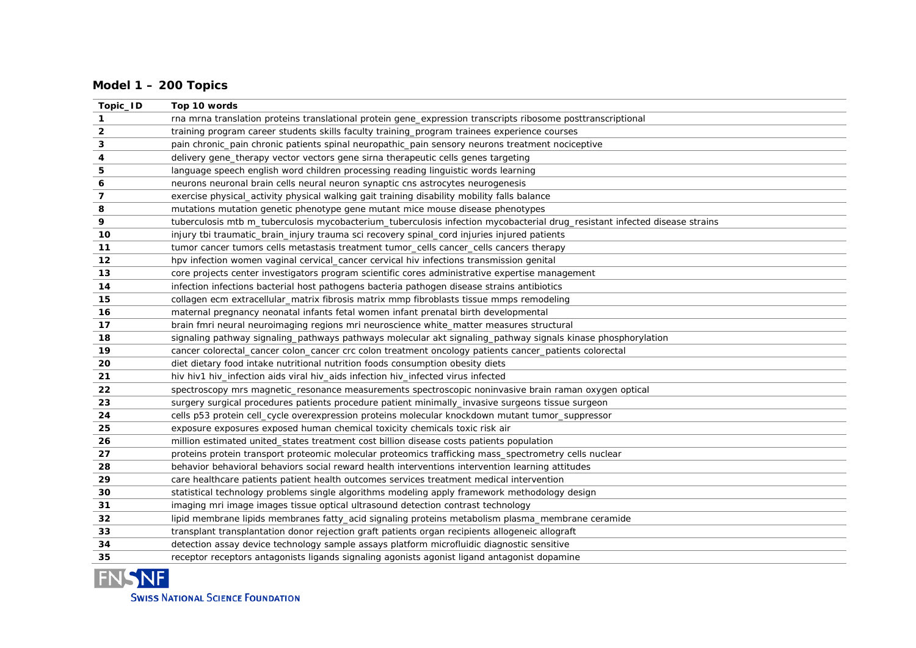### Model 1 – 200 Topics

| Topic_ID | Top 10 words |
|---|---|
| 1 | rna mrna translation proteins translational protein gene_expression transcripts ribosome posttranscriptional |
| 2 | training program career students skills faculty training_program trainees experience courses |
| 3 | pain chronic_pain chronic patients spinal neuropathic_pain sensory neurons treatment nociceptive |
| 4 | delivery gene_therapy vector vectors gene sirna therapeutic cells genes targeting |
| 5 | language speech english word children processing reading linguistic words learning |
| 6 | neurons neuronal brain cells neural neuron synaptic cns astrocytes neurogenesis |
| 7 | exercise physical_activity physical walking gait training disability mobility falls balance |
| 8 | mutations mutation genetic phenotype gene mutant mice mouse disease phenotypes |
| 9 | tuberculosis mtb m_tuberculosis mycobacterium_tuberculosis infection mycobacterial drug_resistant infected disease strains |
| 10 | injury tbi traumatic_brain_injury trauma sci recovery spinal_cord injuries injured patients |
| 11 | tumor cancer tumors cells metastasis treatment tumor_cells cancer_cells cancers therapy |
| 12 | hpv infection women vaginal cervical_cancer cervical hiv infections transmission genital |
| 13 | core projects center investigators program scientific cores administrative expertise management |
| 14 | infection infections bacterial host pathogens bacteria pathogen disease strains antibiotics |
| 15 | collagen ecm extracellular_matrix fibrosis matrix mmp fibroblasts tissue mmps remodeling |
| 16 | maternal pregnancy neonatal infants fetal women infant prenatal birth developmental |
| 17 | brain fmri neural neuroimaging regions mri neuroscience white_matter measures structural |
| 18 | signaling pathway signaling_pathways pathways molecular akt signaling_pathway signals kinase phosphorylation |
| 19 | cancer colorectal_cancer colon_cancer crc colon treatment oncology patients cancer_patients colorectal |
| 20 | diet dietary food intake nutritional nutrition foods consumption obesity diets |
| 21 | hiv hiv1 hiv_infection aids viral hiv_aids infection hiv_infected virus infected |
| 22 | spectroscopy mrs magnetic_resonance measurements spectroscopic noninvasive brain raman oxygen optical |
| 23 | surgery surgical procedures patients procedure patient minimally_invasive surgeons tissue surgeon |
| 24 | cells p53 protein cell_cycle overexpression proteins molecular knockdown mutant tumor_suppressor |
| 25 | exposure exposures exposed human chemical toxicity chemicals toxic risk air |
| 26 | million estimated united_states treatment cost billion disease costs patients population |
| 27 | proteins protein transport proteomic molecular proteomics trafficking mass_spectrometry cells nuclear |
| 28 | behavior behavioral behaviors social reward health interventions intervention learning attitudes |
| 29 | care healthcare patients patient health outcomes services treatment medical intervention |
| 30 | statistical technology problems single algorithms modeling apply framework methodology design |
| 31 | imaging mri image images tissue optical ultrasound detection contrast technology |
| 32 | lipid membrane lipids membranes fatty_acid signaling proteins metabolism plasma_membrane ceramide |
| 33 | transplant transplantation donor rejection graft patients organ recipients allogeneic allograft |
| 34 | detection assay device technology sample assays platform microfluidic diagnostic sensitive |
| 35 | receptor receptors antagonists ligands signaling agonists agonist ligand antagonist dopamine |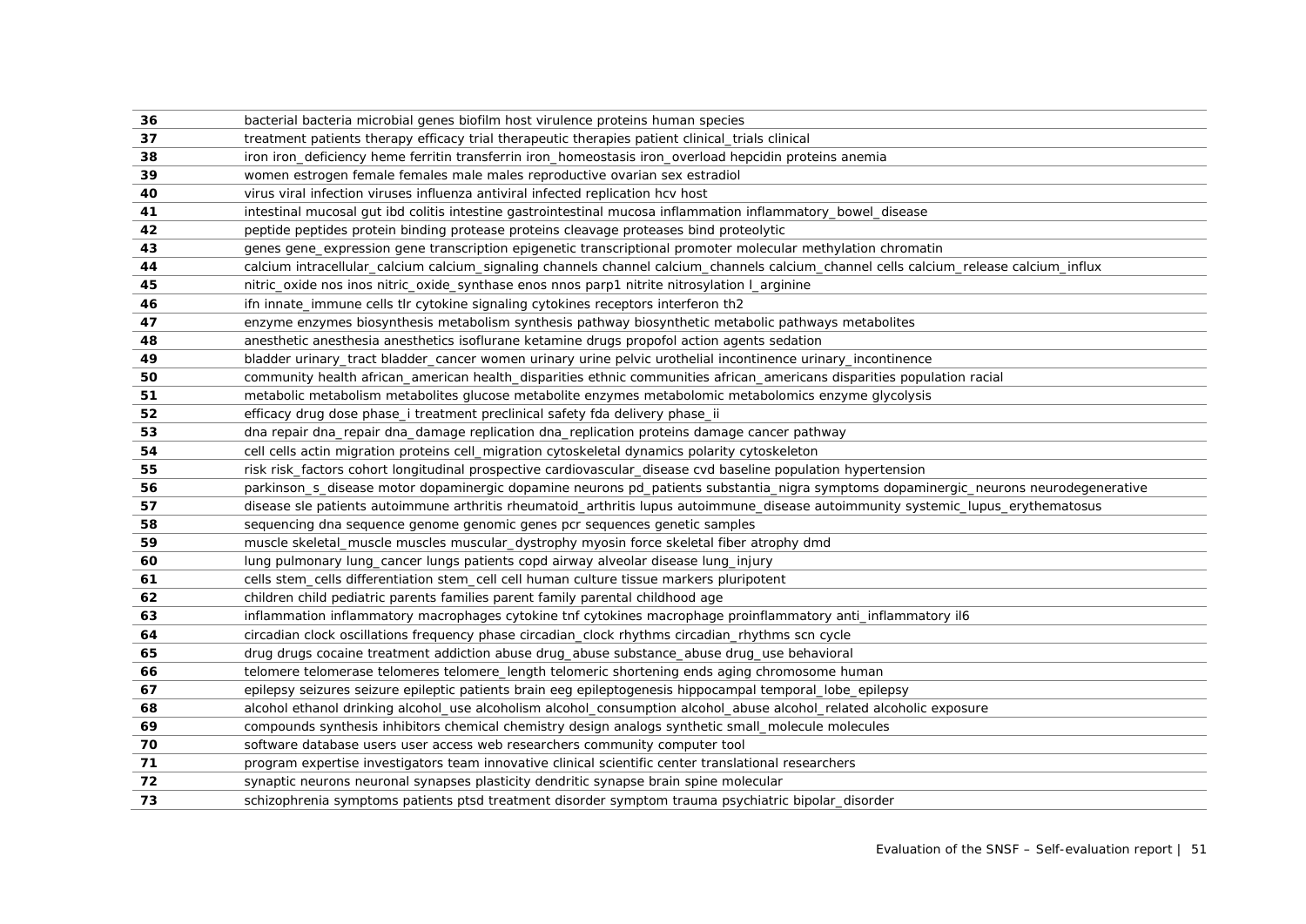| | |
|---|---|
| **36** | bacterial bacteria microbial genes biofilm host virulence proteins human species |
| **37** | treatment patients therapy efficacy trial therapeutic therapies patient clinical_trials clinical |
| **38** | iron iron_deficiency heme ferritin transferrin iron_homeostasis iron_overload hepcidin proteins anemia |
| **39** | women estrogen female females male males reproductive ovarian sex estradiol |
| **40** | virus viral infection viruses influenza antiviral infected replication hcv host |
| **41** | intestinal mucosal gut ibd colitis intestine gastrointestinal mucosa inflammation inflammatory_bowel_disease |
| **42** | peptide peptides protein binding protease proteins cleavage proteases bind proteolytic |
| **43** | genes gene_expression gene transcription epigenetic transcriptional promoter molecular methylation chromatin |
| **44** | calcium intracellular_calcium calcium_signaling channels channel calcium_channels calcium_channel cells calcium_release calcium_influx |
| **45** | nitric_oxide nos inos nitric_oxide_synthase enos nnos parp1 nitrite nitrosylation l_arginine |
| **46** | ifn innate_immune cells tlr cytokine signaling cytokines receptors interferon th2 |
| **47** | enzyme enzymes biosynthesis metabolism synthesis pathway biosynthetic metabolic pathways metabolites |
| **48** | anesthetic anesthesia anesthetics isoflurane ketamine drugs propofol action agents sedation |
| **49** | bladder urinary_tract bladder_cancer women urinary urine pelvic urothelial incontinence urinary_incontinence |
| **50** | community health african_american health_disparities ethnic communities african_americans disparities population racial |
| **51** | metabolic metabolism metabolites glucose metabolite enzymes metabolomic metabolomics enzyme glycolysis |
| **52** | efficacy drug dose phase_i treatment preclinical safety fda delivery phase_ii |
| **53** | dna repair dna_repair dna_damage replication dna_replication proteins damage cancer pathway |
| **54** | cell cells actin migration proteins cell_migration cytoskeletal dynamics polarity cytoskeleton |
| **55** | risk risk_factors cohort longitudinal prospective cardiovascular_disease cvd baseline population hypertension |
| **56** | parkinson_s_disease motor dopaminergic dopamine neurons pd_patients substantia_nigra symptoms dopaminergic_neurons neurodegenerative |
| **57** | disease sle patients autoimmune arthritis rheumatoid_arthritis lupus autoimmune_disease autoimmunity systemic_lupus_erythematosus |
| **58** | sequencing dna sequence genome genomic genes pcr sequences genetic samples |
| **59** | muscle skeletal_muscle muscles muscular_dystrophy myosin force skeletal fiber atrophy dmd |
| **60** | lung pulmonary lung_cancer lungs patients copd airway alveolar disease lung_injury |
| **61** | cells stem_cells differentiation stem_cell cell human culture tissue markers pluripotent |
| **62** | children child pediatric parents families parent family parental childhood age |
| **63** | inflammation inflammatory macrophages cytokine tnf cytokines macrophage proinflammatory anti_inflammatory il6 |
| **64** | circadian clock oscillations frequency phase circadian_clock rhythms circadian_rhythms scn cycle |
| **65** | drug drugs cocaine treatment addiction abuse drug_abuse substance_abuse drug_use behavioral |
| **66** | telomere telomerase telomeres telomere_length telomeric shortening ends aging chromosome human |
| **67** | epilepsy seizures seizure epileptic patients brain eeg epileptogenesis hippocampal temporal_lobe_epilepsy |
| **68** | alcohol ethanol drinking alcohol_use alcoholism alcohol_consumption alcohol_abuse alcohol_related alcoholic exposure |
| **69** | compounds synthesis inhibitors chemical chemistry design analogs synthetic small_molecule molecules |
| **70** | software database users user access web researchers community computer tool |
| **71** | program expertise investigators team innovative clinical scientific center translational researchers |
| **72** | synaptic neurons neuronal synapses plasticity dendritic synapse brain spine molecular |
| **73** | schizophrenia symptoms patients ptsd treatment disorder symptom trauma psychiatric bipolar_disorder |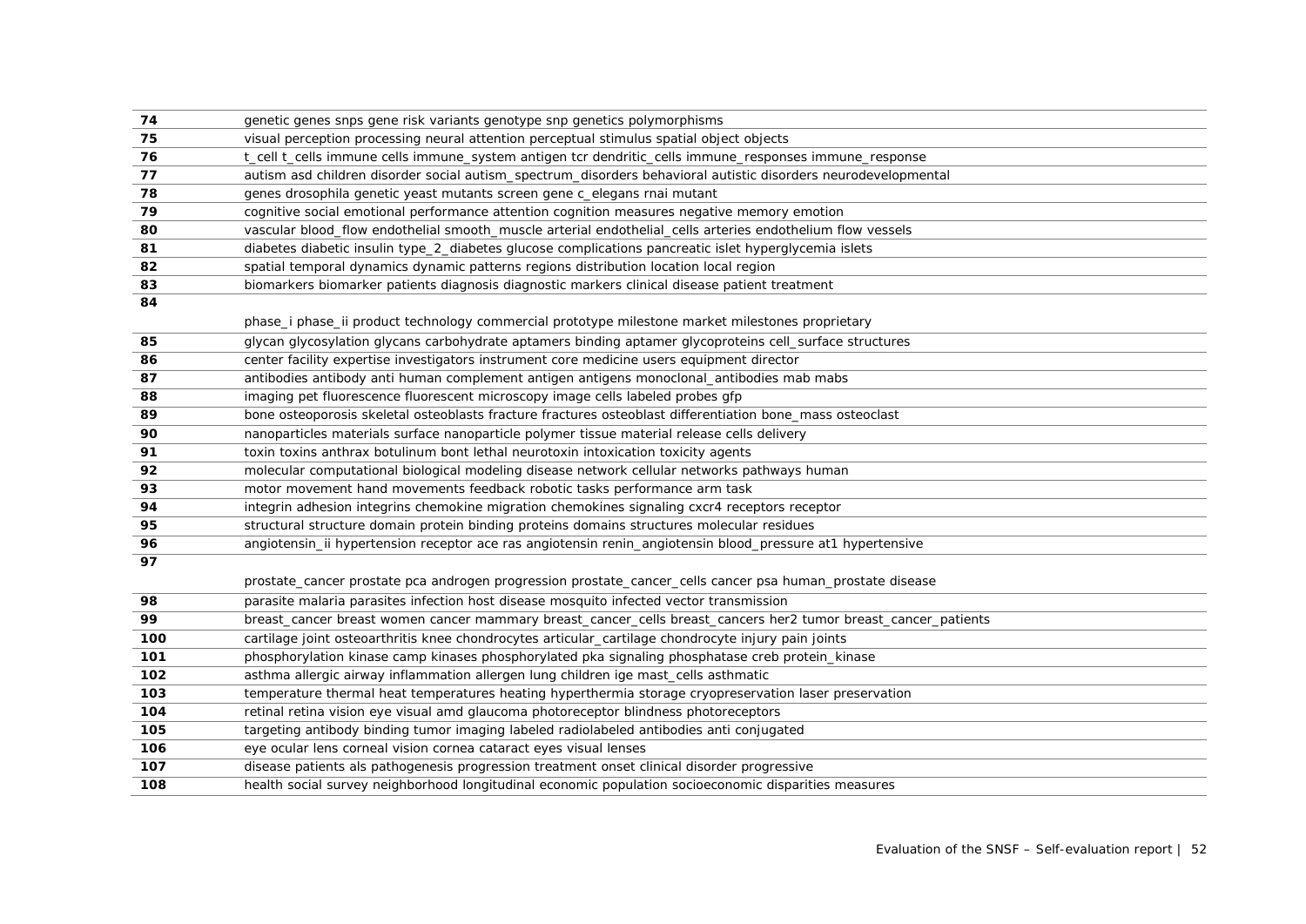| | |
|---|---|
| **74** | genetic genes snps gene risk variants genotype snp genetics polymorphisms |
| **75** | visual perception processing neural attention perceptual stimulus spatial object objects |
| **76** | t_cell t_cells immune cells immune_system antigen tcr dendritic_cells immune_responses immune_response |
| **77** | autism asd children disorder social autism_spectrum_disorders behavioral autistic disorders neurodevelopmental |
| **78** | genes drosophila genetic yeast mutants screen gene c_elegans rnai mutant |
| **79** | cognitive social emotional performance attention cognition measures negative memory emotion |
| **80** | vascular blood_flow endothelial smooth_muscle arterial endothelial_cells arteries endothelium flow vessels |
| **81** | diabetes diabetic insulin type_2_diabetes glucose complications pancreatic islet hyperglycemia islets |
| **82** | spatial temporal dynamics dynamic patterns regions distribution location local region |
| **83** | biomarkers biomarker patients diagnosis diagnostic markers clinical disease patient treatment |
| **84** | phase_i phase_ii product technology commercial prototype milestone market milestones proprietary |
| **85** | glycan glycosylation glycans carbohydrate aptamers binding aptamer glycoproteins cell_surface structures |
| **86** | center facility expertise investigators instrument core medicine users equipment director |
| **87** | antibodies antibody anti human complement antigen antigens monoclonal_antibodies mab mabs |
| **88** | imaging pet fluorescence fluorescent microscopy image cells labeled probes gfp |
| **89** | bone osteoporosis skeletal osteoblasts fracture fractures osteoblast differentiation bone_mass osteoclast |
| **90** | nanoparticles materials surface nanoparticle polymer tissue material release cells delivery |
| **91** | toxin toxins anthrax botulinum bont lethal neurotoxin intoxication toxicity agents |
| **92** | molecular computational biological modeling disease network cellular networks pathways human |
| **93** | motor movement hand movements feedback robotic tasks performance arm task |
| **94** | integrin adhesion integrins chemokine migration chemokines signaling cxcr4 receptors receptor |
| **95** | structural structure domain protein binding proteins domains structures molecular residues |
| **96** | angiotensin_ii hypertension receptor ace ras angiotensin renin_angiotensin blood_pressure at1 hypertensive |
| **97** | prostate_cancer prostate pca androgen progression prostate_cancer_cells cancer psa human_prostate disease |
| **98** | parasite malaria parasites infection host disease mosquito infected vector transmission |
| **99** | breast_cancer breast women cancer mammary breast_cancer_cells breast_cancers her2 tumor breast_cancer_patients |
| **100** | cartilage joint osteoarthritis knee chondrocytes articular_cartilage chondrocyte injury pain joints |
| **101** | phosphorylation kinase camp kinases phosphorylated pka signaling phosphatase creb protein_kinase |
| **102** | asthma allergic airway inflammation allergen lung children ige mast_cells asthmatic |
| **103** | temperature thermal heat temperatures heating hyperthermia storage cryopreservation laser preservation |
| **104** | retinal retina vision eye visual amd glaucoma photoreceptor blindness photoreceptors |
| **105** | targeting antibody binding tumor imaging labeled radiolabeled antibodies anti conjugated |
| **106** | eye ocular lens corneal vision cornea cataract eyes visual lenses |
| **107** | disease patients als pathogenesis progression treatment onset clinical disorder progressive |
| **108** | health social survey neighborhood longitudinal economic population socioeconomic disparities measures |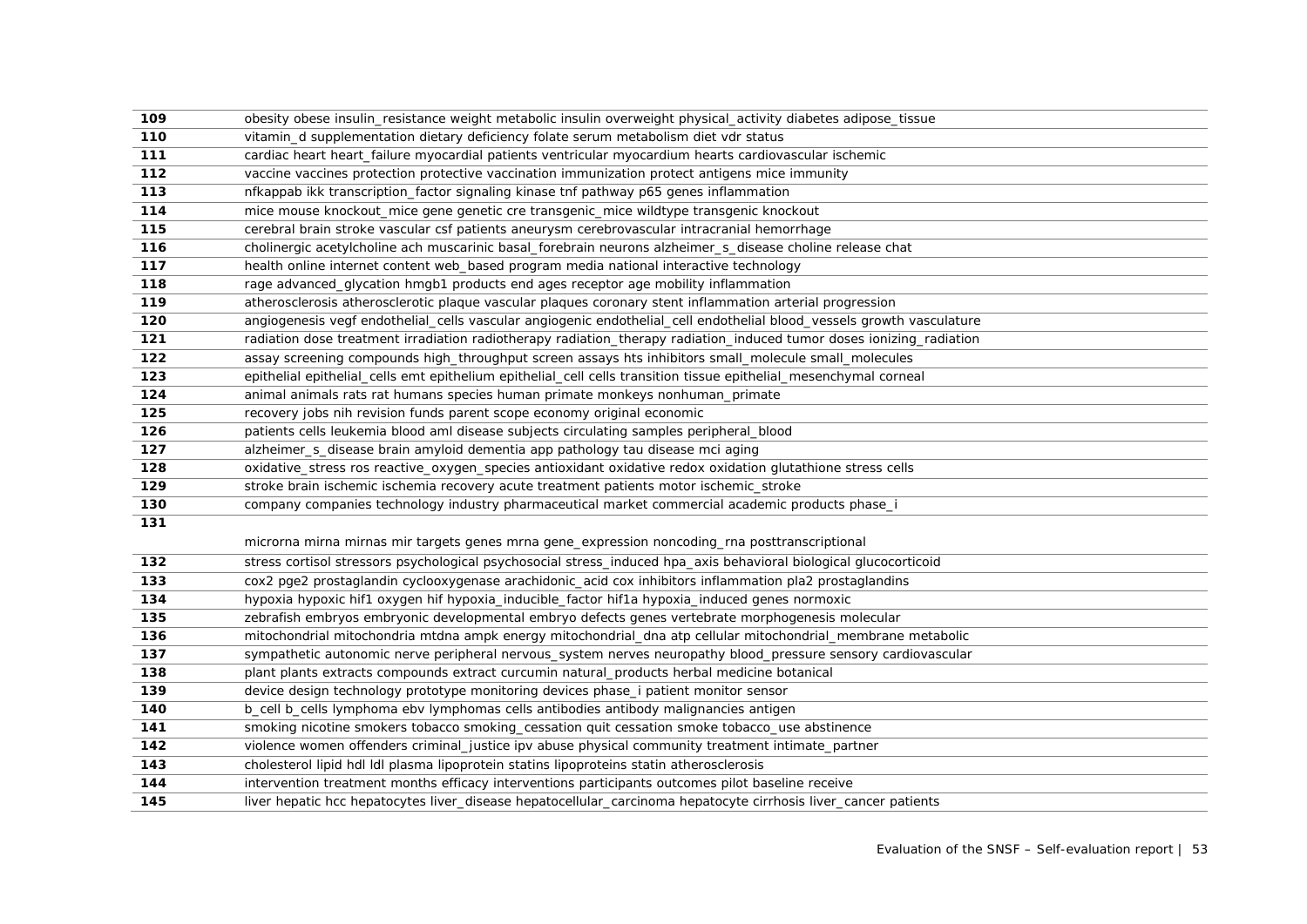| | |
|---|---|
| 109 | obesity obese insulin_resistance weight metabolic insulin overweight physical_activity diabetes adipose_tissue |
| 110 | vitamin_d supplementation dietary deficiency folate serum metabolism diet vdr status |
| 111 | cardiac heart heart_failure myocardial patients ventricular myocardium hearts cardiovascular ischemic |
| 112 | vaccine vaccines protection protective vaccination immunization protect antigens mice immunity |
| 113 | nfkappab ikk transcription_factor signaling kinase tnf pathway p65 genes inflammation |
| 114 | mice mouse knockout_mice gene genetic cre transgenic_mice wildtype transgenic knockout |
| 115 | cerebral brain stroke vascular csf patients aneurysm cerebrovascular intracranial hemorrhage |
| 116 | cholinergic acetylcholine ach muscarinic basal_forebrain neurons alzheimer_s_disease choline release chat |
| 117 | health online internet content web_based program media national interactive technology |
| 118 | rage advanced_glycation hmgb1 products end ages receptor age mobility inflammation |
| 119 | atherosclerosis atherosclerotic plaque vascular plaques coronary stent inflammation arterial progression |
| 120 | angiogenesis vegf endothelial_cells vascular angiogenic endothelial_cell endothelial blood_vessels growth vasculature |
| 121 | radiation dose treatment irradiation radiotherapy radiation_therapy radiation_induced tumor doses ionizing_radiation |
| 122 | assay screening compounds high_throughput screen assays hts inhibitors small_molecule small_molecules |
| 123 | epithelial epithelial_cells emt epithelium epithelial_cell cells transition tissue epithelial_mesenchymal corneal |
| 124 | animal animals rats rat humans species human primate monkeys nonhuman_primate |
| 125 | recovery jobs nih revision funds parent scope economy original economic |
| 126 | patients cells leukemia blood aml disease subjects circulating samples peripheral_blood |
| 127 | alzheimer_s_disease brain amyloid dementia app pathology tau disease mci aging |
| 128 | oxidative_stress ros reactive_oxygen_species antioxidant oxidative redox oxidation glutathione stress cells |
| 129 | stroke brain ischemic ischemia recovery acute treatment patients motor ischemic_stroke |
| 130 | company companies technology industry pharmaceutical market commercial academic products phase_i |
| 131 | microrna mirna mirnas mir targets genes mrna gene_expression noncoding_rna posttranscriptional |
| 132 | stress cortisol stressors psychological psychosocial stress_induced hpa_axis behavioral biological glucocorticoid |
| 133 | cox2 pge2 prostaglandin cyclooxygenase arachidonic_acid cox inhibitors inflammation pla2 prostaglandins |
| 134 | hypoxia hypoxic hif1 oxygen hif hypoxia_inducible_factor hif1a hypoxia_induced genes normoxic |
| 135 | zebrafish embryos embryonic developmental embryo defects genes vertebrate morphogenesis molecular |
| 136 | mitochondrial mitochondria mtdna ampk energy mitochondrial_dna atp cellular mitochondrial_membrane metabolic |
| 137 | sympathetic autonomic nerve peripheral nervous_system nerves neuropathy blood_pressure sensory cardiovascular |
| 138 | plant plants extracts compounds extract curcumin natural_products herbal medicine botanical |
| 139 | device design technology prototype monitoring devices phase_i patient monitor sensor |
| 140 | b_cell b_cells lymphoma ebv lymphomas cells antibodies antibody malignancies antigen |
| 141 | smoking nicotine smokers tobacco smoking_cessation quit cessation smoke tobacco_use abstinence |
| 142 | violence women offenders criminal_justice ipv abuse physical community treatment intimate_partner |
| 143 | cholesterol lipid hdl ldl plasma lipoprotein statins lipoproteins statin atherosclerosis |
| 144 | intervention treatment months efficacy interventions participants outcomes pilot baseline receive |
| 145 | liver hepatic hcc hepatocytes liver_disease hepatocellular_carcinoma hepatocyte cirrhosis liver_cancer patients |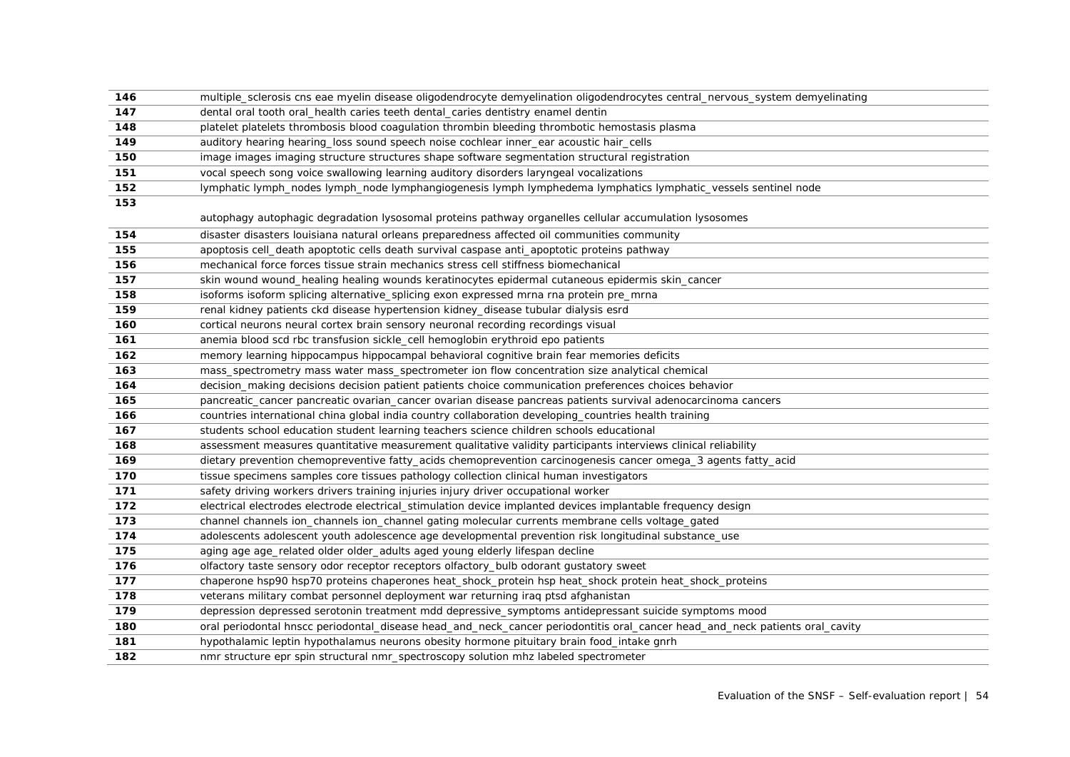| | |
|---|---|
| **146** | multiple_sclerosis cns eae myelin disease oligodendrocyte demyelination oligodendrocytes central_nervous_system demyelinating |
| **147** | dental oral tooth oral_health caries teeth dental_caries dentistry enamel dentin |
| **148** | platelet platelets thrombosis blood coagulation thrombin bleeding thrombotic hemostasis plasma |
| **149** | auditory hearing hearing_loss sound speech noise cochlear inner_ear acoustic hair_cells |
| **150** | image images imaging structure structures shape software segmentation structural registration |
| **151** | vocal speech song voice swallowing learning auditory disorders laryngeal vocalizations |
| **152** | lymphatic lymph_nodes lymph_node lymphangiogenesis lymph lymphedema lymphatics lymphatic_vessels sentinel node |
| **153** | autophagy autophagic degradation lysosomal proteins pathway organelles cellular accumulation lysosomes |
| **154** | disaster disasters louisiana natural orleans preparedness affected oil communities community |
| **155** | apoptosis cell_death apoptotic cells death survival caspase anti_apoptotic proteins pathway |
| **156** | mechanical force forces tissue strain mechanics stress cell stiffness biomechanical |
| **157** | skin wound wound_healing healing wounds keratinocytes epidermal cutaneous epidermis skin_cancer |
| **158** | isoforms isoform splicing alternative_splicing exon expressed mrna rna protein pre_mrna |
| **159** | renal kidney patients ckd disease hypertension kidney_disease tubular dialysis esrd |
| **160** | cortical neurons neural cortex brain sensory neuronal recording recordings visual |
| **161** | anemia blood scd rbc transfusion sickle_cell hemoglobin erythroid epo patients |
| **162** | memory learning hippocampus hippocampal behavioral cognitive brain fear memories deficits |
| **163** | mass_spectrometry mass water mass_spectrometer ion flow concentration size analytical chemical |
| **164** | decision_making decisions decision patient patients choice communication preferences choices behavior |
| **165** | pancreatic_cancer pancreatic ovarian_cancer ovarian disease pancreas patients survival adenocarcinoma cancers |
| **166** | countries international china global india country collaboration developing_countries health training |
| **167** | students school education student learning teachers science children schools educational |
| **168** | assessment measures quantitative measurement qualitative validity participants interviews clinical reliability |
| **169** | dietary prevention chemopreventive fatty_acids chemoprevention carcinogenesis cancer omega_3 agents fatty_acid |
| **170** | tissue specimens samples core tissues pathology collection clinical human investigators |
| **171** | safety driving workers drivers training injuries injury driver occupational worker |
| **172** | electrical electrodes electrode electrical_stimulation device implanted devices implantable frequency design |
| **173** | channel channels ion_channels ion_channel gating molecular currents membrane cells voltage_gated |
| **174** | adolescents adolescent youth adolescence age developmental prevention risk longitudinal substance_use |
| **175** | aging age age_related older older_adults aged young elderly lifespan decline |
| **176** | olfactory taste sensory odor receptor receptors olfactory_bulb odorant gustatory sweet |
| **177** | chaperone hsp90 hsp70 proteins chaperones heat_shock_protein hsp heat_shock protein heat_shock_proteins |
| **178** | veterans military combat personnel deployment war returning iraq ptsd afghanistan |
| **179** | depression depressed serotonin treatment mdd depressive_symptoms antidepressant suicide symptoms mood |
| **180** | oral periodontal hnscc periodontal_disease head_and_neck_cancer periodontitis oral_cancer head_and_neck patients oral_cavity |
| **181** | hypothalamic leptin hypothalamus neurons obesity hormone pituitary brain food_intake gnrh |
| **182** | nmr structure epr spin structural nmr_spectroscopy solution mhz labeled spectrometer |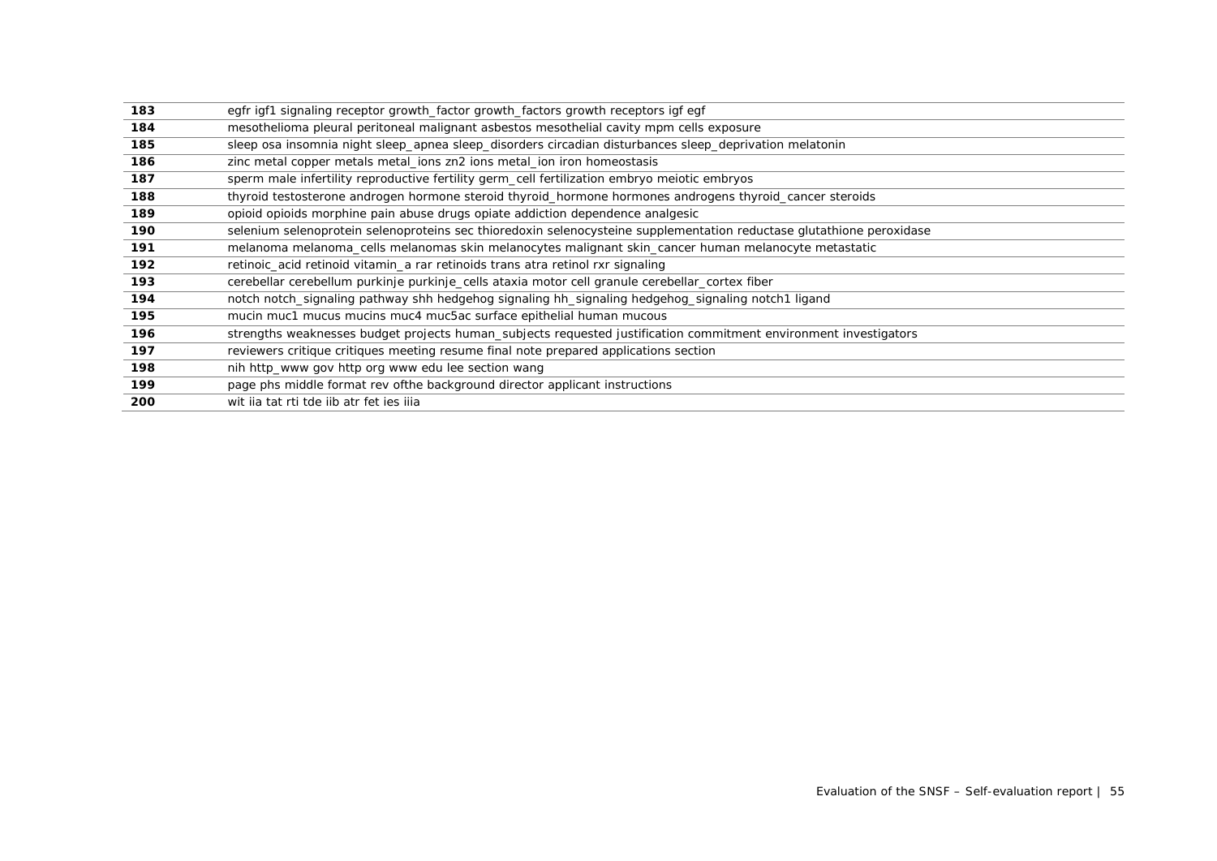| | |
|---|---|
| **183** | egfr igf1 signaling receptor growth_factor growth_factors growth receptors igf egf |
| **184** | mesothelioma pleural peritoneal malignant asbestos mesothelial cavity mpm cells exposure |
| **185** | sleep osa insomnia night sleep_apnea sleep_disorders circadian disturbances sleep_deprivation melatonin |
| **186** | zinc metal copper metals metal_ions zn2 ions metal_ion iron homeostasis |
| **187** | sperm male infertility reproductive fertility germ_cell fertilization embryo meiotic embryos |
| **188** | thyroid testosterone androgen hormone steroid thyroid_hormone hormones androgens thyroid_cancer steroids |
| **189** | opioid opioids morphine pain abuse drugs opiate addiction dependence analgesic |
| **190** | selenium selenoprotein selenoproteins sec thioredoxin selenocysteine supplementation reductase glutathione peroxidase |
| **191** | melanoma melanoma_cells melanomas skin melanocytes malignant skin_cancer human melanocyte metastatic |
| **192** | retinoic_acid retinoid vitamin_a rar retinoids trans atra retinol rxr signaling |
| **193** | cerebellar cerebellum purkinje purkinje_cells ataxia motor cell granule cerebellar_cortex fiber |
| **194** | notch notch_signaling pathway shh hedgehog signaling hh_signaling hedgehog_signaling notch1 ligand |
| **195** | mucin muc1 mucus mucins muc4 muc5ac surface epithelial human mucous |
| **196** | strengths weaknesses budget projects human_subjects requested justification commitment environment investigators |
| **197** | reviewers critique critiques meeting resume final note prepared applications section |
| **198** | nih http_www gov http org www edu lee section wang |
| **199** | page phs middle format rev ofthe background director applicant instructions |
| **200** | wit iia tat rti tde iib atr fet ies iiia |